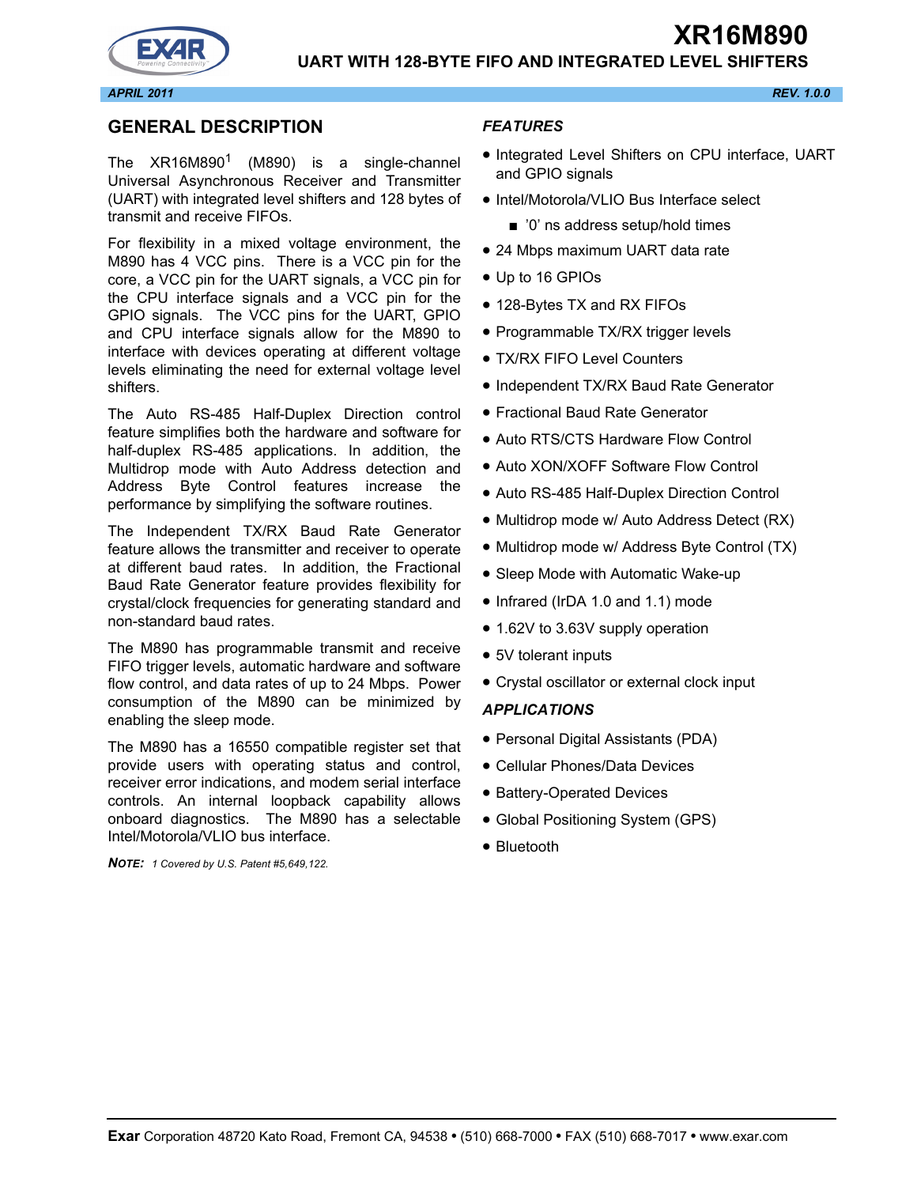# XR16M890

## UART WITH 128-BYTE FIFO AND INTEGRATED LEVEL SHIFTERS

*APRIL 2011* *REV. 1.0.0*

## GENERAL DESCRIPTION

The XR16M890[1] (M890) is a single-channel Universal Asynchronous Receiver and Transmitter (UART) with integrated level shifters and 128 bytes of transmit and receive FIFOs.

For flexibility in a mixed voltage environment, the M890 has 4 VCC pins. There is a VCC pin for the core, a VCC pin for the UART signals, a VCC pin for the CPU interface signals and a VCC pin for the GPIO signals. The VCC pins for the UART, GPIO and CPU interface signals allow for the M890 to interface with devices operating at different voltage levels eliminating the need for external voltage level shifters.

The Auto RS-485 Half-Duplex Direction control feature simplifies both the hardware and software for half-duplex RS-485 applications. In addition, the Multidrop mode with Auto Address detection and Address Byte Control features increase the performance by simplifying the software routines.

The Independent TX/RX Baud Rate Generator feature allows the transmitter and receiver to operate at different baud rates. In addition, the Fractional Baud Rate Generator feature provides flexibility for crystal/clock frequencies for generating standard and non-standard baud rates.

The M890 has programmable transmit and receive FIFO trigger levels, automatic hardware and software flow control, and data rates of up to 24 Mbps. Power consumption of the M890 can be minimized by enabling the sleep mode.

The M890 has a 16550 compatible register set that provide users with operating status and control, receiver error indications, and modem serial interface controls. An internal loopback capability allows onboard diagnostics. The M890 has a selectable Intel/Motorola/VLIO bus interface.

***NOTE:*** *1 Covered by U.S. Patent #5,649,122.*

### *FEATURES*

- Integrated Level Shifters on CPU interface, UART and GPIO signals
- Intel/Motorola/VLIO Bus Interface select
  - '0' ns address setup/hold times
- 24 Mbps maximum UART data rate
- Up to 16 GPIOs
- 128-Bytes TX and RX FIFOs
- Programmable TX/RX trigger levels
- TX/RX FIFO Level Counters
- Independent TX/RX Baud Rate Generator
- Fractional Baud Rate Generator
- Auto RTS/CTS Hardware Flow Control
- Auto XON/XOFF Software Flow Control
- Auto RS-485 Half-Duplex Direction Control
- Multidrop mode w/ Auto Address Detect (RX)
- Multidrop mode w/ Address Byte Control (TX)
- Sleep Mode with Automatic Wake-up
- Infrared (IrDA 1.0 and 1.1) mode
- 1.62V to 3.63V supply operation
- 5V tolerant inputs
- Crystal oscillator or external clock input

### *APPLICATIONS*

- Personal Digital Assistants (PDA)
- Cellular Phones/Data Devices
- Battery-Operated Devices
- Global Positioning System (GPS)
- Bluetooth

**Exar** Corporation 48720 Kato Road, Fremont CA, 94538 • (510) 668-7000 • FAX (510) 668-7017 • www.exar.com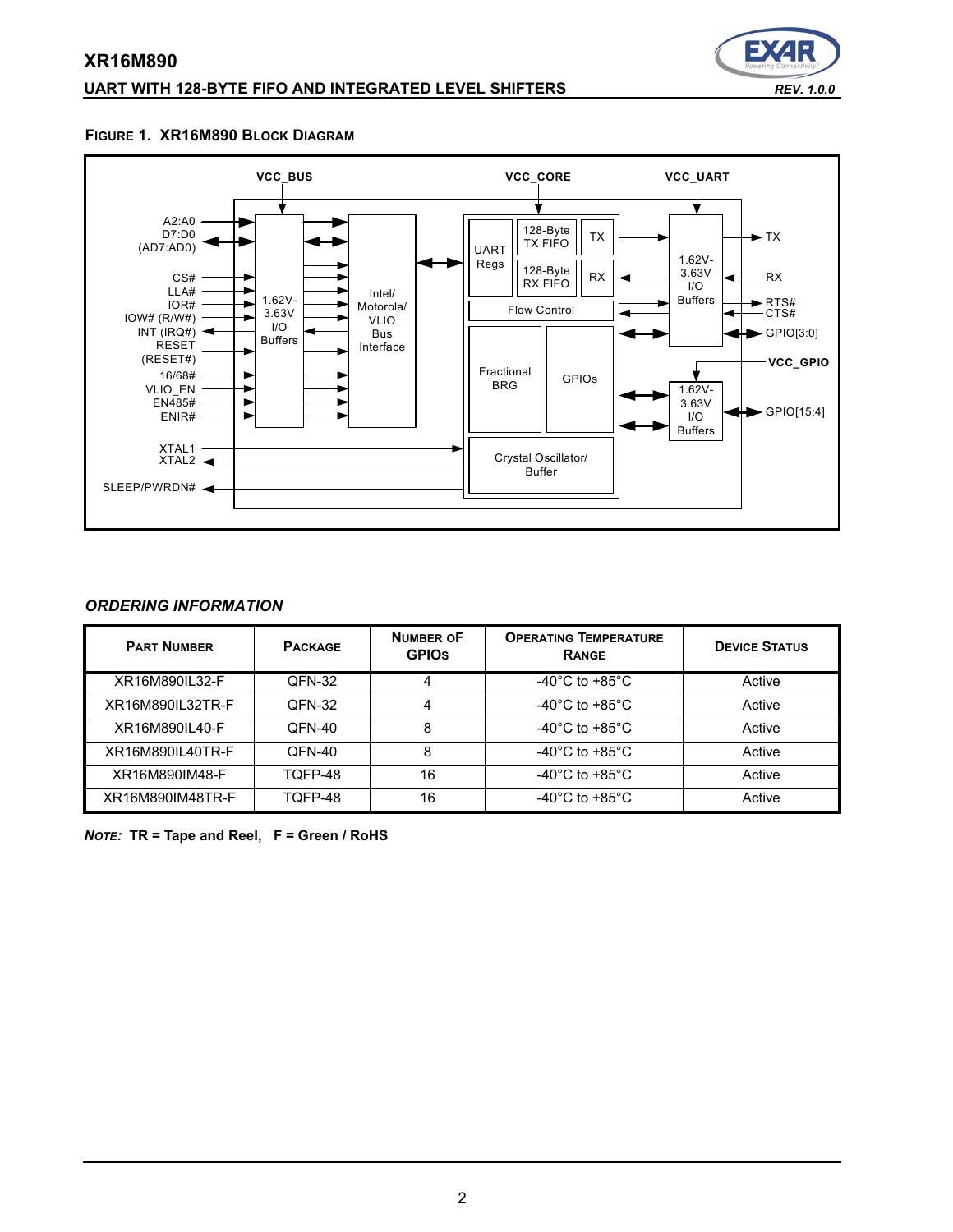**FIGURE 1. XR16M890 BLOCK DIAGRAM**

VCC_BUS VCC_CORE VCC_UART

A2:A0
D7:D0
(AD7:AD0)

CS#
LLA#
IOR#
IOW# (R/W#)
INT (IRQ#)
RESET
(RESET#)
16/68#
VLIO_EN
EN485#
ENIR#

XTAL1
XTAL2

SLEEP/PWRDN#

1.62V-3.63V I/O Buffers

Intel/ Motorola/ VLIO Bus Interface

UART Regs

128-Byte TX FIFO

TX

128-Byte RX FIFO

RX

Flow Control

Fractional BRG

GPIOs

Crystal Oscillator/ Buffer

1.62V-3.63V I/O Buffers

TX
RX
RTS#
CTS#
GPIO[3:0]

VCC_GPIO

1.62V-3.63V I/O Buffers

GPIO[15:4]

### *ORDERING INFORMATION*

| PART NUMBER | PACKAGE | NUMBER OF GPIOS | OPERATING TEMPERATURE RANGE | DEVICE STATUS |
|---|---|---|---|---|
| XR16M890IL32-F | QFN-32 | 4 | -40°C to +85°C | Active |
| XR16M890IL32TR-F | QFN-32 | 4 | -40°C to +85°C | Active |
| XR16M890IL40-F | QFN-40 | 8 | -40°C to +85°C | Active |
| XR16M890IL40TR-F | QFN-40 | 8 | -40°C to +85°C | Active |
| XR16M890IM48-F | TQFP-48 | 16 | -40°C to +85°C | Active |
| XR16M890IM48TR-F | TQFP-48 | 16 | -40°C to +85°C | Active |

***NOTE:*** **TR = Tape and Reel, F = Green / RoHS**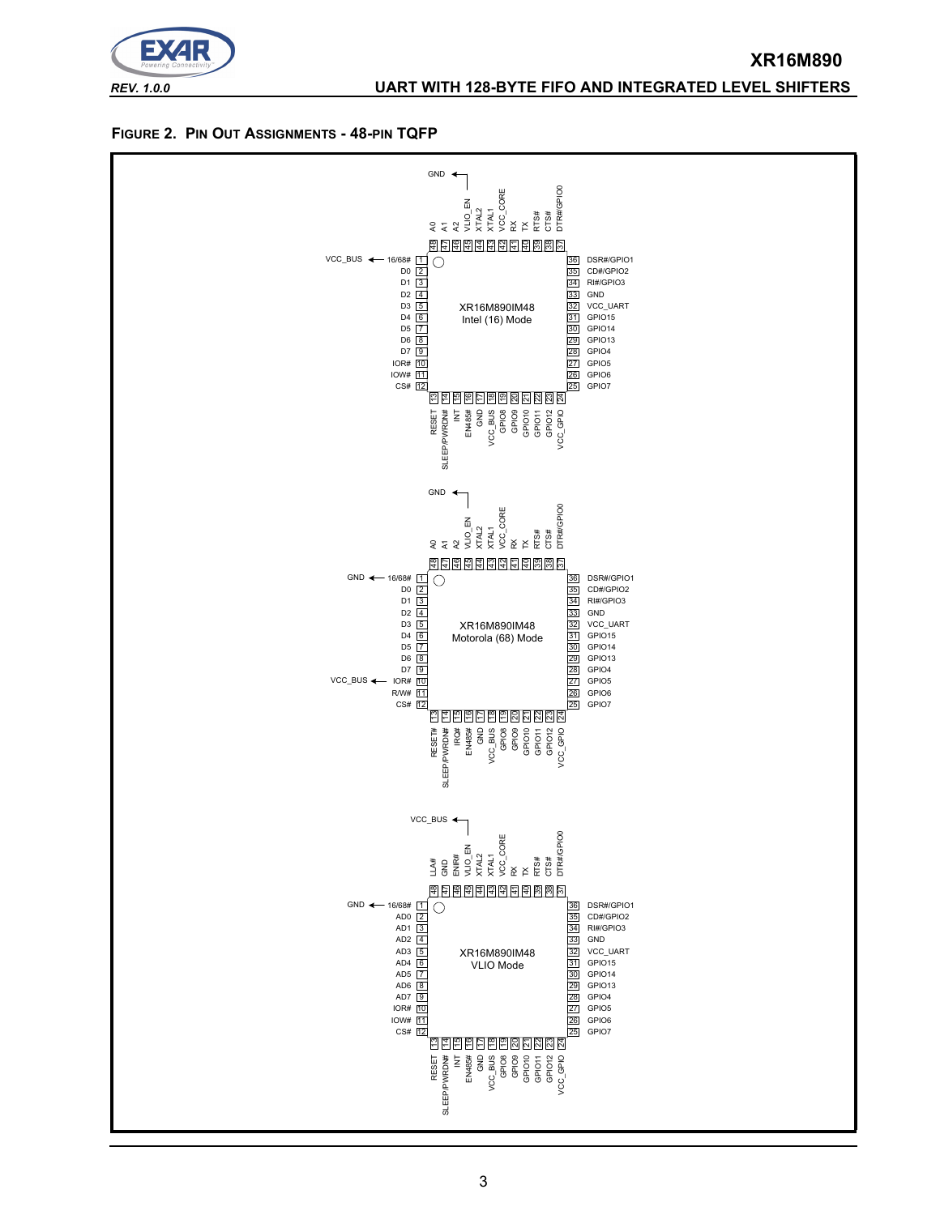**FIGURE 2. PIN OUT ASSIGNMENTS - 48-PIN TQFP**

| Pin | XR16M890IM48 Intel (16) Mode | XR16M890IM48 Motorola (68) Mode | XR16M890IM48 VLIO Mode |
|---|---|---|---|
| 1 | 16/68# (VCC_BUS) | 16/68# (GND) | 16/68# (GND) |
| 2 | D0 | D0 | AD0 |
| 3 | D1 | D1 | AD1 |
| 4 | D2 | D2 | AD2 |
| 5 | D3 | D3 | AD3 |
| 6 | D4 | D4 | AD4 |
| 7 | D5 | D5 | AD5 |
| 8 | D6 | D6 | AD6 |
| 9 | D7 | D7 | AD7 |
| 10 | IOR# | IOR# (VCC_BUS) | IOR# |
| 11 | IOW# | R/W# | IOW# |
| 12 | CS# | CS# | CS# |
| 13 | RESET | RESET# | RESET |
| 14 | SLEEP/PWRDN# | SLEEP/PWRDN# | SLEEP/PWRDN# |
| 15 | INT | IRQ# | INT |
| 16 | EN485# | EN485# | EN485# |
| 17 | GND | GND | GND |
| 18 | VCC_BUS | VCC_BUS | VCC_BUS |
| 19 | GPIO8 | GPIO8 | GPIO8 |
| 20 | GPIO9 | GPIO9 | GPIO9 |
| 21 | GPIO10 | GPIO10 | GPIO10 |
| 22 | GPIO11 | GPIO11 | GPIO11 |
| 23 | GPIO12 | GPIO12 | GPIO12 |
| 24 | VCC_GPIO | VCC_GPIO | VCC_GPIO |
| 25 | GPIO7 | GPIO7 | GPIO7 |
| 26 | GPIO6 | GPIO6 | GPIO6 |
| 27 | GPIO5 | GPIO5 | GPIO5 |
| 28 | GPIO4 | GPIO4 | GPIO4 |
| 29 | GPIO13 | GPIO13 | GPIO13 |
| 30 | GPIO14 | GPIO14 | GPIO14 |
| 31 | GPIO15 | GPIO15 | GPIO15 |
| 32 | VCC_UART | VCC_UART | VCC_UART |
| 33 | GND | GND | GND |
| 34 | RI#/GPIO3 | RI#/GPIO3 | RI#/GPIO3 |
| 35 | CD#/GPIO2 | CD#/GPIO2 | CD#/GPIO2 |
| 36 | DSR#/GPIO1 | DSR#/GPIO1 | DSR#/GPIO1 |
| 37 | DTR#/GPIO0 | DTR#/GPIO0 | DTR#/GPIO0 |
| 38 | CTS# | CTS# | CTS# |
| 39 | RTS# | RTS# | RTS# |
| 40 | TX | TX | TX |
| 41 | RX | RX | RX |
| 42 | VCC_CORE | VCC_CORE | VCC_CORE |
| 43 | XTAL1 | XTAL1 | XTAL1 |
| 44 | XTAL2 | XTAL2 | XTAL2 |
| 45 | VLIO_EN (GND) | VLIO_EN (GND) | VLIO_EN (VCC_BUS) |
| 46 | A2 | A2 | ENIR# |
| 47 | A1 | A1 | GND |
| 48 | A0 | A0 | LLA# |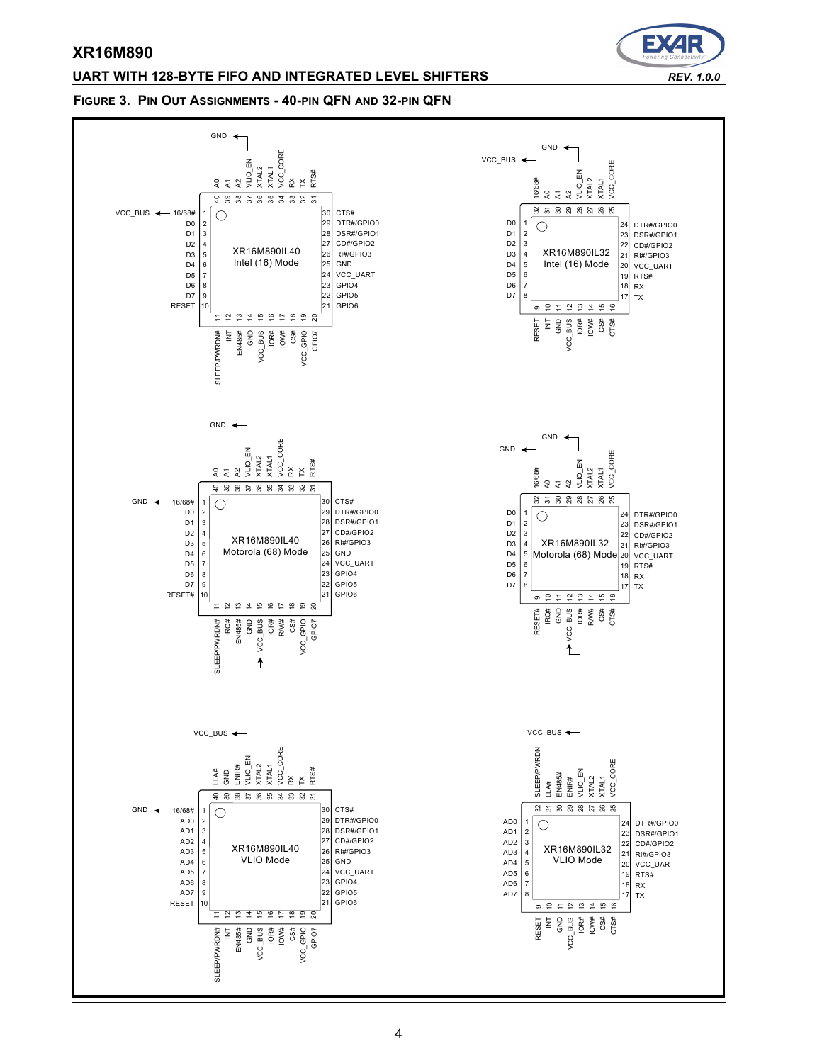**FIGURE 3. PIN OUT ASSIGNMENTS - 40-PIN QFN AND 32-PIN QFN**

XR16M890IL40 Intel (16) Mode

| Pin | Name | Pin | Name | Pin | Name | Pin | Name |
|---|---|---|---|---|---|---|---|
| 1 | 16/68# (VCC_BUS) | 11 | SLEEP/PWRDN# | 21 | GPIO6 | 31 | RTS# |
| 2 | D0 | 12 | INT | 22 | GPIO5 | 32 | TX |
| 3 | D1 | 13 | EN485# | 23 | GPIO4 | 33 | RX |
| 4 | D2 | 14 | GND | 24 | VCC_UART | 34 | VCC_CORE |
| 5 | D3 | 15 | VCC_BUS | 25 | GND | 35 | XTAL1 |
| 6 | D4 | 16 | IOR# | 26 | RI#/GPIO3 | 36 | XTAL2 |
| 7 | D5 | 17 | IOW# | 27 | CD#/GPIO2 | 37 | VLIO_EN (GND) |
| 8 | D6 | 18 | CS# | 28 | DSR#/GPIO1 | 38 | A2 |
| 9 | D7 | 19 | VCC_GPIO | 29 | DTR#/GPIO0 | 39 | A1 |
| 10 | RESET | 20 | GPIO7 | 30 | CTS# | 40 | A0 |

XR16M890IL32 Intel (16) Mode

| Pin | Name | Pin | Name | Pin | Name | Pin | Name |
|---|---|---|---|---|---|---|---|
| 1 | D0 | 9 | RESET | 17 | TX | 25 | VCC_CORE |
| 2 | D1 | 10 | INT | 18 | RX | 26 | XTAL1 |
| 3 | D2 | 11 | GND | 19 | RTS# | 27 | XTAL2 |
| 4 | D3 | 12 | VCC_BUS | 20 | VCC_UART | 28 | VLIO_EN (GND) |
| 5 | D4 | 13 | IOR# | 21 | RI#/GPIO3 | 29 | A2 |
| 6 | D5 | 14 | IOW# | 22 | CD#/GPIO2 | 30 | A1 |
| 7 | D6 | 15 | CS# | 23 | DSR#/GPIO1 | 31 | A0 |
| 8 | D7 | 16 | CTS# | 24 | DTR#/GPIO0 | 32 | 16/68# (VCC_BUS) |

XR16M890IL40 Motorola (68) Mode

| Pin | Name | Pin | Name | Pin | Name | Pin | Name |
|---|---|---|---|---|---|---|---|
| 1 | 16/68# (GND) | 11 | SLEEP/PWRDN# | 21 | GPIO6 | 31 | RTS# |
| 2 | D0 | 12 | IRQ# | 22 | GPIO5 | 32 | TX |
| 3 | D1 | 13 | EN485# | 23 | GPIO4 | 33 | RX |
| 4 | D2 | 14 | GND | 24 | VCC_UART | 34 | VCC_CORE |
| 5 | D3 | 15 | VCC_BUS | 25 | GND | 35 | XTAL1 |
| 6 | D4 | 16 | IOR# (VCC_BUS) | 26 | RI#/GPIO3 | 36 | XTAL2 |
| 7 | D5 | 17 | R/W# | 27 | CD#/GPIO2 | 37 | VLIO_EN (GND) |
| 8 | D6 | 18 | CS# | 28 | DSR#/GPIO1 | 38 | A2 |
| 9 | D7 | 19 | VCC_GPIO | 29 | DTR#/GPIO0 | 39 | A1 |
| 10 | RESET# | 20 | GPIO7 | 30 | CTS# | 40 | A0 |

XR16M890IL32 Motorola (68) Mode

| Pin | Name | Pin | Name | Pin | Name | Pin | Name |
|---|---|---|---|---|---|---|---|
| 1 | D0 | 9 | RESET# | 17 | TX | 25 | VCC_CORE |
| 2 | D1 | 10 | IRQ# | 18 | RX | 26 | XTAL1 |
| 3 | D2 | 11 | GND | 19 | RTS# | 27 | XTAL2 |
| 4 | D3 | 12 | VCC_BUS | 20 | VCC_UART | 28 | VLIO_EN (GND) |
| 5 | D4 | 13 | IOR# (VCC_BUS) | 21 | RI#/GPIO3 | 29 | A2 |
| 6 | D5 | 14 | R/W# | 22 | CD#/GPIO2 | 30 | A1 |
| 7 | D6 | 15 | CS# | 23 | DSR#/GPIO1 | 31 | A0 |
| 8 | D7 | 16 | CTS# | 24 | DTR#/GPIO0 | 32 | 16/68# (GND) |

XR16M890IL40 VLIO Mode

| Pin | Name | Pin | Name | Pin | Name | Pin | Name |
|---|---|---|---|---|---|---|---|
| 1 | 16/68# (GND) | 11 | SLEEP/PWRDN# | 21 | GPIO6 | 31 | RTS# |
| 2 | AD0 | 12 | INT | 22 | GPIO5 | 32 | TX |
| 3 | AD1 | 13 | EN485# | 23 | GPIO4 | 33 | RX |
| 4 | AD2 | 14 | GND | 24 | VCC_UART | 34 | VCC_CORE |
| 5 | AD3 | 15 | VCC_BUS | 25 | GND | 35 | XTAL1 |
| 6 | AD4 | 16 | IOR# | 26 | RI#/GPIO3 | 36 | XTAL2 |
| 7 | AD5 | 17 | IOW# | 27 | CD#/GPIO2 | 37 | VLIO_EN (VCC_BUS) |
| 8 | AD6 | 18 | CS# | 28 | DSR#/GPIO1 | 38 | ENIR# |
| 9 | AD7 | 19 | VCC_GPIO | 29 | DTR#/GPIO0 | 39 | GND |
| 10 | RESET | 20 | GPIO7 | 30 | CTS# | 40 | LLA# |

XR16M890IL32 VLIO Mode

| Pin | Name | Pin | Name | Pin | Name | Pin | Name |
|---|---|---|---|---|---|---|---|
| 1 | AD0 | 9 | RESET | 17 | TX | 25 | VCC_CORE |
| 2 | AD1 | 10 | INT | 18 | RX | 26 | XTAL1 |
| 3 | AD2 | 11 | GND | 19 | RTS# | 27 | XTAL2 |
| 4 | AD3 | 12 | VCC_BUS | 20 | VCC_UART | 28 | VLIO_EN (VCC_BUS) |
| 5 | AD4 | 13 | IOR# | 21 | RI#/GPIO3 | 29 | ENIR# |
| 6 | AD5 | 14 | IOW# | 22 | CD#/GPIO2 | 30 | EN485# |
| 7 | AD6 | 15 | CS# | 23 | DSR#/GPIO1 | 31 | LLA# |
| 8 | AD7 | 16 | CTS# | 24 | DTR#/GPIO0 | 32 | SLEEP/PWRDN |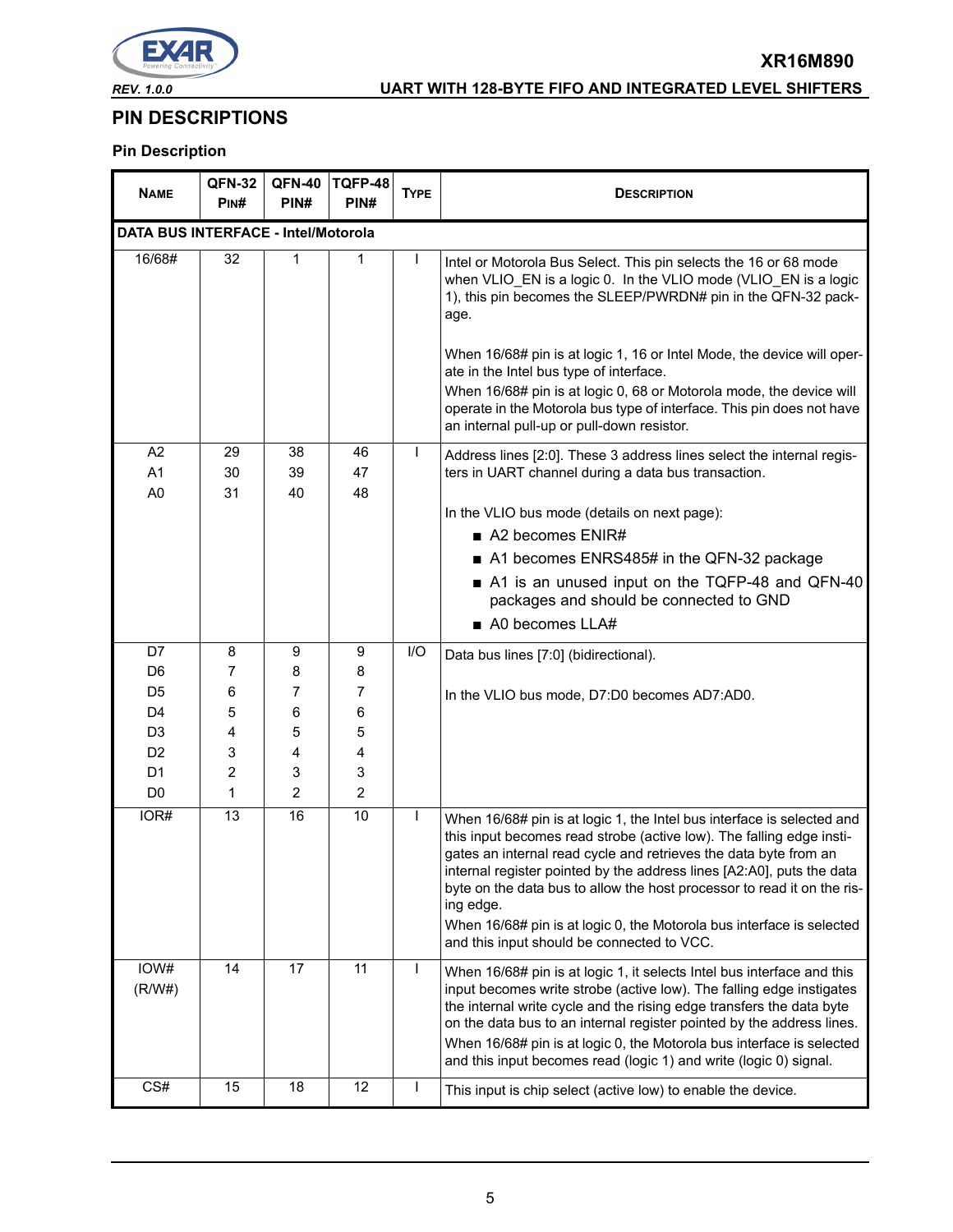## PIN DESCRIPTIONS

### Pin Description

| NAME | QFN-32 PIN# | QFN-40 PIN# | TQFP-48 PIN# | TYPE | DESCRIPTION |
|---|---|---|---|---|---|
| **DATA BUS INTERFACE - Intel/Motorola** | | | | | |
| 16/68# | 32 | 1 | 1 | I | Intel or Motorola Bus Select. This pin selects the 16 or 68 mode when VLIO_EN is a logic 0. In the VLIO mode (VLIO_EN is a logic 1), this pin becomes the SLEEP/PWRDN# pin in the QFN-32 package.<br><br>When 16/68# pin is at logic 1, 16 or Intel Mode, the device will operate in the Intel bus type of interface.<br>When 16/68# pin is at logic 0, 68 or Motorola mode, the device will operate in the Motorola bus type of interface. This pin does not have an internal pull-up or pull-down resistor. |
| A2<br>A1<br>A0 | 29<br>30<br>31 | 38<br>39<br>40 | 46<br>47<br>48 | I | Address lines [2:0]. These 3 address lines select the internal registers in UART channel during a data bus transaction.<br><br>In the VLIO bus mode (details on next page):<br>■ A2 becomes ENIR#<br>■ A1 becomes ENRS485# in the QFN-32 package<br>■ A1 is an unused input on the TQFP-48 and QFN-40 packages and should be connected to GND<br>■ A0 becomes LLA# |
| D7<br>D6<br>D5<br>D4<br>D3<br>D2<br>D1<br>D0 | 8<br>7<br>6<br>5<br>4<br>3<br>2<br>1 | 9<br>8<br>7<br>6<br>5<br>4<br>3<br>2 | 9<br>8<br>7<br>6<br>5<br>4<br>3<br>2 | I/O | Data bus lines [7:0] (bidirectional).<br><br>In the VLIO bus mode, D7:D0 becomes AD7:AD0. |
| IOR# | 13 | 16 | 10 | I | When 16/68# pin is at logic 1, the Intel bus interface is selected and this input becomes read strobe (active low). The falling edge instigates an internal read cycle and retrieves the data byte from an internal register pointed by the address lines [A2:A0], puts the data byte on the data bus to allow the host processor to read it on the rising edge.<br>When 16/68# pin is at logic 0, the Motorola bus interface is selected and this input should be connected to VCC. |
| IOW#<br>(R/W#) | 14 | 17 | 11 | I | When 16/68# pin is at logic 1, it selects Intel bus interface and this input becomes write strobe (active low). The falling edge instigates the internal write cycle and the rising edge transfers the data byte on the data bus to an internal register pointed by the address lines.<br>When 16/68# pin is at logic 0, the Motorola bus interface is selected and this input becomes read (logic 1) and write (logic 0) signal. |
| CS# | 15 | 18 | 12 | I | This input is chip select (active low) to enable the device. |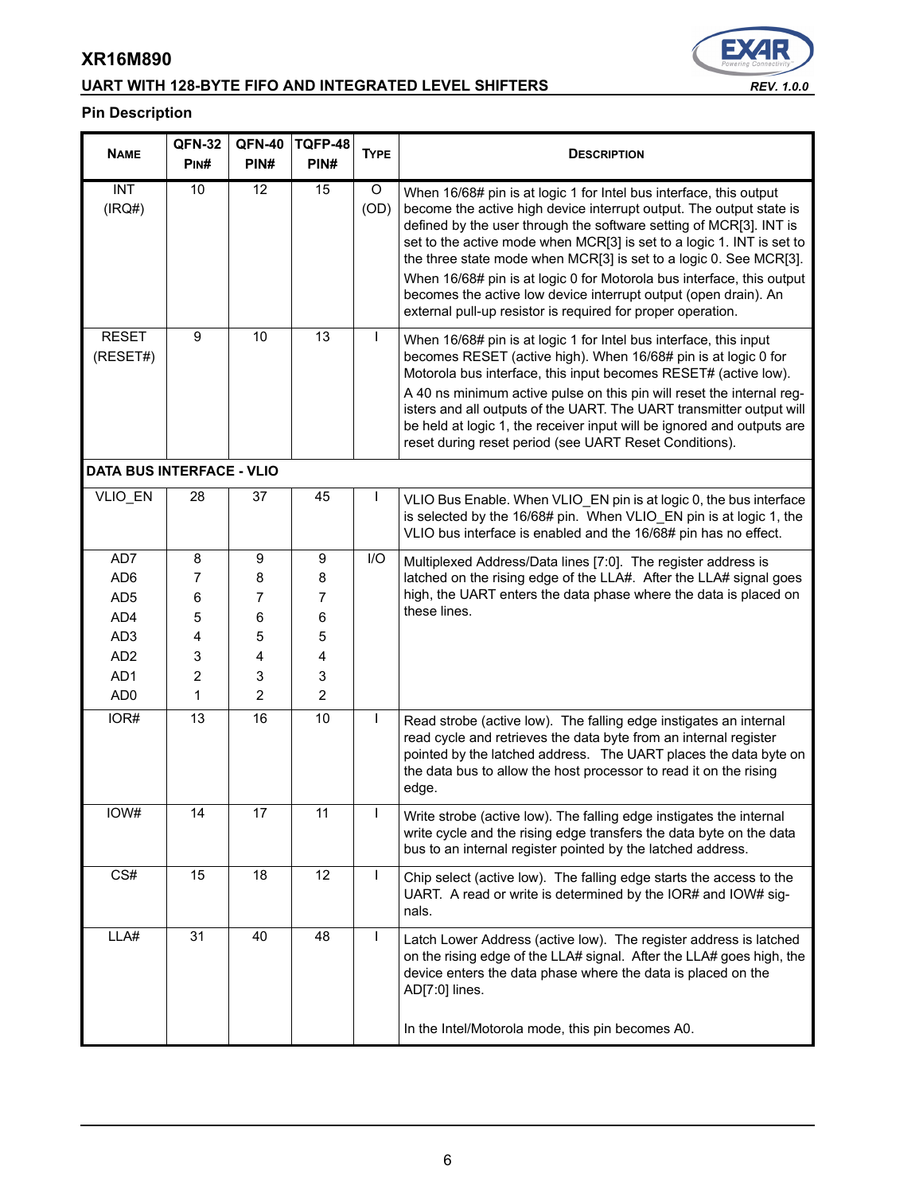## Pin Description

| NAME | QFN-32 PIN# | QFN-40 PIN# | TQFP-48 PIN# | TYPE | DESCRIPTION |
|---|---|---|---|---|---|
| INT (IRQ#) | 10 | 12 | 15 | O (OD) | When 16/68# pin is at logic 1 for Intel bus interface, this output become the active high device interrupt output. The output state is defined by the user through the software setting of MCR[3]. INT is set to the active mode when MCR[3] is set to a logic 1. INT is set to the three state mode when MCR[3] is set to a logic 0. See MCR[3]. When 16/68# pin is at logic 0 for Motorola bus interface, this output becomes the active low device interrupt output (open drain). An external pull-up resistor is required for proper operation. |
| RESET (RESET#) | 9 | 10 | 13 | I | When 16/68# pin is at logic 1 for Intel bus interface, this input becomes RESET (active high). When 16/68# pin is at logic 0 for Motorola bus interface, this input becomes RESET# (active low). A 40 ns minimum active pulse on this pin will reset the internal registers and all outputs of the UART. The UART transmitter output will be held at logic 1, the receiver input will be ignored and outputs are reset during reset period (see UART Reset Conditions). |
| **DATA BUS INTERFACE - VLIO** | | | | | |
| VLIO_EN | 28 | 37 | 45 | I | VLIO Bus Enable. When VLIO_EN pin is at logic 0, the bus interface is selected by the 16/68# pin. When VLIO_EN pin is at logic 1, the VLIO bus interface is enabled and the 16/68# pin has no effect. |
| AD7<br>AD6<br>AD5<br>AD4<br>AD3<br>AD2<br>AD1<br>AD0 | 8<br>7<br>6<br>5<br>4<br>3<br>2<br>1 | 9<br>8<br>7<br>6<br>5<br>4<br>3<br>2 | 9<br>8<br>7<br>6<br>5<br>4<br>3<br>2 | I/O | Multiplexed Address/Data lines [7:0]. The register address is latched on the rising edge of the LLA#. After the LLA# signal goes high, the UART enters the data phase where the data is placed on these lines. |
| IOR# | 13 | 16 | 10 | I | Read strobe (active low). The falling edge instigates an internal read cycle and retrieves the data byte from an internal register pointed by the latched address. The UART places the data byte on the data bus to allow the host processor to read it on the rising edge. |
| IOW# | 14 | 17 | 11 | I | Write strobe (active low). The falling edge instigates the internal write cycle and the rising edge transfers the data byte on the data bus to an internal register pointed by the latched address. |
| CS# | 15 | 18 | 12 | I | Chip select (active low). The falling edge starts the access to the UART. A read or write is determined by the IOR# and IOW# signals. |
| LLA# | 31 | 40 | 48 | I | Latch Lower Address (active low). The register address is latched on the rising edge of the LLA# signal. After the LLA# goes high, the device enters the data phase where the data is placed on the AD[7:0] lines.<br><br>In the Intel/Motorola mode, this pin becomes A0. |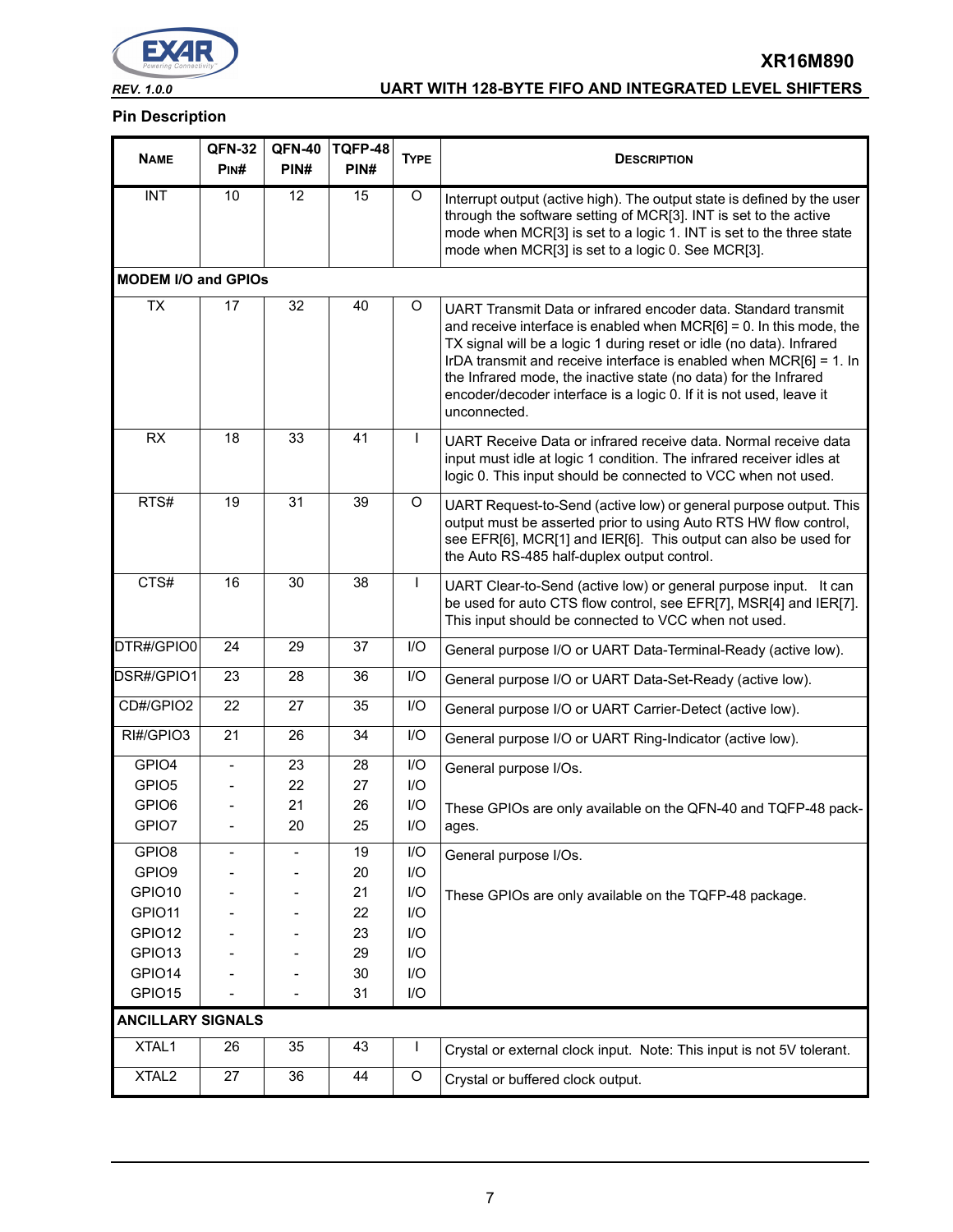## Pin Description

| NAME | QFN-32 PIN# | QFN-40 PIN# | TQFP-48 PIN# | TYPE | DESCRIPTION |
|---|---|---|---|---|---|
| INT | 10 | 12 | 15 | O | Interrupt output (active high). The output state is defined by the user through the software setting of MCR[3]. INT is set to the active mode when MCR[3] is set to a logic 1. INT is set to the three state mode when MCR[3] is set to a logic 0. See MCR[3]. |
| **MODEM I/O and GPIOs** | | | | | |
| TX | 17 | 32 | 40 | O | UART Transmit Data or infrared encoder data. Standard transmit and receive interface is enabled when MCR[6] = 0. In this mode, the TX signal will be a logic 1 during reset or idle (no data). Infrared IrDA transmit and receive interface is enabled when MCR[6] = 1. In the Infrared mode, the inactive state (no data) for the Infrared encoder/decoder interface is a logic 0. If it is not used, leave it unconnected. |
| RX | 18 | 33 | 41 | I | UART Receive Data or infrared receive data. Normal receive data input must idle at logic 1 condition. The infrared receiver idles at logic 0. This input should be connected to VCC when not used. |
| RTS# | 19 | 31 | 39 | O | UART Request-to-Send (active low) or general purpose output. This output must be asserted prior to using Auto RTS HW flow control, see EFR[6], MCR[1] and IER[6]. This output can also be used for the Auto RS-485 half-duplex output control. |
| CTS# | 16 | 30 | 38 | I | UART Clear-to-Send (active low) or general purpose input. It can be used for auto CTS flow control, see EFR[7], MSR[4] and IER[7]. This input should be connected to VCC when not used. |
| DTR#/GPIO0 | 24 | 29 | 37 | I/O | General purpose I/O or UART Data-Terminal-Ready (active low). |
| DSR#/GPIO1 | 23 | 28 | 36 | I/O | General purpose I/O or UART Data-Set-Ready (active low). |
| CD#/GPIO2 | 22 | 27 | 35 | I/O | General purpose I/O or UART Carrier-Detect (active low). |
| RI#/GPIO3 | 21 | 26 | 34 | I/O | General purpose I/O or UART Ring-Indicator (active low). |
| GPIO4<br>GPIO5<br>GPIO6<br>GPIO7 | -<br>-<br>-<br>- | 23<br>22<br>21<br>20 | 28<br>27<br>26<br>25 | I/O<br>I/O<br>I/O<br>I/O | General purpose I/Os.<br><br>These GPIOs are only available on the QFN-40 and TQFP-48 packages. |
| GPIO8<br>GPIO9<br>GPIO10<br>GPIO11<br>GPIO12<br>GPIO13<br>GPIO14<br>GPIO15 | -<br>-<br>-<br>-<br>-<br>-<br>-<br>- | -<br>-<br>-<br>-<br>-<br>-<br>-<br>- | 19<br>20<br>21<br>22<br>23<br>29<br>30<br>31 | I/O<br>I/O<br>I/O<br>I/O<br>I/O<br>I/O<br>I/O<br>I/O | General purpose I/Os.<br><br>These GPIOs are only available on the TQFP-48 package. |
| **ANCILLARY SIGNALS** | | | | | |
| XTAL1 | 26 | 35 | 43 | I | Crystal or external clock input. Note: This input is not 5V tolerant. |
| XTAL2 | 27 | 36 | 44 | O | Crystal or buffered clock output. |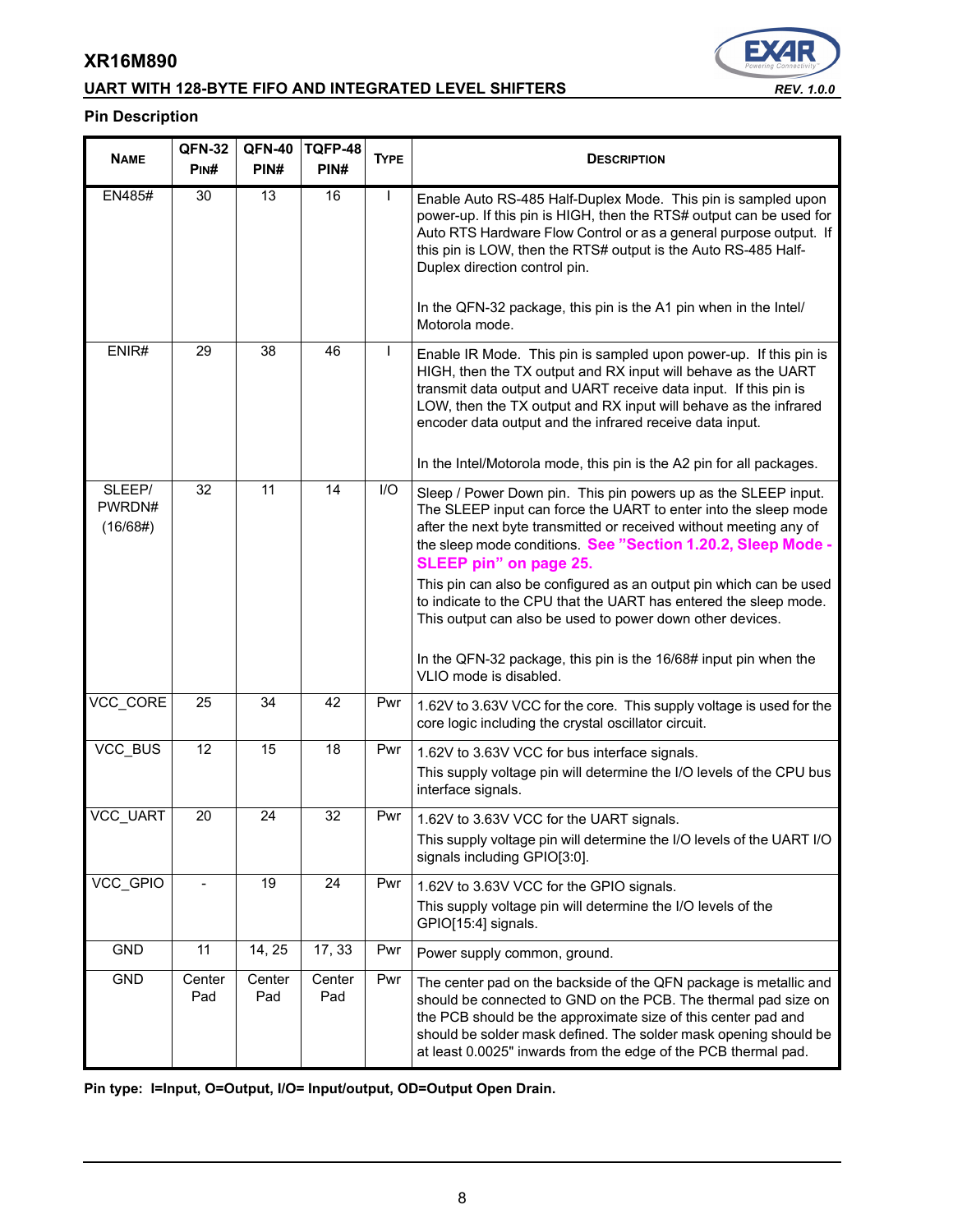**Pin Description**

| NAME | QFN-32 PIN# | QFN-40 PIN# | TQFP-48 PIN# | TYPE | DESCRIPTION |
|---|---|---|---|---|---|
| EN485# | 30 | 13 | 16 | I | Enable Auto RS-485 Half-Duplex Mode. This pin is sampled upon power-up. If this pin is HIGH, then the RTS# output can be used for Auto RTS Hardware Flow Control or as a general purpose output. If this pin is LOW, then the RTS# output is the Auto RS-485 Half-Duplex direction control pin.<br><br>In the QFN-32 package, this pin is the A1 pin when in the Intel/Motorola mode. |
| ENIR# | 29 | 38 | 46 | I | Enable IR Mode. This pin is sampled upon power-up. If this pin is HIGH, then the TX output and RX input will behave as the UART transmit data output and UART receive data input. If this pin is LOW, then the TX output and RX input will behave as the infrared encoder data output and the infrared receive data input.<br><br>In the Intel/Motorola mode, this pin is the A2 pin for all packages. |
| SLEEP/ PWRDN# (16/68#) | 32 | 11 | 14 | I/O | Sleep / Power Down pin. This pin powers up as the SLEEP input. The SLEEP input can force the UART to enter into the sleep mode after the next byte transmitted or received without meeting any of the sleep mode conditions. **See "Section 1.20.2, Sleep Mode - SLEEP pin" on page 25.**<br><br>This pin can also be configured as an output pin which can be used to indicate to the CPU that the UART has entered the sleep mode. This output can also be used to power down other devices.<br><br>In the QFN-32 package, this pin is the 16/68# input pin when the VLIO mode is disabled. |
| VCC_CORE | 25 | 34 | 42 | Pwr | 1.62V to 3.63V VCC for the core. This supply voltage is used for the core logic including the crystal oscillator circuit. |
| VCC_BUS | 12 | 15 | 18 | Pwr | 1.62V to 3.63V VCC for bus interface signals.<br>This supply voltage pin will determine the I/O levels of the CPU bus interface signals. |
| VCC_UART | 20 | 24 | 32 | Pwr | 1.62V to 3.63V VCC for the UART signals.<br>This supply voltage pin will determine the I/O levels of the UART I/O signals including GPIO[3:0]. |
| VCC_GPIO | - | 19 | 24 | Pwr | 1.62V to 3.63V VCC for the GPIO signals.<br>This supply voltage pin will determine the I/O levels of the GPIO[15:4] signals. |
| GND | 11 | 14, 25 | 17, 33 | Pwr | Power supply common, ground. |
| GND | Center Pad | Center Pad | Center Pad | Pwr | The center pad on the backside of the QFN package is metallic and should be connected to GND on the PCB. The thermal pad size on the PCB should be the approximate size of this center pad and should be solder mask defined. The solder mask opening should be at least 0.0025" inwards from the edge of the PCB thermal pad. |

**Pin type: I=Input, O=Output, I/O= Input/output, OD=Output Open Drain.**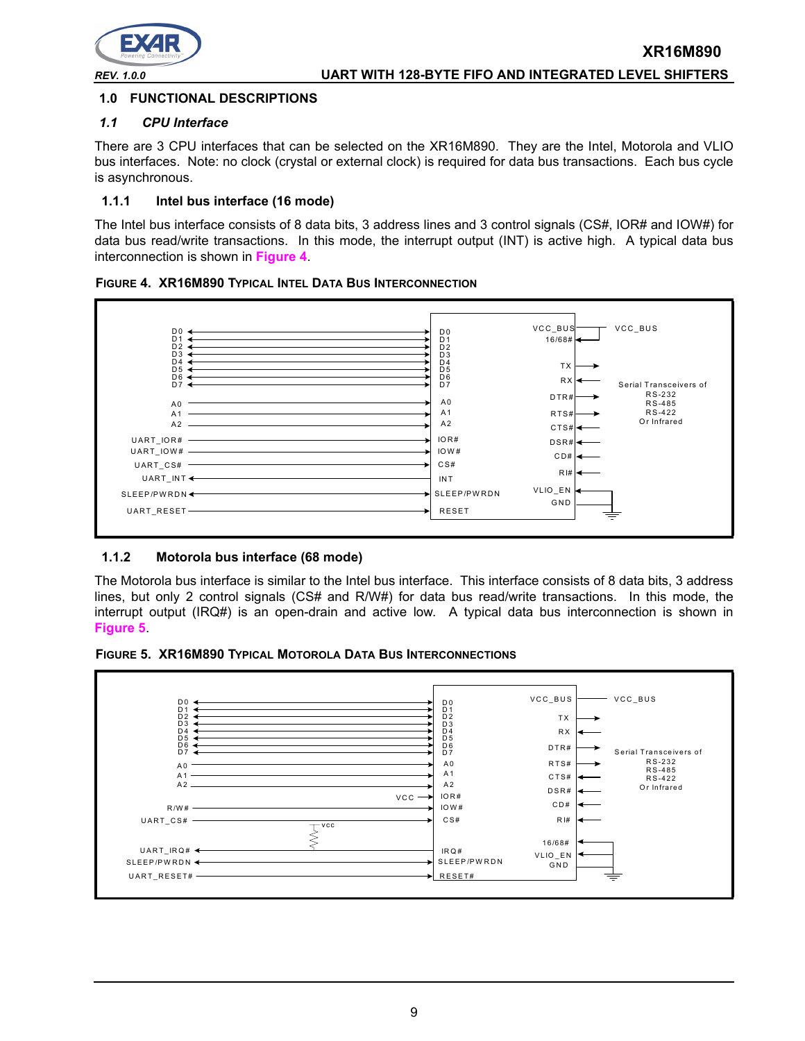## 1.0 FUNCTIONAL DESCRIPTIONS

### *1.1 CPU Interface*

There are 3 CPU interfaces that can be selected on the XR16M890. They are the Intel, Motorola and VLIO bus interfaces. Note: no clock (crystal or external clock) is required for data bus transactions. Each bus cycle is asynchronous.

#### 1.1.1 Intel bus interface (16 mode)

The Intel bus interface consists of 8 data bits, 3 address lines and 3 control signals (CS#, IOR# and IOW#) for data bus read/write transactions. In this mode, the interrupt output (INT) is active high. A typical data bus interconnection is shown in Figure 4.

**FIGURE 4. XR16M890 TYPICAL INTEL DATA BUS INTERCONNECTION**

#### 1.1.2 Motorola bus interface (68 mode)

The Motorola bus interface is similar to the Intel bus interface. This interface consists of 8 data bits, 3 address lines, but only 2 control signals (CS# and R/W#) for data bus read/write transactions. In this mode, the interrupt output (IRQ#) is an open-drain and active low. A typical data bus interconnection is shown in Figure 5.

**FIGURE 5. XR16M890 TYPICAL MOTOROLA DATA BUS INTERCONNECTIONS**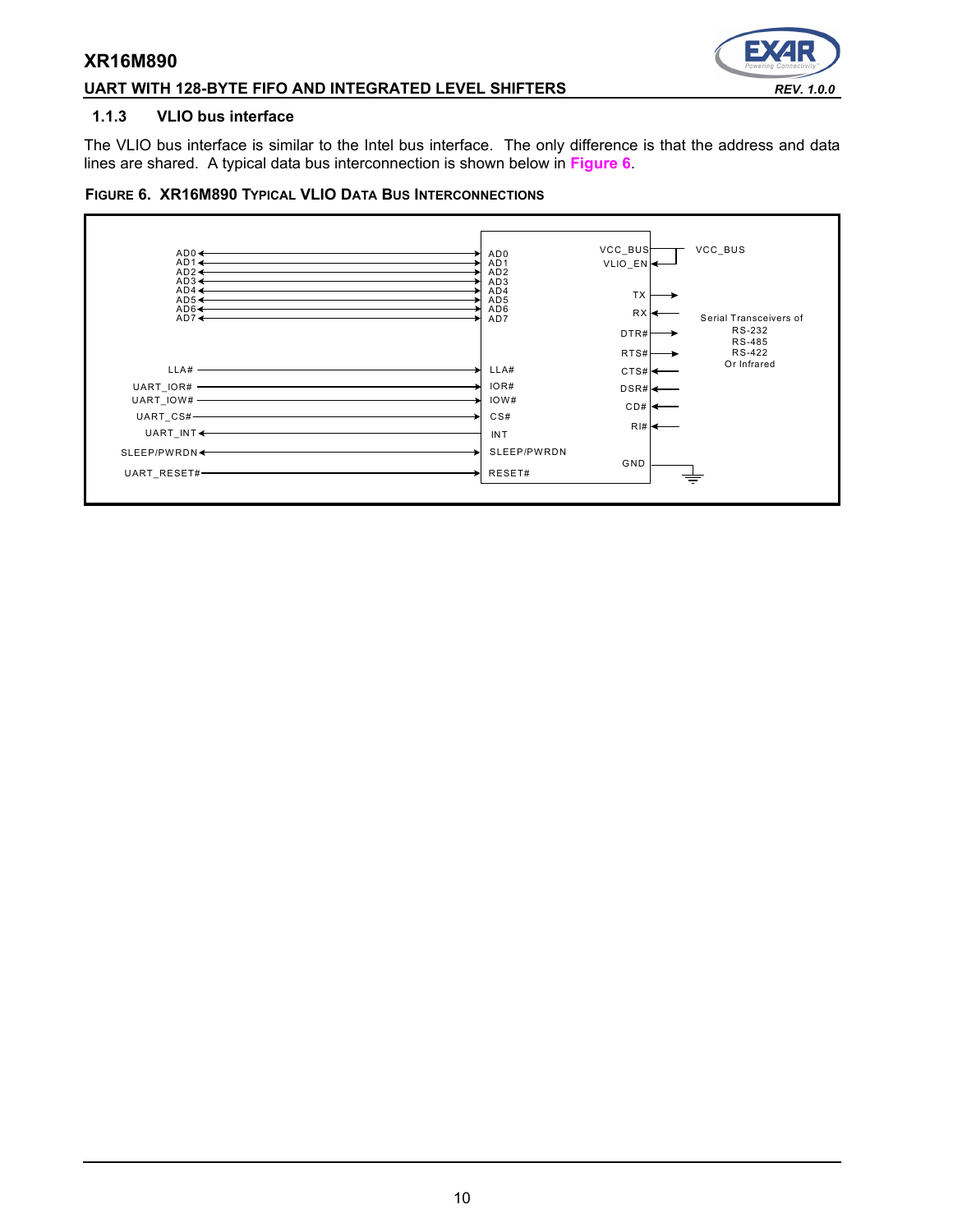### 1.1.3 VLIO bus interface

The VLIO bus interface is similar to the Intel bus interface. The only difference is that the address and data lines are shared. A typical data bus interconnection is shown below in **Figure 6**.

**FIGURE 6. XR16M890 TYPICAL VLIO DATA BUS INTERCONNECTIONS**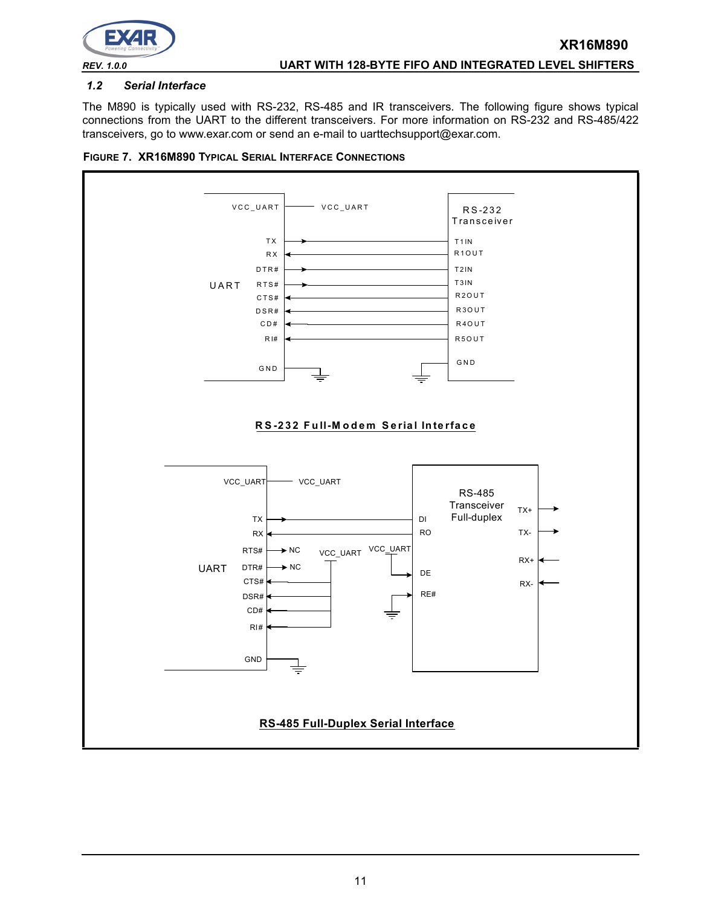### 1.2 Serial Interface

The M890 is typically used with RS-232, RS-485 and IR transceivers. The following figure shows typical connections from the UART to the different transceivers. For more information on RS-232 and RS-485/422 transceivers, go to www.exar.com or send an e-mail to uarttechsupport@exar.com.

**FIGURE 7. XR16M890 TYPICAL SERIAL INTERFACE CONNECTIONS**

**RS-232 Full-Modem Serial Interface**

**RS-485 Full-Duplex Serial Interface**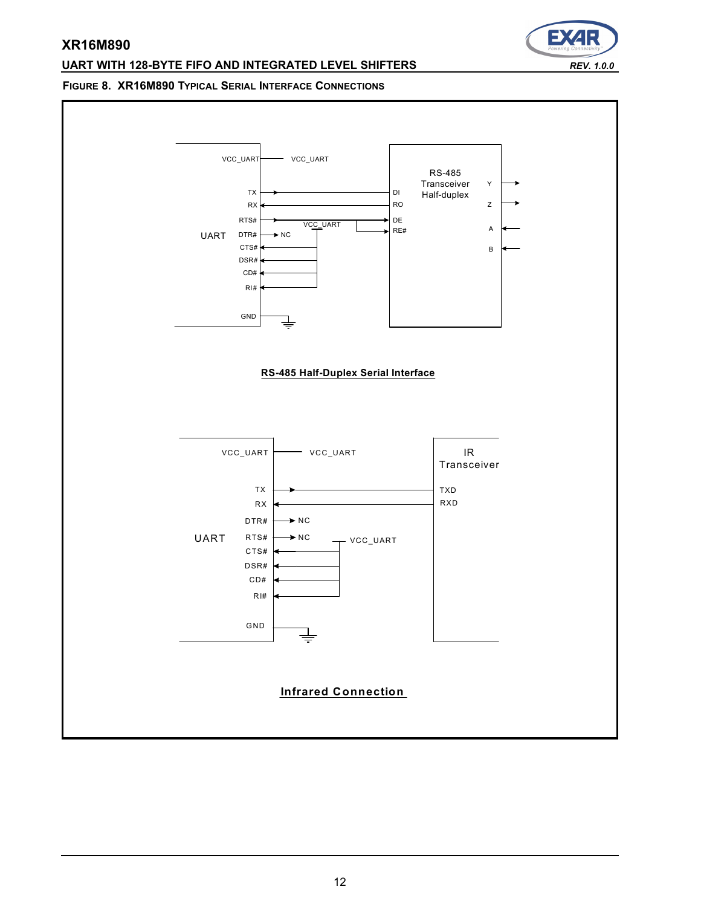**FIGURE 8. XR16M890 TYPICAL SERIAL INTERFACE CONNECTIONS**

UART

VCC_UART — VCC_UART

TX → DI
RX ← RO
RTS# → DE
VCC_UART → RE#
DTR# → NC
CTS#
DSR#
CD#
RI#
GND

RS-485 Transceiver Half-duplex

Y
Z
A
B

**RS-485 Half-Duplex Serial Interface**

UART

VCC_UART — VCC_UART

TX → TXD
RX ← RXD
DTR# → NC
RTS# → NC
VCC_UART
CTS#
DSR#
CD#
RI#
GND

IR Transceiver

**Infrared Connection**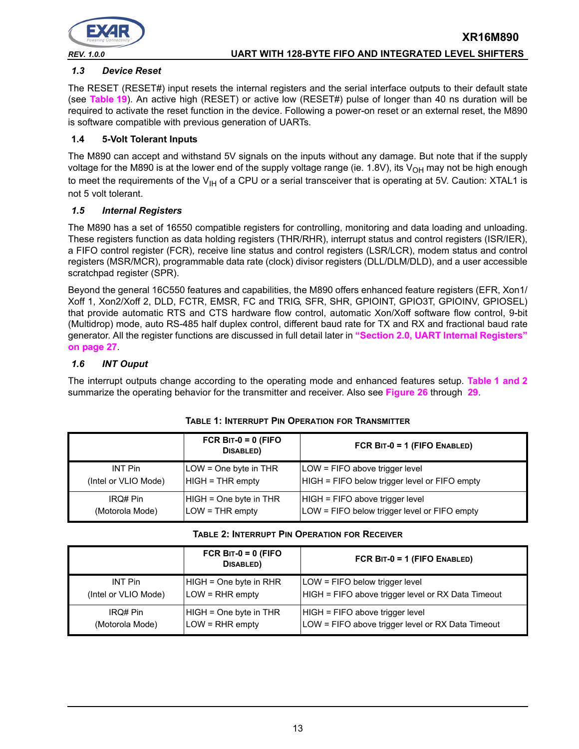### 1.3 *Device Reset*

The RESET (RESET#) input resets the internal registers and the serial interface outputs to their default state (see **Table 19**). An active high (RESET) or active low (RESET#) pulse of longer than 40 ns duration will be required to activate the reset function in the device. Following a power-on reset or an external reset, the M890 is software compatible with previous generation of UARTs.

### 1.4 5-Volt Tolerant Inputs

The M890 can accept and withstand 5V signals on the inputs without any damage. But note that if the supply voltage for the M890 is at the lower end of the supply voltage range (ie. 1.8V), its $V_{OH}$ may not be high enough to meet the requirements of the $V_{IH}$ of a CPU or a serial transceiver that is operating at 5V. Caution: XTAL1 is not 5 volt tolerant.

### 1.5 *Internal Registers*

The M890 has a set of 16550 compatible registers for controlling, monitoring and data loading and unloading. These registers function as data holding registers (THR/RHR), interrupt status and control registers (ISR/IER), a FIFO control register (FCR), receive line status and control registers (LSR/LCR), modem status and control registers (MSR/MCR), programmable data rate (clock) divisor registers (DLL/DLM/DLD), and a user accessible scratchpad register (SPR).

Beyond the general 16C550 features and capabilities, the M890 offers enhanced feature registers (EFR, Xon1/ Xoff 1, Xon2/Xoff 2, DLD, FCTR, EMSR, FC and TRIG, SFR, SHR, GPIOINT, GPIO3T, GPIOINV, GPIOSEL) that provide automatic RTS and CTS hardware flow control, automatic Xon/Xoff software flow control, 9-bit (Multidrop) mode, auto RS-485 half duplex control, different baud rate for TX and RX and fractional baud rate generator. All the register functions are discussed in full detail later in **"Section 2.0, UART Internal Registers" on page 27**.

### 1.6 *INT Ouput*

The interrupt outputs change according to the operating mode and enhanced features setup. **Table 1 and 2** summarize the operating behavior for the transmitter and receiver. Also see **Figure 26** through **29**.

**TABLE 1: INTERRUPT PIN OPERATION FOR TRANSMITTER**

| | FCR BIT-0 = 0 (FIFO DISABLED) | FCR BIT-0 = 1 (FIFO ENABLED) |
|---|---|---|
| INT Pin (Intel or VLIO Mode) | LOW = One byte in THR<br>HIGH = THR empty | LOW = FIFO above trigger level<br>HIGH = FIFO below trigger level or FIFO empty |
| IRQ# Pin (Motorola Mode) | HIGH = One byte in THR<br>LOW = THR empty | HIGH = FIFO above trigger level<br>LOW = FIFO below trigger level or FIFO empty |

**TABLE 2: INTERRUPT PIN OPERATION FOR RECEIVER**

| | FCR BIT-0 = 0 (FIFO DISABLED) | FCR BIT-0 = 1 (FIFO ENABLED) |
|---|---|---|
| INT Pin (Intel or VLIO Mode) | HIGH = One byte in RHR<br>LOW = RHR empty | LOW = FIFO below trigger level<br>HIGH = FIFO above trigger level or RX Data Timeout |
| IRQ# Pin (Motorola Mode) | HIGH = One byte in THR<br>LOW = RHR empty | HIGH = FIFO above trigger level<br>LOW = FIFO above trigger level or RX Data Timeout |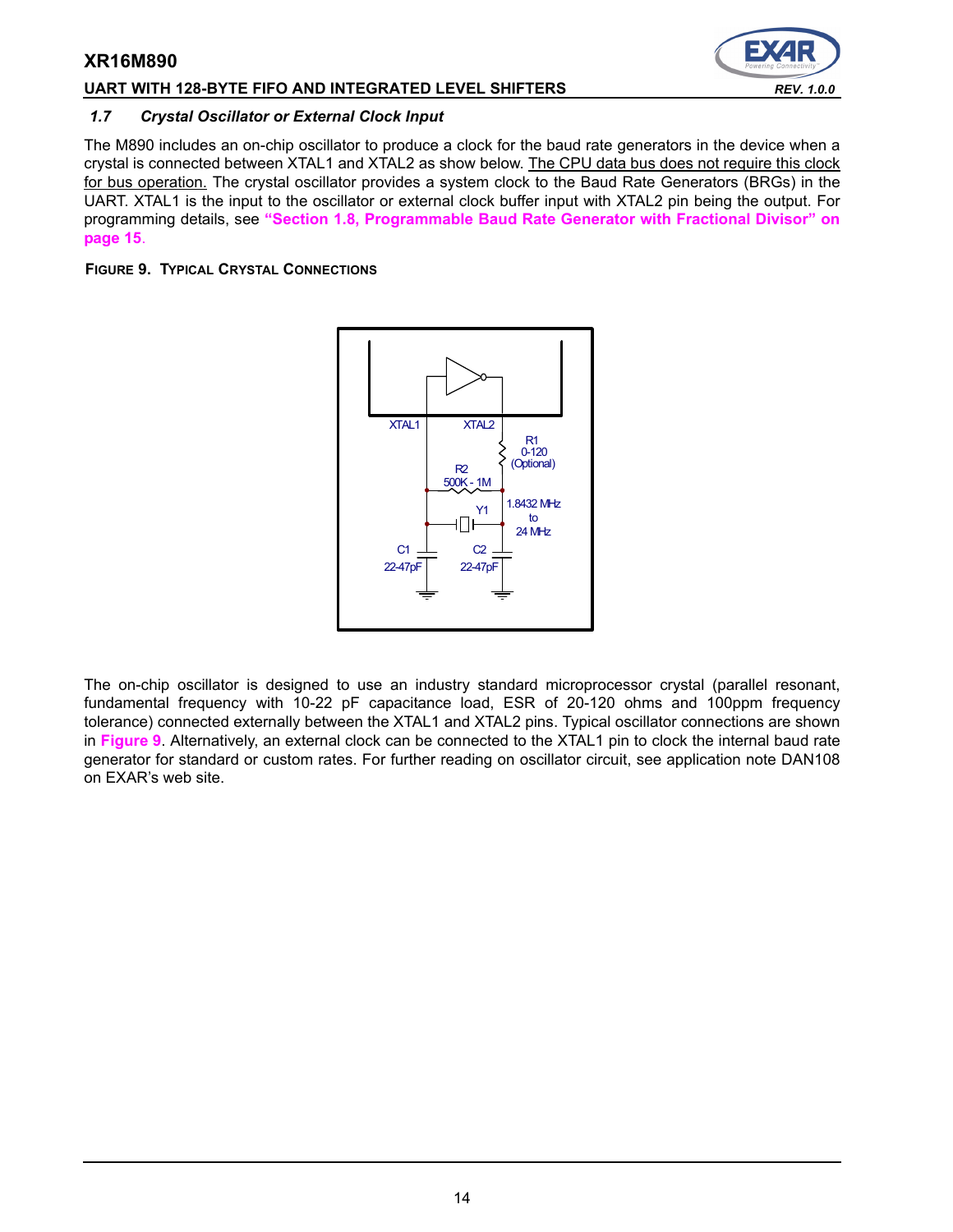### *1.7 Crystal Oscillator or External Clock Input*

The M890 includes an on-chip oscillator to produce a clock for the baud rate generators in the device when a crystal is connected between XTAL1 and XTAL2 as show below. The CPU data bus does not require this clock for bus operation. The crystal oscillator provides a system clock to the Baud Rate Generators (BRGs) in the UART. XTAL1 is the input to the oscillator or external clock buffer input with XTAL2 pin being the output. For programming details, see **"Section 1.8, Programmable Baud Rate Generator with Fractional Divisor" on page 15**.

**FIGURE 9. TYPICAL CRYSTAL CONNECTIONS**

XTAL1 XTAL2 R1 0-120 (Optional) R2 500K - 1M Y1 1.8432 MHz to 24 MHz C1 22-47pF C2 22-47pF

The on-chip oscillator is designed to use an industry standard microprocessor crystal (parallel resonant, fundamental frequency with 10-22 pF capacitance load, ESR of 20-120 ohms and 100ppm frequency tolerance) connected externally between the XTAL1 and XTAL2 pins. Typical oscillator connections are shown in **Figure 9**. Alternatively, an external clock can be connected to the XTAL1 pin to clock the internal baud rate generator for standard or custom rates. For further reading on oscillator circuit, see application note DAN108 on EXAR's web site.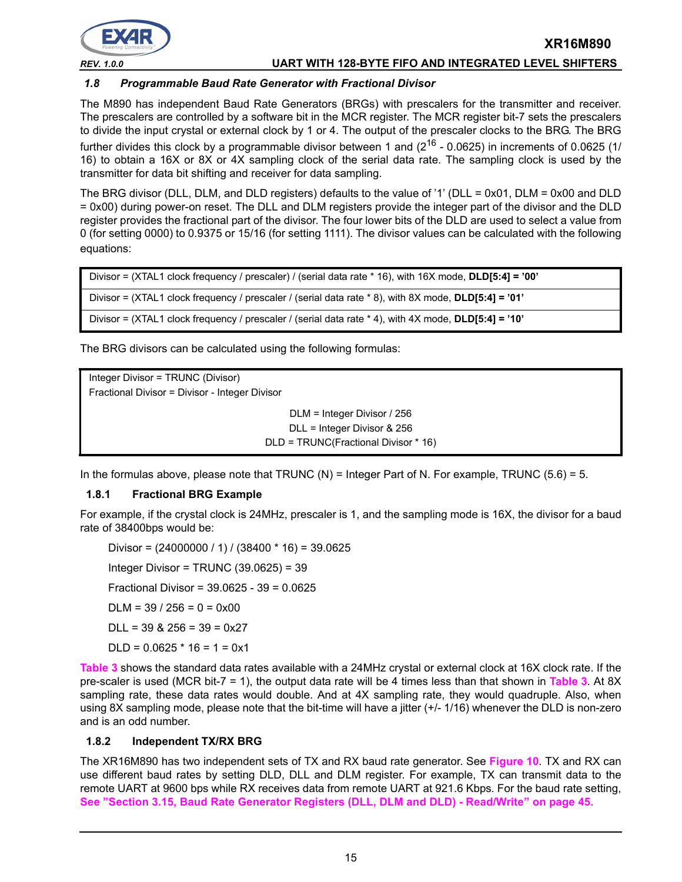### 1.8 Programmable Baud Rate Generator with Fractional Divisor

The M890 has independent Baud Rate Generators (BRGs) with prescalers for the transmitter and receiver. The prescalers are controlled by a software bit in the MCR register. The MCR register bit-7 sets the prescalers to divide the input crystal or external clock by 1 or 4. The output of the prescaler clocks to the BRG. The BRG further divides this clock by a programmable divisor between 1 and ($2^{16}$ - 0.0625) in increments of 0.0625 (1/16) to obtain a 16X or 8X or 4X sampling clock of the serial data rate. The sampling clock is used by the transmitter for data bit shifting and receiver for data sampling.

The BRG divisor (DLL, DLM, and DLD registers) defaults to the value of '1' (DLL = 0x01, DLM = 0x00 and DLD = 0x00) during power-on reset. The DLL and DLM registers provide the integer part of the divisor and the DLD register provides the fractional part of the divisor. The four lower bits of the DLD are used to select a value from 0 (for setting 0000) to 0.9375 or 15/16 (for setting 1111). The divisor values can be calculated with the following equations:

| |
|---|
| Divisor = (XTAL1 clock frequency / prescaler) / (serial data rate * 16), with 16X mode, **DLD[5:4] = '00'** |
| Divisor = (XTAL1 clock frequency / prescaler / (serial data rate * 8), with 8X mode, **DLD[5:4] = '01'** |
| Divisor = (XTAL1 clock frequency / prescaler / (serial data rate * 4), with 4X mode, **DLD[5:4] = '10'** |

The BRG divisors can be calculated using the following formulas:

Integer Divisor = TRUNC (Divisor)
Fractional Divisor = Divisor - Integer Divisor

DLM = Integer Divisor / 256
DLL = Integer Divisor & 256
DLD = TRUNC(Fractional Divisor * 16)

In the formulas above, please note that TRUNC (N) = Integer Part of N. For example, TRUNC (5.6) = 5.

#### 1.8.1 Fractional BRG Example

For example, if the crystal clock is 24MHz, prescaler is 1, and the sampling mode is 16X, the divisor for a baud rate of 38400bps would be:

Divisor = (24000000 / 1) / (38400 * 16) = 39.0625

Integer Divisor = TRUNC (39.0625) = 39

Fractional Divisor = 39.0625 - 39 = 0.0625

DLM = 39 / 256 = 0 = 0x00

DLL = 39 & 256 = 39 = 0x27

DLD = 0.0625 * 16 = 1 = 0x1

Table 3 shows the standard data rates available with a 24MHz crystal or external clock at 16X clock rate. If the pre-scaler is used (MCR bit-7 = 1), the output data rate will be 4 times less than that shown in Table 3. At 8X sampling rate, these data rates would double. And at 4X sampling rate, they would quadruple. Also, when using 8X sampling mode, please note that the bit-time will have a jitter (+/- 1/16) whenever the DLD is non-zero and is an odd number.

#### 1.8.2 Independent TX/RX BRG

The XR16M890 has two independent sets of TX and RX baud rate generator. See Figure 10. TX and RX can use different baud rates by setting DLD, DLL and DLM register. For example, TX can transmit data to the remote UART at 9600 bps while RX receives data from remote UART at 921.6 Kbps. For the baud rate setting, **See "Section 3.15, Baud Rate Generator Registers (DLL, DLM and DLD) - Read/Write" on page 45.**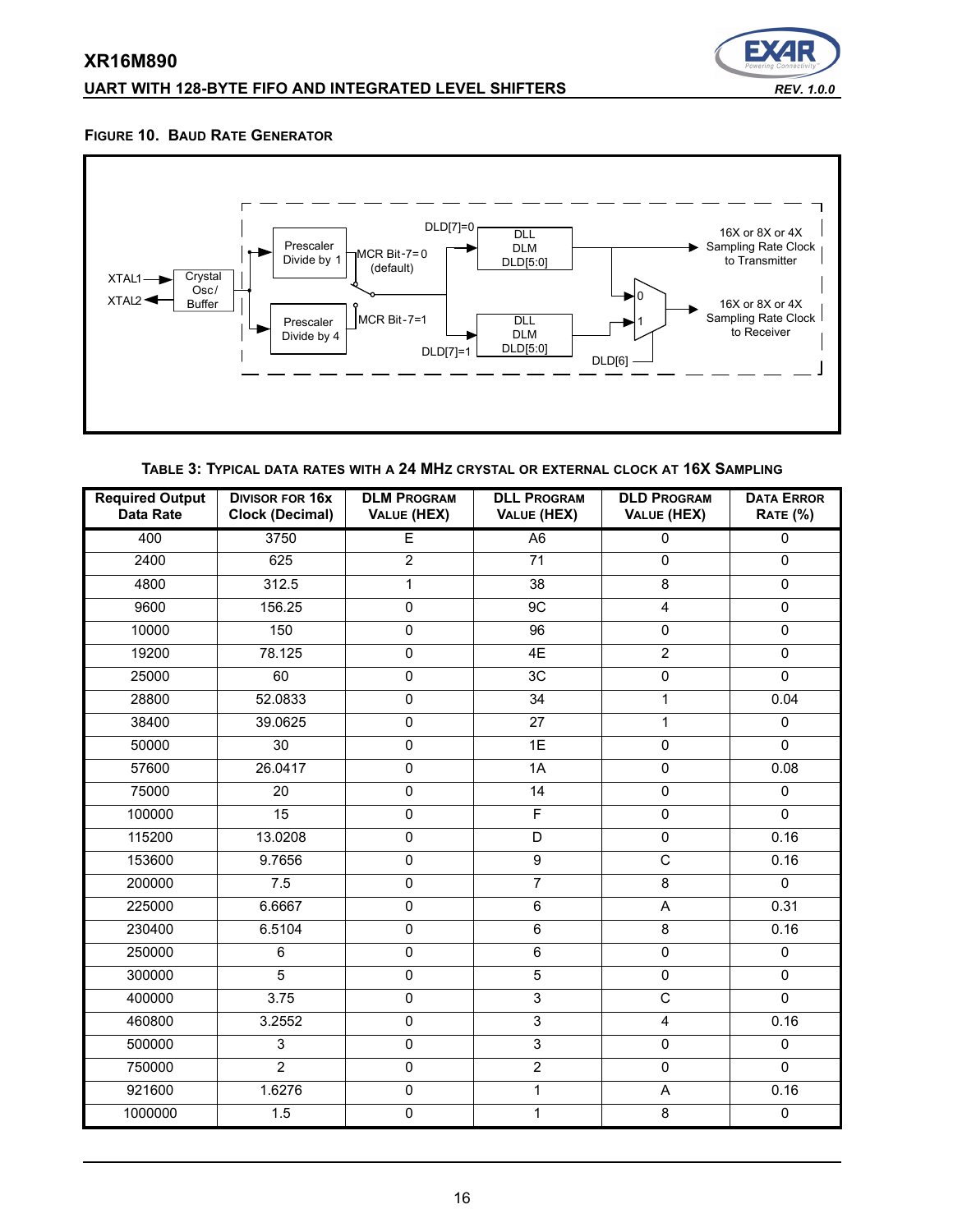**FIGURE 10. BAUD RATE GENERATOR**

XTAL1, XTAL2, Crystal Osc/ Buffer, Prescaler Divide by 1, Prescaler Divide by 4, MCR Bit-7=0 (default), MCR Bit-7=1, DLD[7]=0, DLD[7]=1, DLL DLM DLD[5:0], DLD[6], 16X or 8X or 4X Sampling Rate Clock to Transmitter, 16X or 8X or 4X Sampling Rate Clock to Receiver

**TABLE 3: TYPICAL DATA RATES WITH A 24 MHZ CRYSTAL OR EXTERNAL CLOCK AT 16X SAMPLING**

| Required Output Data Rate | Divisor for 16x Clock (Decimal) | DLM Program Value (HEX) | DLL Program Value (HEX) | DLD Program Value (HEX) | Data Error Rate (%) |
|---|---|---|---|---|---|
| 400 | 3750 | E | A6 | 0 | 0 |
| 2400 | 625 | 2 | 71 | 0 | 0 |
| 4800 | 312.5 | 1 | 38 | 8 | 0 |
| 9600 | 156.25 | 0 | 9C | 4 | 0 |
| 10000 | 150 | 0 | 96 | 0 | 0 |
| 19200 | 78.125 | 0 | 4E | 2 | 0 |
| 25000 | 60 | 0 | 3C | 0 | 0 |
| 28800 | 52.0833 | 0 | 34 | 1 | 0.04 |
| 38400 | 39.0625 | 0 | 27 | 1 | 0 |
| 50000 | 30 | 0 | 1E | 0 | 0 |
| 57600 | 26.0417 | 0 | 1A | 0 | 0.08 |
| 75000 | 20 | 0 | 14 | 0 | 0 |
| 100000 | 15 | 0 | F | 0 | 0 |
| 115200 | 13.0208 | 0 | D | 0 | 0.16 |
| 153600 | 9.7656 | 0 | 9 | C | 0.16 |
| 200000 | 7.5 | 0 | 7 | 8 | 0 |
| 225000 | 6.6667 | 0 | 6 | A | 0.31 |
| 230400 | 6.5104 | 0 | 6 | 8 | 0.16 |
| 250000 | 6 | 0 | 6 | 0 | 0 |
| 300000 | 5 | 0 | 5 | 0 | 0 |
| 400000 | 3.75 | 0 | 3 | C | 0 |
| 460800 | 3.2552 | 0 | 3 | 4 | 0.16 |
| 500000 | 3 | 0 | 3 | 0 | 0 |
| 750000 | 2 | 0 | 2 | 0 | 0 |
| 921600 | 1.6276 | 0 | 1 | A | 0.16 |
| 1000000 | 1.5 | 0 | 1 | 8 | 0 |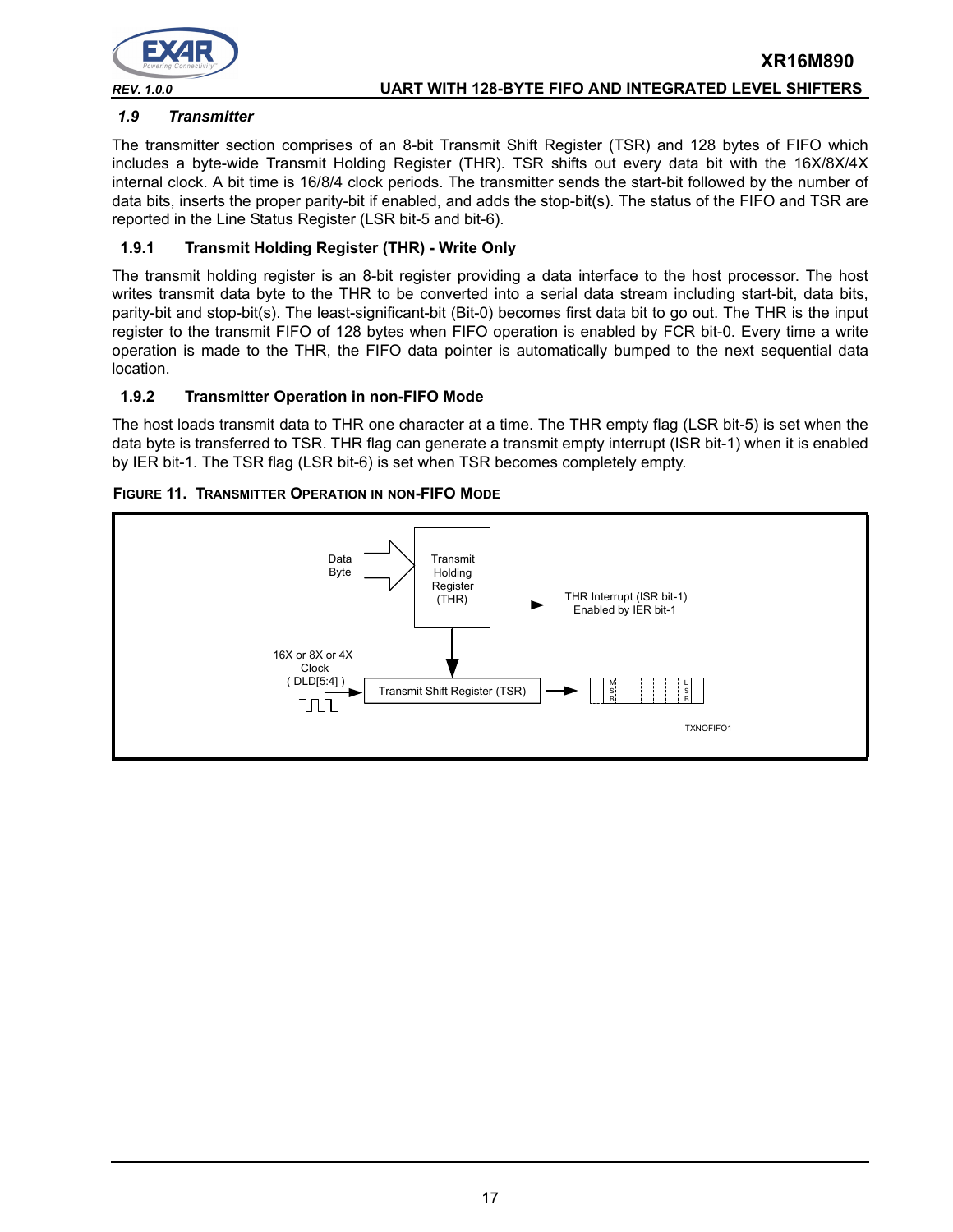### 1.9 Transmitter

The transmitter section comprises of an 8-bit Transmit Shift Register (TSR) and 128 bytes of FIFO which includes a byte-wide Transmit Holding Register (THR). TSR shifts out every data bit with the 16X/8X/4X internal clock. A bit time is 16/8/4 clock periods. The transmitter sends the start-bit followed by the number of data bits, inserts the proper parity-bit if enabled, and adds the stop-bit(s). The status of the FIFO and TSR are reported in the Line Status Register (LSR bit-5 and bit-6).

#### 1.9.1 Transmit Holding Register (THR) - Write Only

The transmit holding register is an 8-bit register providing a data interface to the host processor. The host writes transmit data byte to the THR to be converted into a serial data stream including start-bit, data bits, parity-bit and stop-bit(s). The least-significant-bit (Bit-0) becomes first data bit to go out. The THR is the input register to the transmit FIFO of 128 bytes when FIFO operation is enabled by FCR bit-0. Every time a write operation is made to the THR, the FIFO data pointer is automatically bumped to the next sequential data location.

#### 1.9.2 Transmitter Operation in non-FIFO Mode

The host loads transmit data to THR one character at a time. The THR empty flag (LSR bit-5) is set when the data byte is transferred to TSR. THR flag can generate a transmit empty interrupt (ISR bit-1) when it is enabled by IER bit-1. The TSR flag (LSR bit-6) is set when TSR becomes completely empty.

**FIGURE 11. TRANSMITTER OPERATION IN NON-FIFO MODE**

Data Byte → Transmit Holding Register (THR) → THR Interrupt (ISR bit-1) Enabled by IER bit-1

16X or 8X or 4X Clock ( DLD[5:4] ) → Transmit Shift Register (TSR) → M S B ... L S B

TXNOFIFO1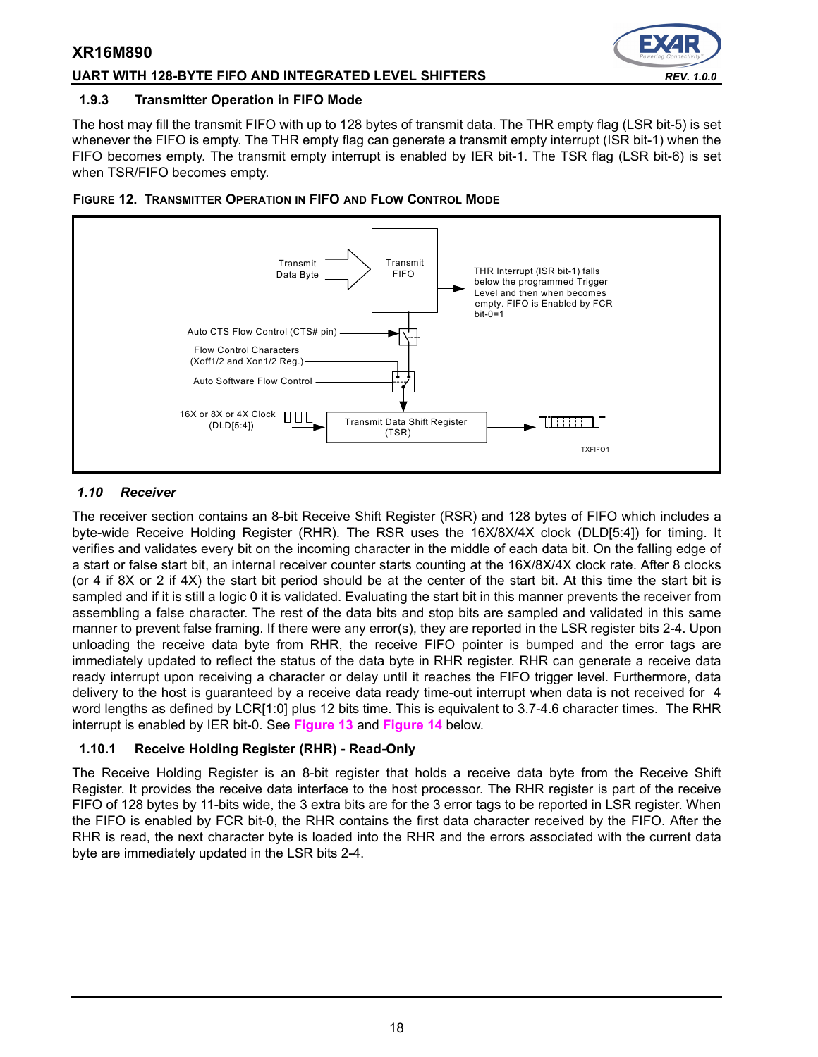### 1.9.3 Transmitter Operation in FIFO Mode

The host may fill the transmit FIFO with up to 128 bytes of transmit data. The THR empty flag (LSR bit-5) is set whenever the FIFO is empty. The THR empty flag can generate a transmit empty interrupt (ISR bit-1) when the FIFO becomes empty. The transmit empty interrupt is enabled by IER bit-1. The TSR flag (LSR bit-6) is set when TSR/FIFO becomes empty.

**FIGURE 12. TRANSMITTER OPERATION IN FIFO AND FLOW CONTROL MODE**

Transmit Data Byte → Transmit FIFO

THR Interrupt (ISR bit-1) falls below the programmed Trigger Level and then when becomes empty. FIFO is Enabled by FCR bit-0=1

Auto CTS Flow Control (CTS# pin)

Flow Control Characters (Xoff1/2 and Xon1/2 Reg.)

Auto Software Flow Control

16X or 8X or 4X Clock (DLD[5:4]) → Transmit Data Shift Register (TSR)

TXFIFO1

### 1.10 Receiver

The receiver section contains an 8-bit Receive Shift Register (RSR) and 128 bytes of FIFO which includes a byte-wide Receive Holding Register (RHR). The RSR uses the 16X/8X/4X clock (DLD[5:4]) for timing. It verifies and validates every bit on the incoming character in the middle of each data bit. On the falling edge of a start or false start bit, an internal receiver counter starts counting at the 16X/8X/4X clock rate. After 8 clocks (or 4 if 8X or 2 if 4X) the start bit period should be at the center of the start bit. At this time the start bit is sampled and if it is still a logic 0 it is validated. Evaluating the start bit in this manner prevents the receiver from assembling a false character. The rest of the data bits and stop bits are sampled and validated in this same manner to prevent false framing. If there were any error(s), they are reported in the LSR register bits 2-4. Upon unloading the receive data byte from RHR, the receive FIFO pointer is bumped and the error tags are immediately updated to reflect the status of the data byte in RHR register. RHR can generate a receive data ready interrupt upon receiving a character or delay until it reaches the FIFO trigger level. Furthermore, data delivery to the host is guaranteed by a receive data ready time-out interrupt when data is not received for 4 word lengths as defined by LCR[1:0] plus 12 bits time. This is equivalent to 3.7-4.6 character times. The RHR interrupt is enabled by IER bit-0. See **Figure 13** and **Figure 14** below.

### 1.10.1 Receive Holding Register (RHR) - Read-Only

The Receive Holding Register is an 8-bit register that holds a receive data byte from the Receive Shift Register. It provides the receive data interface to the host processor. The RHR register is part of the receive FIFO of 128 bytes by 11-bits wide, the 3 extra bits are for the 3 error tags to be reported in LSR register. When the FIFO is enabled by FCR bit-0, the RHR contains the first data character received by the FIFO. After the RHR is read, the next character byte is loaded into the RHR and the errors associated with the current data byte are immediately updated in the LSR bits 2-4.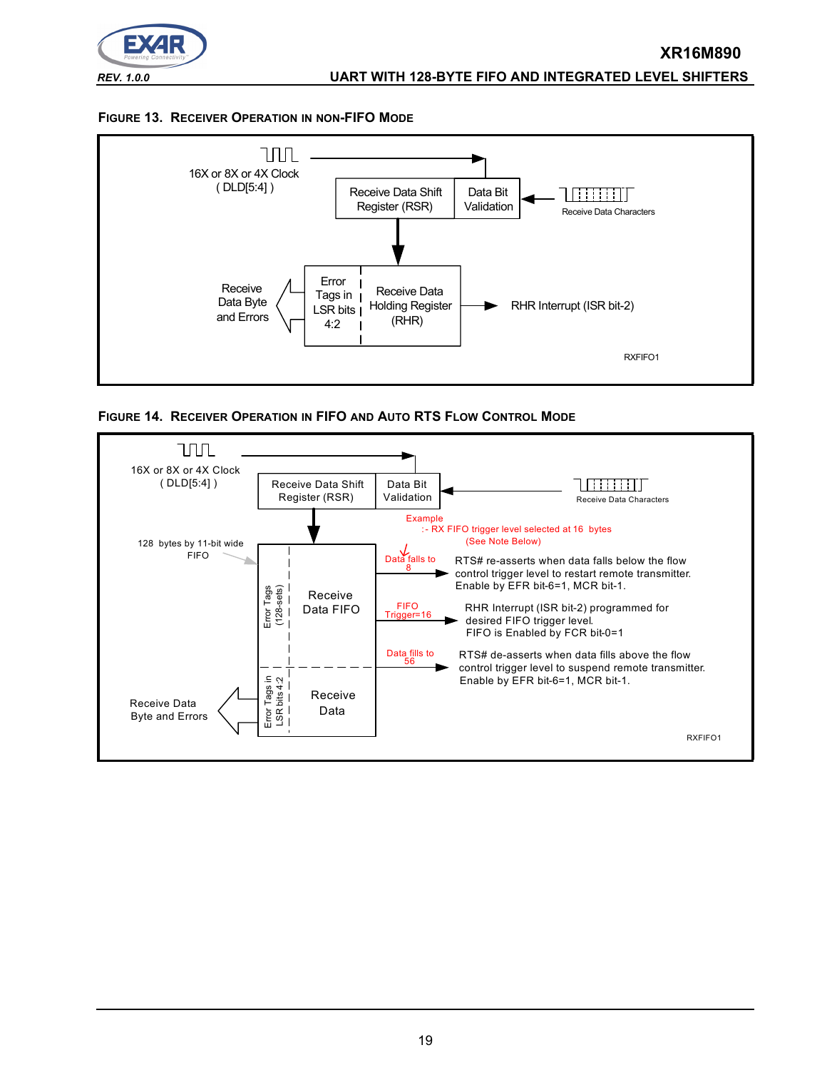### Figure 13. Receiver Operation in non-FIFO Mode

16X or 8X or 4X Clock
( DLD[5:4] )

Receive Data Shift Register (RSR)

Data Bit Validation

Receive Data Characters

Receive Data Byte and Errors

Error Tags in LSR bits 4:2

Receive Data Holding Register (RHR)

RHR Interrupt (ISR bit-2)

RXFIFO1

### Figure 14. Receiver Operation in FIFO and Auto RTS Flow Control Mode

16X or 8X or 4X Clock
( DLD[5:4] )

Receive Data Shift Register (RSR)

Data Bit Validation

Receive Data Characters

Example
:- RX FIFO trigger level selected at 16 bytes
(See Note Below)

128 bytes by 11-bit wide FIFO

Error Tags (128-sets)

Receive Data FIFO

Data falls to 8

RTS# re-asserts when data falls below the flow control trigger level to restart remote transmitter. Enable by EFR bit-6=1, MCR bit-1.

FIFO Trigger=16

RHR Interrupt (ISR bit-2) programmed for desired FIFO trigger level.
FIFO is Enabled by FCR bit-0=1

Data fills to 56

RTS# de-asserts when data fills above the flow control trigger level to suspend remote transmitter. Enable by EFR bit-6=1, MCR bit-1.

Receive Data Byte and Errors

Error Tags in LSR bits 4:2

Receive Data

RXFIFO1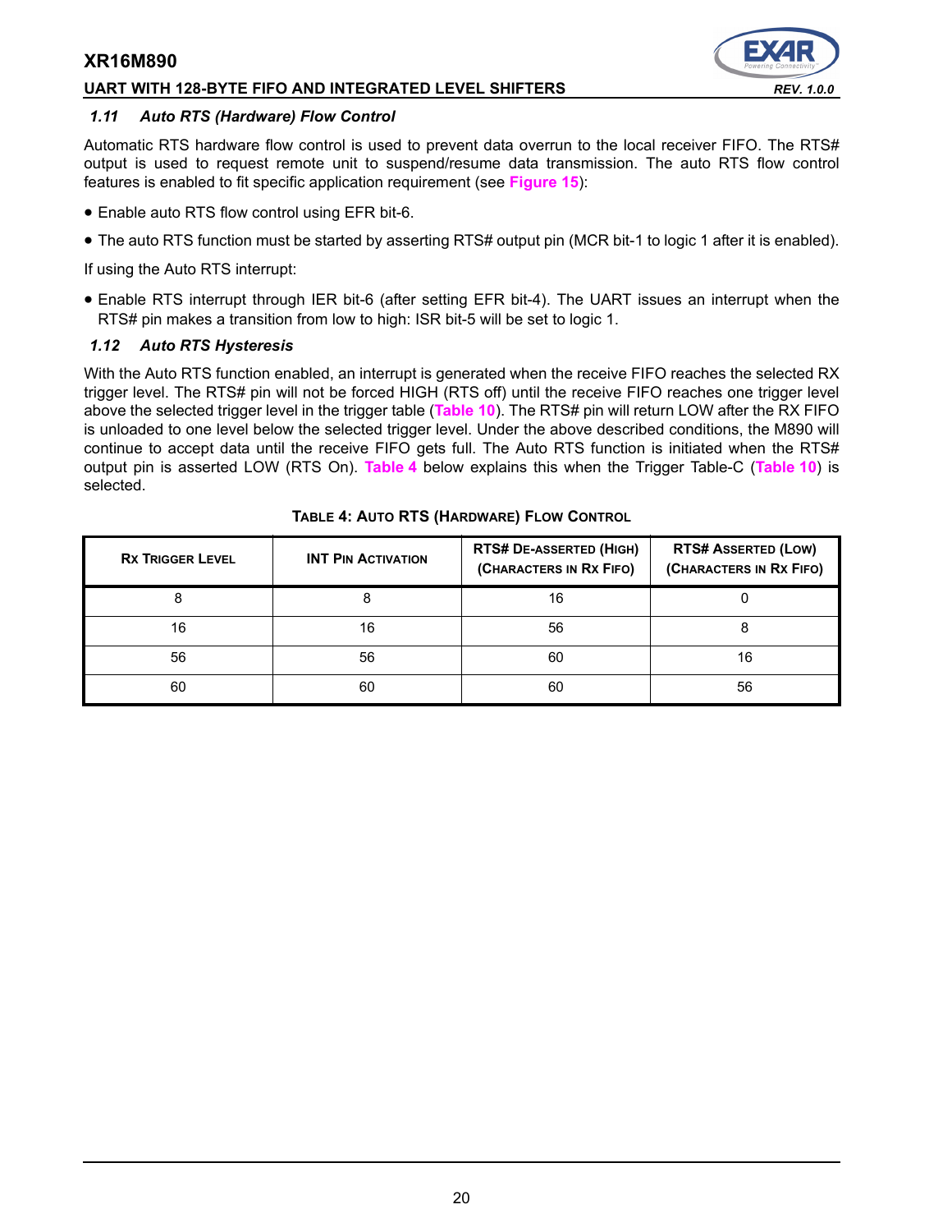### 1.11 Auto RTS (Hardware) Flow Control

Automatic RTS hardware flow control is used to prevent data overrun to the local receiver FIFO. The RTS# output is used to request remote unit to suspend/resume data transmission. The auto RTS flow control features is enabled to fit specific application requirement (see **Figure 15**):

- Enable auto RTS flow control using EFR bit-6.
- The auto RTS function must be started by asserting RTS# output pin (MCR bit-1 to logic 1 after it is enabled).

If using the Auto RTS interrupt:

- Enable RTS interrupt through IER bit-6 (after setting EFR bit-4). The UART issues an interrupt when the RTS# pin makes a transition from low to high: ISR bit-5 will be set to logic 1.

### 1.12 Auto RTS Hysteresis

With the Auto RTS function enabled, an interrupt is generated when the receive FIFO reaches the selected RX trigger level. The RTS# pin will not be forced HIGH (RTS off) until the receive FIFO reaches one trigger level above the selected trigger level in the trigger table (**Table 10**). The RTS# pin will return LOW after the RX FIFO is unloaded to one level below the selected trigger level. Under the above described conditions, the M890 will continue to accept data until the receive FIFO gets full. The Auto RTS function is initiated when the RTS# output pin is asserted LOW (RTS On). **Table 4** below explains this when the Trigger Table-C (**Table 10**) is selected.

**TABLE 4: AUTO RTS (HARDWARE) FLOW CONTROL**

| RX TRIGGER LEVEL | INT PIN ACTIVATION | RTS# DE-ASSERTED (HIGH) (CHARACTERS IN RX FIFO) | RTS# ASSERTED (LOW) (CHARACTERS IN RX FIFO) |
|---|---|---|---|
| 8 | 8 | 16 | 0 |
| 16 | 16 | 56 | 8 |
| 56 | 56 | 60 | 16 |
| 60 | 60 | 60 | 56 |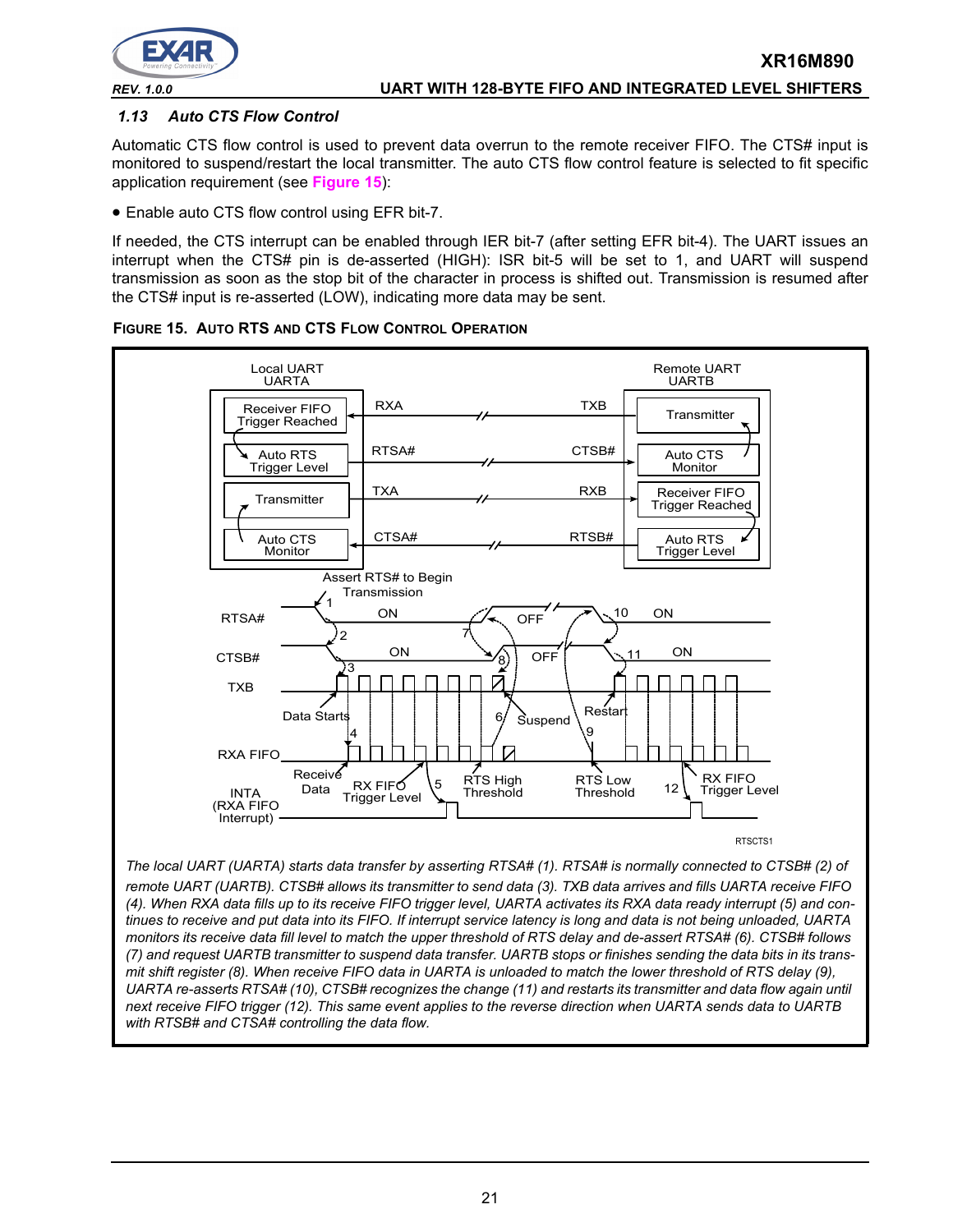### 1.13 Auto CTS Flow Control

Automatic CTS flow control is used to prevent data overrun to the remote receiver FIFO. The CTS# input is monitored to suspend/restart the local transmitter. The auto CTS flow control feature is selected to fit specific application requirement (see **Figure 15**):

- Enable auto CTS flow control using EFR bit-7.

If needed, the CTS interrupt can be enabled through IER bit-7 (after setting EFR bit-4). The UART issues an interrupt when the CTS# pin is de-asserted (HIGH): ISR bit-5 will be set to 1, and UART will suspend transmission as soon as the stop bit of the character in process is shifted out. Transmission is resumed after the CTS# input is re-asserted (LOW), indicating more data may be sent.

**FIGURE 15. AUTO RTS AND CTS FLOW CONTROL OPERATION**

*The local UART (UARTA) starts data transfer by asserting RTSA# (1). RTSA# is normally connected to CTSB# (2) of remote UART (UARTB). CTSB# allows its transmitter to send data (3). TXB data arrives and fills UARTA receive FIFO (4). When RXA data fills up to its receive FIFO trigger level, UARTA activates its RXA data ready interrupt (5) and continues to receive and put data into its FIFO. If interrupt service latency is long and data is not being unloaded, UARTA monitors its receive data fill level to match the upper threshold of RTS delay and de-assert RTSA# (6). CTSB# follows (7) and request UARTB transmitter to suspend data transfer. UARTB stops or finishes sending the data bits in its transmit shift register (8). When receive FIFO data in UARTA is unloaded to match the lower threshold of RTS delay (9), UARTA re-asserts RTSA# (10), CTSB# recognizes the change (11) and restarts its transmitter and data flow again until next receive FIFO trigger (12). This same event applies to the reverse direction when UARTA sends data to UARTB with RTSB# and CTSA# controlling the data flow.*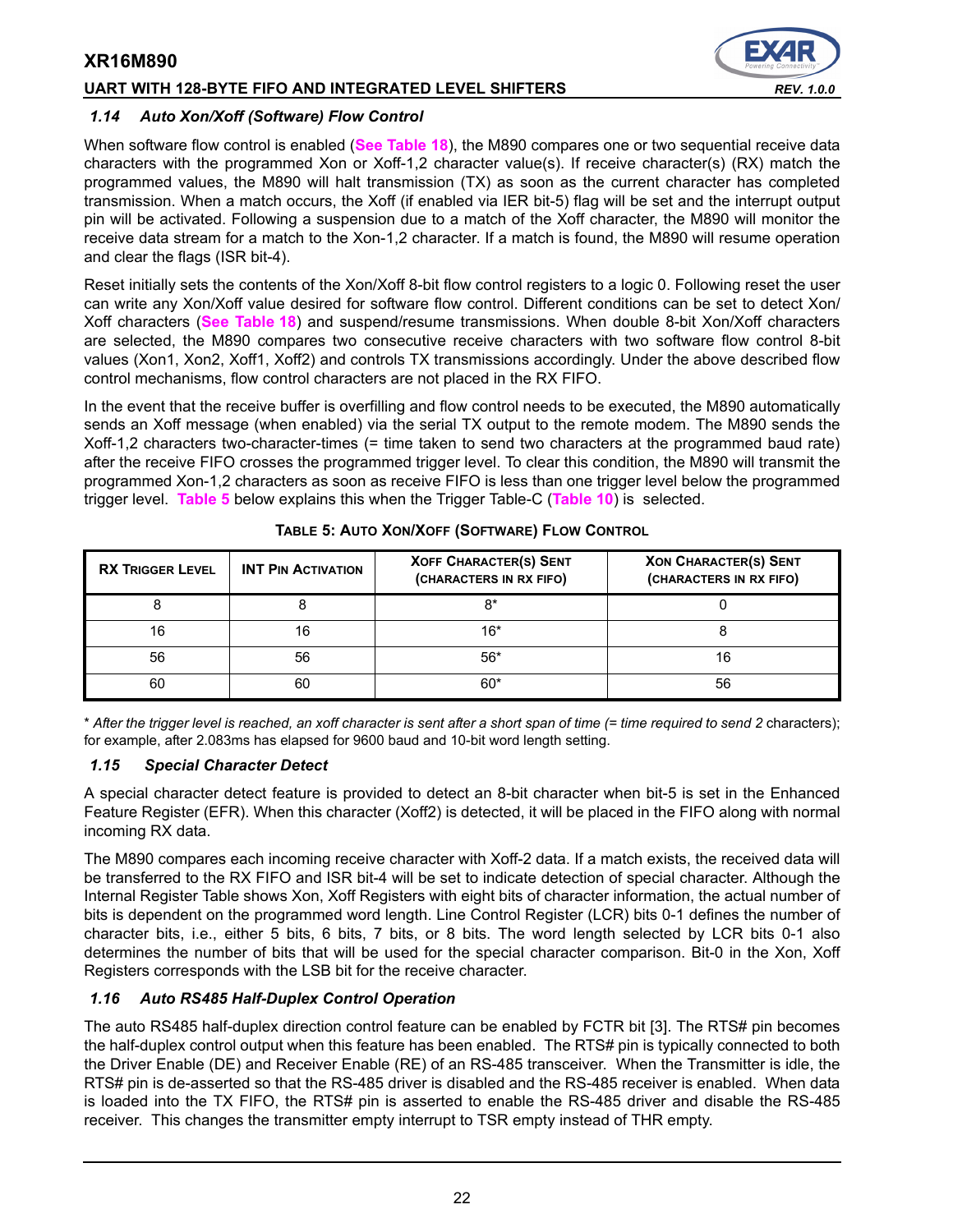### 1.14 Auto Xon/Xoff (Software) Flow Control

When software flow control is enabled (**See Table 18**), the M890 compares one or two sequential receive data characters with the programmed Xon or Xoff-1,2 character value(s). If receive character(s) (RX) match the programmed values, the M890 will halt transmission (TX) as soon as the current character has completed transmission. When a match occurs, the Xoff (if enabled via IER bit-5) flag will be set and the interrupt output pin will be activated. Following a suspension due to a match of the Xoff character, the M890 will monitor the receive data stream for a match to the Xon-1,2 character. If a match is found, the M890 will resume operation and clear the flags (ISR bit-4).

Reset initially sets the contents of the Xon/Xoff 8-bit flow control registers to a logic 0. Following reset the user can write any Xon/Xoff value desired for software flow control. Different conditions can be set to detect Xon/Xoff characters (**See Table 18**) and suspend/resume transmissions. When double 8-bit Xon/Xoff characters are selected, the M890 compares two consecutive receive characters with two software flow control 8-bit values (Xon1, Xon2, Xoff1, Xoff2) and controls TX transmissions accordingly. Under the above described flow control mechanisms, flow control characters are not placed in the RX FIFO.

In the event that the receive buffer is overfilling and flow control needs to be executed, the M890 automatically sends an Xoff message (when enabled) via the serial TX output to the remote modem. The M890 sends the Xoff-1,2 characters two-character-times (= time taken to send two characters at the programmed baud rate) after the receive FIFO crosses the programmed trigger level. To clear this condition, the M890 will transmit the programmed Xon-1,2 characters as soon as receive FIFO is less than one trigger level below the programmed trigger level. **Table 5** below explains this when the Trigger Table-C (**Table 10**) is selected.

**TABLE 5: AUTO XON/XOFF (SOFTWARE) FLOW CONTROL**

| RX TRIGGER LEVEL | INT PIN ACTIVATION | XOFF CHARACTER(S) SENT (CHARACTERS IN RX FIFO) | XON CHARACTER(S) SENT (CHARACTERS IN RX FIFO) |
|---|---|---|---|
| 8 | 8 | 8* | 0 |
| 16 | 16 | 16* | 8 |
| 56 | 56 | 56* | 16 |
| 60 | 60 | 60* | 56 |

\* *After the trigger level is reached, an xoff character is sent after a short span of time (= time required to send 2* characters); for example, after 2.083ms has elapsed for 9600 baud and 10-bit word length setting.

### 1.15 Special Character Detect

A special character detect feature is provided to detect an 8-bit character when bit-5 is set in the Enhanced Feature Register (EFR). When this character (Xoff2) is detected, it will be placed in the FIFO along with normal incoming RX data.

The M890 compares each incoming receive character with Xoff-2 data. If a match exists, the received data will be transferred to the RX FIFO and ISR bit-4 will be set to indicate detection of special character. Although the Internal Register Table shows Xon, Xoff Registers with eight bits of character information, the actual number of bits is dependent on the programmed word length. Line Control Register (LCR) bits 0-1 defines the number of character bits, i.e., either 5 bits, 6 bits, 7 bits, or 8 bits. The word length selected by LCR bits 0-1 also determines the number of bits that will be used for the special character comparison. Bit-0 in the Xon, Xoff Registers corresponds with the LSB bit for the receive character.

### 1.16 Auto RS485 Half-Duplex Control Operation

The auto RS485 half-duplex direction control feature can be enabled by FCTR bit [3]. The RTS# pin becomes the half-duplex control output when this feature has been enabled. The RTS# pin is typically connected to both the Driver Enable (DE) and Receiver Enable (RE) of an RS-485 transceiver. When the Transmitter is idle, the RTS# pin is de-asserted so that the RS-485 driver is disabled and the RS-485 receiver is enabled. When data is loaded into the TX FIFO, the RTS# pin is asserted to enable the RS-485 driver and disable the RS-485 receiver. This changes the transmitter empty interrupt to TSR empty instead of THR empty.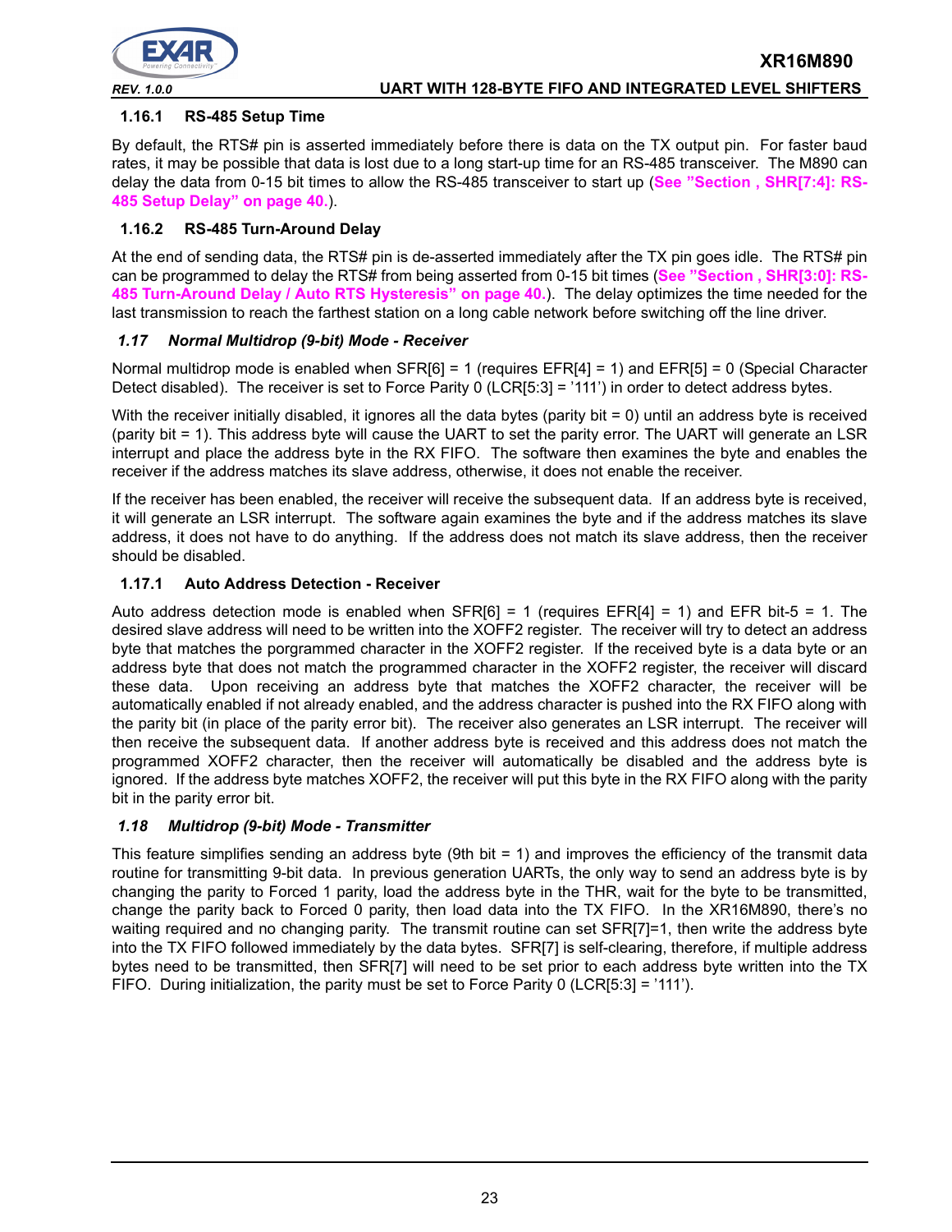### 1.16.1 RS-485 Setup Time

By default, the RTS# pin is asserted immediately before there is data on the TX output pin. For faster baud rates, it may be possible that data is lost due to a long start-up time for an RS-485 transceiver. The M890 can delay the data from 0-15 bit times to allow the RS-485 transceiver to start up (**See "Section , SHR[7:4]: RS-485 Setup Delay" on page 40.**).

### 1.16.2 RS-485 Turn-Around Delay

At the end of sending data, the RTS# pin is de-asserted immediately after the TX pin goes idle. The RTS# pin can be programmed to delay the RTS# from being asserted from 0-15 bit times (**See "Section , SHR[3:0]: RS-485 Turn-Around Delay / Auto RTS Hysteresis" on page 40.**). The delay optimizes the time needed for the last transmission to reach the farthest station on a long cable network before switching off the line driver.

## *1.17 Normal Multidrop (9-bit) Mode - Receiver*

Normal multidrop mode is enabled when SFR[6] = 1 (requires EFR[4] = 1) and EFR[5] = 0 (Special Character Detect disabled). The receiver is set to Force Parity 0 (LCR[5:3] = '111') in order to detect address bytes.

With the receiver initially disabled, it ignores all the data bytes (parity bit = 0) until an address byte is received (parity bit = 1). This address byte will cause the UART to set the parity error. The UART will generate an LSR interrupt and place the address byte in the RX FIFO. The software then examines the byte and enables the receiver if the address matches its slave address, otherwise, it does not enable the receiver.

If the receiver has been enabled, the receiver will receive the subsequent data. If an address byte is received, it will generate an LSR interrupt. The software again examines the byte and if the address matches its slave address, it does not have to do anything. If the address does not match its slave address, then the receiver should be disabled.

### 1.17.1 Auto Address Detection - Receiver

Auto address detection mode is enabled when SFR[6] = 1 (requires EFR[4] = 1) and EFR bit-5 = 1. The desired slave address will need to be written into the XOFF2 register. The receiver will try to detect an address byte that matches the porgrammed character in the XOFF2 register. If the received byte is a data byte or an address byte that does not match the programmed character in the XOFF2 register, the receiver will discard these data. Upon receiving an address byte that matches the XOFF2 character, the receiver will be automatically enabled if not already enabled, and the address character is pushed into the RX FIFO along with the parity bit (in place of the parity error bit). The receiver also generates an LSR interrupt. The receiver will then receive the subsequent data. If another address byte is received and this address does not match the programmed XOFF2 character, then the receiver will automatically be disabled and the address byte is ignored. If the address byte matches XOFF2, the receiver will put this byte in the RX FIFO along with the parity bit in the parity error bit.

## *1.18 Multidrop (9-bit) Mode - Transmitter*

This feature simplifies sending an address byte (9th bit = 1) and improves the efficiency of the transmit data routine for transmitting 9-bit data. In previous generation UARTs, the only way to send an address byte is by changing the parity to Forced 1 parity, load the address byte in the THR, wait for the byte to be transmitted, change the parity back to Forced 0 parity, then load data into the TX FIFO. In the XR16M890, there's no waiting required and no changing parity. The transmit routine can set SFR[7]=1, then write the address byte into the TX FIFO followed immediately by the data bytes. SFR[7] is self-clearing, therefore, if multiple address bytes need to be transmitted, then SFR[7] will need to be set prior to each address byte written into the TX FIFO. During initialization, the parity must be set to Force Parity 0 (LCR[5:3] = '111').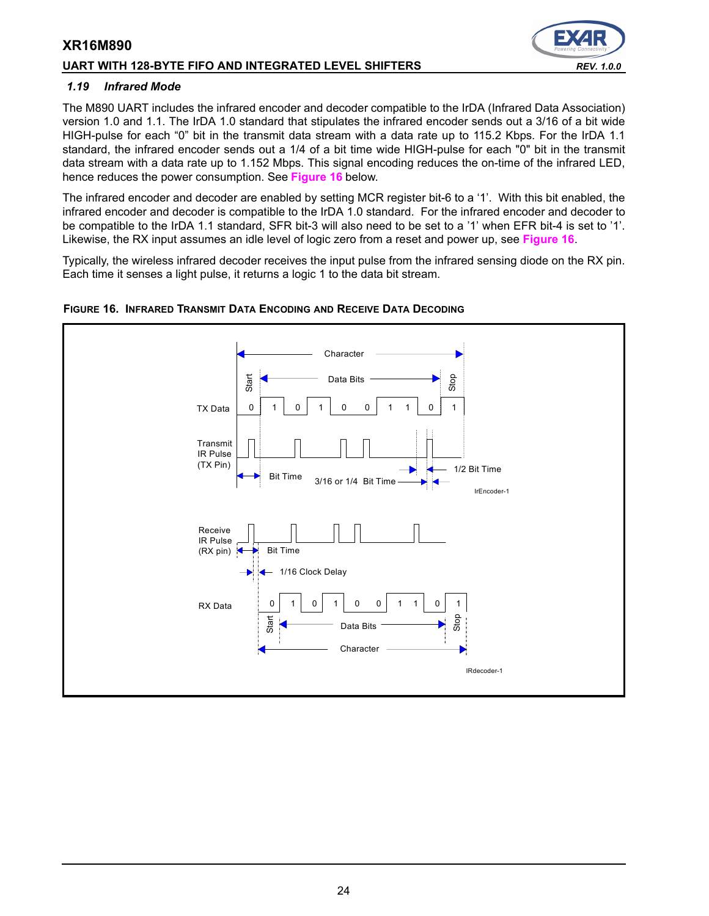### 1.19 Infrared Mode

The M890 UART includes the infrared encoder and decoder compatible to the IrDA (Infrared Data Association) version 1.0 and 1.1. The IrDA 1.0 standard that stipulates the infrared encoder sends out a 3/16 of a bit wide HIGH-pulse for each "0" bit in the transmit data stream with a data rate up to 115.2 Kbps. For the IrDA 1.1 standard, the infrared encoder sends out a 1/4 of a bit time wide HIGH-pulse for each "0" bit in the transmit data stream with a data rate up to 1.152 Mbps. This signal encoding reduces the on-time of the infrared LED, hence reduces the power consumption. See **Figure 16** below.

The infrared encoder and decoder are enabled by setting MCR register bit-6 to a '1'. With this bit enabled, the infrared encoder and decoder is compatible to the IrDA 1.0 standard. For the infrared encoder and decoder to be compatible to the IrDA 1.1 standard, SFR bit-3 will also need to be set to a '1' when EFR bit-4 is set to '1'. Likewise, the RX input assumes an idle level of logic zero from a reset and power up, see **Figure 16**.

Typically, the wireless infrared decoder receives the input pulse from the infrared sensing diode on the RX pin. Each time it senses a light pulse, it returns a logic 1 to the data bit stream.

**FIGURE 16. INFRARED TRANSMIT DATA ENCODING AND RECEIVE DATA DECODING**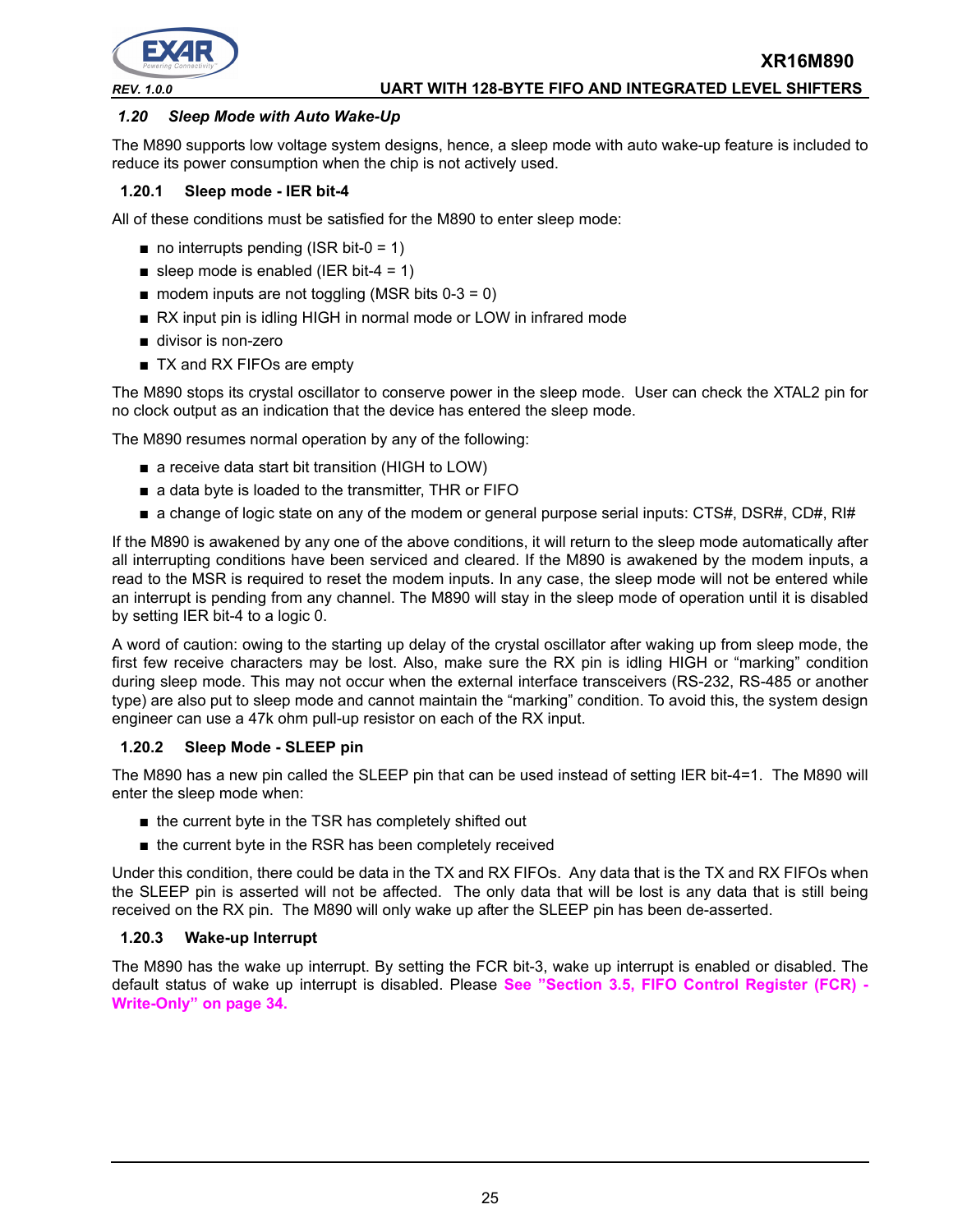### *1.20 Sleep Mode with Auto Wake-Up*

The M890 supports low voltage system designs, hence, a sleep mode with auto wake-up feature is included to reduce its power consumption when the chip is not actively used.

#### 1.20.1 Sleep mode - IER bit-4

All of these conditions must be satisfied for the M890 to enter sleep mode:

- no interrupts pending (ISR bit-0 = 1)
- sleep mode is enabled (IER bit-4 = 1)
- modem inputs are not toggling (MSR bits 0-3 = 0)
- RX input pin is idling HIGH in normal mode or LOW in infrared mode
- divisor is non-zero
- TX and RX FIFOs are empty

The M890 stops its crystal oscillator to conserve power in the sleep mode. User can check the XTAL2 pin for no clock output as an indication that the device has entered the sleep mode.

The M890 resumes normal operation by any of the following:

- a receive data start bit transition (HIGH to LOW)
- a data byte is loaded to the transmitter, THR or FIFO
- a change of logic state on any of the modem or general purpose serial inputs: CTS#, DSR#, CD#, RI#

If the M890 is awakened by any one of the above conditions, it will return to the sleep mode automatically after all interrupting conditions have been serviced and cleared. If the M890 is awakened by the modem inputs, a read to the MSR is required to reset the modem inputs. In any case, the sleep mode will not be entered while an interrupt is pending from any channel. The M890 will stay in the sleep mode of operation until it is disabled by setting IER bit-4 to a logic 0.

A word of caution: owing to the starting up delay of the crystal oscillator after waking up from sleep mode, the first few receive characters may be lost. Also, make sure the RX pin is idling HIGH or "marking" condition during sleep mode. This may not occur when the external interface transceivers (RS-232, RS-485 or another type) are also put to sleep mode and cannot maintain the "marking" condition. To avoid this, the system design engineer can use a 47k ohm pull-up resistor on each of the RX input.

#### 1.20.2 Sleep Mode - SLEEP pin

The M890 has a new pin called the SLEEP pin that can be used instead of setting IER bit-4=1. The M890 will enter the sleep mode when:

- the current byte in the TSR has completely shifted out
- the current byte in the RSR has been completely received

Under this condition, there could be data in the TX and RX FIFOs. Any data that is the TX and RX FIFOs when the SLEEP pin is asserted will not be affected. The only data that will be lost is any data that is still being received on the RX pin. The M890 will only wake up after the SLEEP pin has been de-asserted.

#### 1.20.3 Wake-up Interrupt

The M890 has the wake up interrupt. By setting the FCR bit-3, wake up interrupt is enabled or disabled. The default status of wake up interrupt is disabled. Please **See "Section 3.5, FIFO Control Register (FCR) - Write-Only" on page 34.**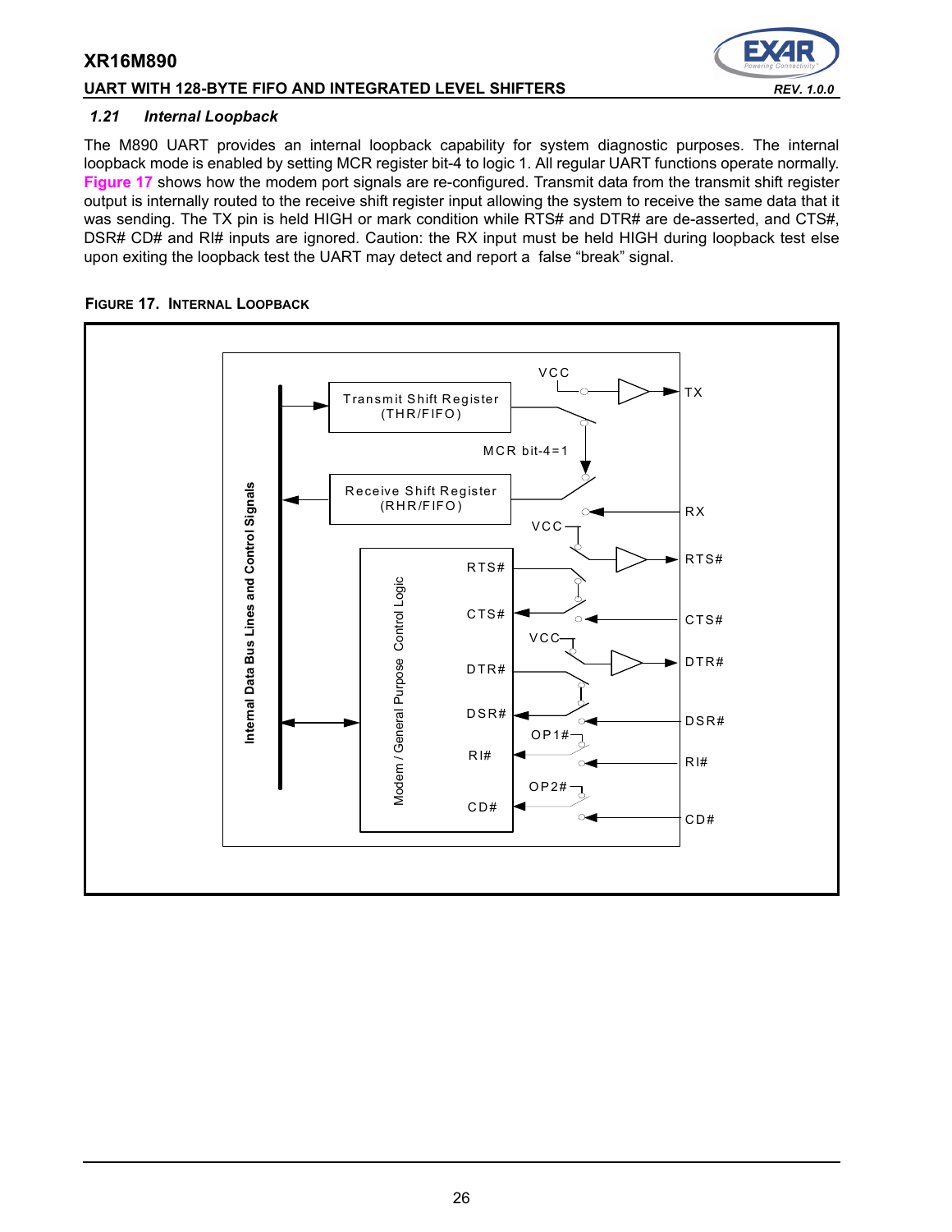### 1.21 *Internal Loopback*

The M890 UART provides an internal loopback capability for system diagnostic purposes. The internal loopback mode is enabled by setting MCR register bit-4 to logic 1. All regular UART functions operate normally. Figure 17 shows how the modem port signals are re-configured. Transmit data from the transmit shift register output is internally routed to the receive shift register input allowing the system to receive the same data that it was sending. The TX pin is held HIGH or mark condition while RTS# and DTR# are de-asserted, and CTS#, DSR# CD# and RI# inputs are ignored. Caution: the RX input must be held HIGH during loopback test else upon exiting the loopback test the UART may detect and report a false "break" signal.

**FIGURE 17. INTERNAL LOOPBACK**

Internal Data Bus Lines and Control Signals

Transmit Shift Register (THR/FIFO)

Receive Shift Register (RHR/FIFO)

MCR bit-4=1

VCC

TX

RX

Modem / General Purpose Control Logic

RTS#

CTS#

DTR#

DSR#

RI#

CD#

OP1#

OP2#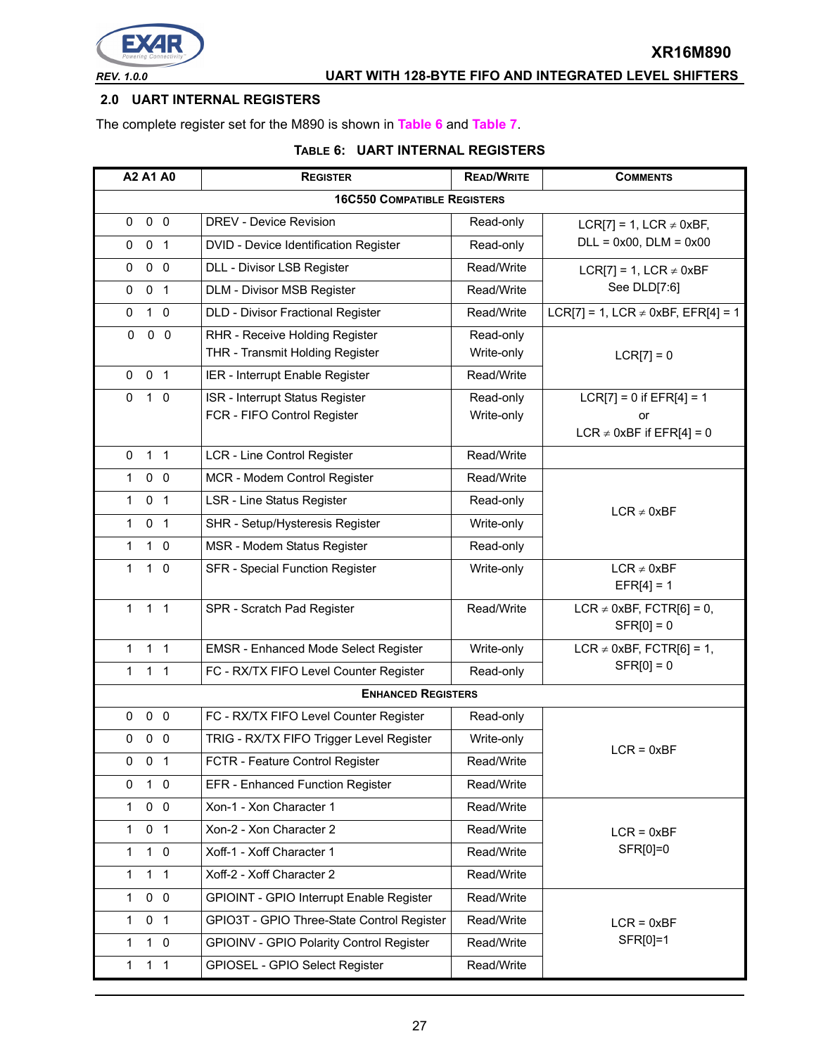## 2.0 UART INTERNAL REGISTERS

The complete register set for the M890 is shown in Table 6 and Table 7.

**TABLE 6: UART INTERNAL REGISTERS**

| A2 A1 A0 | REGISTER | READ/WRITE | COMMENTS |
|---|---|---|---|
| | **16C550 COMPATIBLE REGISTERS** | | |
| 0 0 0 | DREV - Device Revision | Read-only | LCR[7] = 1, LCR ≠ 0xBF, DLL = 0x00, DLM = 0x00 |
| 0 0 1 | DVID - Device Identification Register | Read-only | |
| 0 0 0 | DLL - Divisor LSB Register | Read/Write | LCR[7] = 1, LCR ≠ 0xBF See DLD[7:6] |
| 0 0 1 | DLM - Divisor MSB Register | Read/Write | |
| 0 1 0 | DLD - Divisor Fractional Register | Read/Write | LCR[7] = 1, LCR ≠ 0xBF, EFR[4] = 1 |
| 0 0 0 | RHR - Receive Holding Register<br>THR - Transmit Holding Register | Read-only<br>Write-only | LCR[7] = 0 |
| 0 0 1 | IER - Interrupt Enable Register | Read/Write | |
| 0 1 0 | ISR - Interrupt Status Register<br>FCR - FIFO Control Register | Read-only<br>Write-only | LCR[7] = 0 if EFR[4] = 1<br>or<br>LCR ≠ 0xBF if EFR[4] = 0 |
| 0 1 1 | LCR - Line Control Register | Read/Write | |
| 1 0 0 | MCR - Modem Control Register | Read/Write | LCR ≠ 0xBF |
| 1 0 1 | LSR - Line Status Register | Read-only | |
| 1 0 1 | SHR - Setup/Hysteresis Register | Write-only | |
| 1 1 0 | MSR - Modem Status Register | Read-only | |
| 1 1 0 | SFR - Special Function Register | Write-only | LCR ≠ 0xBF<br>EFR[4] = 1 |
| 1 1 1 | SPR - Scratch Pad Register | Read/Write | LCR ≠ 0xBF, FCTR[6] = 0, SFR[0] = 0 |
| 1 1 1 | EMSR - Enhanced Mode Select Register | Write-only | LCR ≠ 0xBF, FCTR[6] = 1, SFR[0] = 0 |
| 1 1 1 | FC - RX/TX FIFO Level Counter Register | Read-only | |
| | **ENHANCED REGISTERS** | | |
| 0 0 0 | FC - RX/TX FIFO Level Counter Register | Read-only | LCR = 0xBF |
| 0 0 0 | TRIG - RX/TX FIFO Trigger Level Register | Write-only | |
| 0 0 1 | FCTR - Feature Control Register | Read/Write | |
| 0 1 0 | EFR - Enhanced Function Register | Read/Write | |
| 1 0 0 | Xon-1 - Xon Character 1 | Read/Write | LCR = 0xBF<br>SFR[0]=0 |
| 1 0 1 | Xon-2 - Xon Character 2 | Read/Write | |
| 1 1 0 | Xoff-1 - Xoff Character 1 | Read/Write | |
| 1 1 1 | Xoff-2 - Xoff Character 2 | Read/Write | |
| 1 0 0 | GPIOINT - GPIO Interrupt Enable Register | Read/Write | LCR = 0xBF<br>SFR[0]=1 |
| 1 0 1 | GPIO3T - GPIO Three-State Control Register | Read/Write | |
| 1 1 0 | GPIOINV - GPIO Polarity Control Register | Read/Write | |
| 1 1 1 | GPIOSEL - GPIO Select Register | Read/Write | |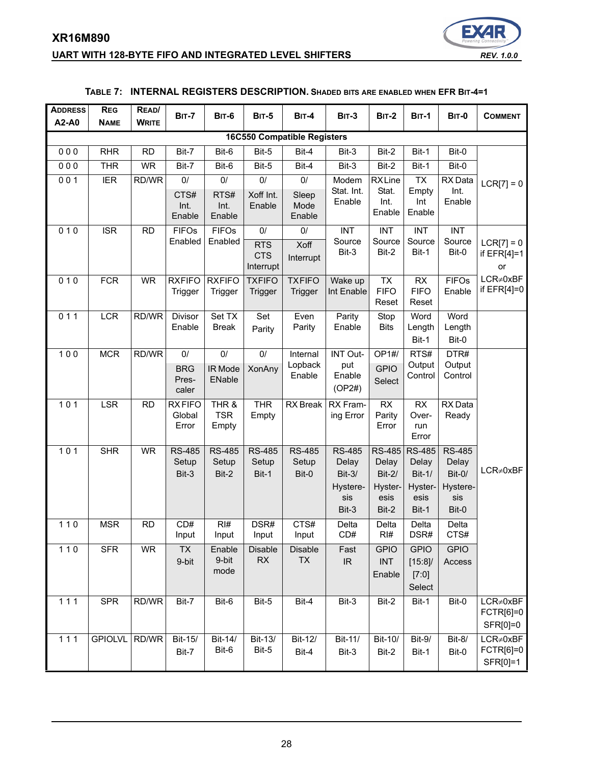**Table 7: Internal Registers Description.** Shaded bits are enabled when EFR Bit-4=1

| Address A2-A0 | Reg Name | Read/ Write | Bit-7 | Bit-6 | Bit-5 | Bit-4 | Bit-3 | Bit-2 | Bit-1 | Bit-0 | Comment |
|---|---|---|---|---|---|---|---|---|---|---|---|
| **16C550 Compatible Registers** | | | | | | | | | | | |
| 0 0 0 | RHR | RD | Bit-7 | Bit-6 | Bit-5 | Bit-4 | Bit-3 | Bit-2 | Bit-1 | Bit-0 | LCR[7] = 0 |
| 0 0 0 | THR | WR | Bit-7 | Bit-6 | Bit-5 | Bit-4 | Bit-3 | Bit-2 | Bit-1 | Bit-0 | |
| 0 0 1 | IER | RD/WR | 0/ CTS# Int. Enable | 0/ RTS# Int. Enable | 0/ Xoff Int. Enable | 0/ Sleep Mode Enable | Modem Stat. Int. Enable | RX Line Stat. Int. Enable | TX Empty Int Enable | RX Data Int. Enable | |
| 0 1 0 | ISR | RD | FIFOs Enabled | FIFOs Enabled | 0/ RTS CTS Interrupt | 0/ Xoff Interrupt | INT Source Bit-3 | INT Source Bit-2 | INT Source Bit-1 | INT Source Bit-0 | LCR[7] = 0 if EFR[4]=1 or LCR≠0xBF if EFR[4]=0 |
| 0 1 0 | FCR | WR | RXFIFO Trigger | RXFIFO Trigger | TXFIFO Trigger | TXFIFO Trigger | Wake up Int Enable | TX FIFO Reset | RX FIFO Reset | FIFOs Enable | |
| 0 1 1 | LCR | RD/WR | Divisor Enable | Set TX Break | Set Parity | Even Parity | Parity Enable | Stop Bits | Word Length Bit-1 | Word Length Bit-0 | |
| 1 0 0 | MCR | RD/WR | 0/ BRG Pres-caler | 0/ IR Mode ENable | 0/ XonAny | Internal Lopback Enable | INT Output Enable (OP2#) | OP1#/ GPIO Select | RTS# Output Control | DTR# Output Control | LCR≠0xBF |
| 1 0 1 | LSR | RD | RX FIFO Global Error | THR & TSR Empty | THR Empty | RX Break | RX Framing Error | RX Parity Error | RX Over-run Error | RX Data Ready | |
| 1 0 1 | SHR | WR | RS-485 Setup Bit-3 | RS-485 Setup Bit-2 | RS-485 Setup Bit-1 | RS-485 Setup Bit-0 | RS-485 Delay Bit-3/ Hysteresis Bit-3 | RS-485 Delay Bit-2/ Hysteresis Bit-2 | RS-485 Delay Bit-1/ Hysteresis Bit-1 | RS-485 Delay Bit-0/ Hysteresis Bit-0 | |
| 1 1 0 | MSR | RD | CD# Input | RI# Input | DSR# Input | CTS# Input | Delta CD# | Delta RI# | Delta DSR# | Delta CTS# | |
| 1 1 0 | SFR | WR | TX 9-bit | Enable 9-bit mode | Disable RX | Disable TX | Fast IR | GPIO INT Enable | GPIO [15:8]/ [7:0] Select | GPIO Access | |
| 1 1 1 | SPR | RD/WR | Bit-7 | Bit-6 | Bit-5 | Bit-4 | Bit-3 | Bit-2 | Bit-1 | Bit-0 | LCR≠0xBF FCTR[6]=0 SFR[0]=0 |
| 1 1 1 | GPIOLVL | RD/WR | Bit-15/ Bit-7 | Bit-14/ Bit-6 | Bit-13/ Bit-5 | Bit-12/ Bit-4 | Bit-11/ Bit-3 | Bit-10/ Bit-2 | Bit-9/ Bit-1 | Bit-8/ Bit-0 | LCR≠0xBF FCTR[6]=0 SFR[0]=1 |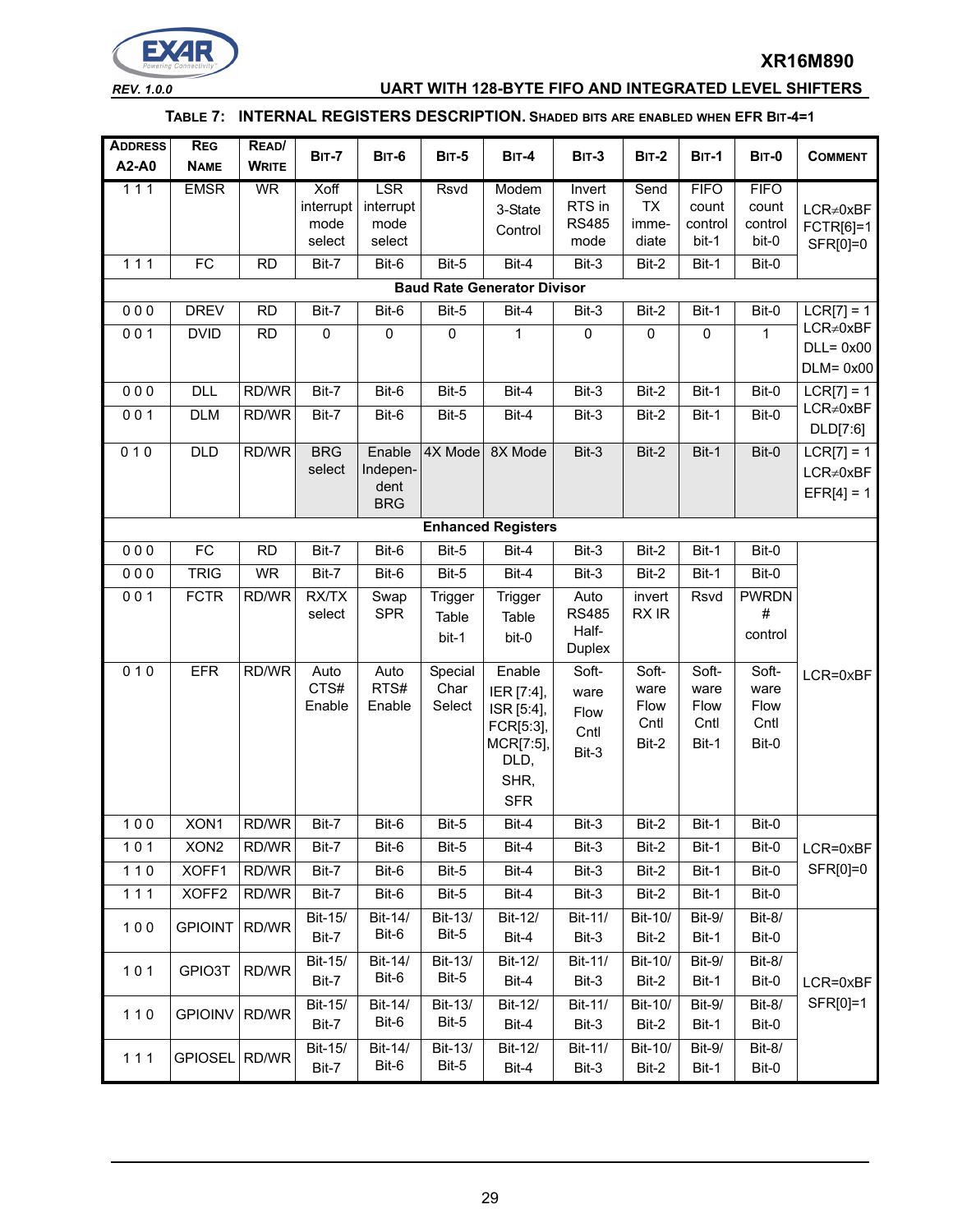### TABLE 7: INTERNAL REGISTERS DESCRIPTION. SHADED BITS ARE ENABLED WHEN EFR BIT-4=1

| ADDRESS A2-A0 | REG NAME | READ/ WRITE | BIT-7 | BIT-6 | BIT-5 | BIT-4 | BIT-3 | BIT-2 | BIT-1 | BIT-0 | COMMENT |
|---|---|---|---|---|---|---|---|---|---|---|---|
| 1 1 1 | EMSR | WR | Xoff interrupt mode select | LSR interrupt mode select | Rsvd | Modem 3-State Control | Invert RTS in RS485 mode | Send TX imme-diate | FIFO count control bit-1 | FIFO count control bit-0 | LCR≠0xBF FCTR[6]=1 SFR[0]=0 |
| 1 1 1 | FC | RD | Bit-7 | Bit-6 | Bit-5 | Bit-4 | Bit-3 | Bit-2 | Bit-1 | Bit-0 | |
| **Baud Rate Generator Divisor** | | | | | | | | | | | |
| 0 0 0 | DREV | RD | Bit-7 | Bit-6 | Bit-5 | Bit-4 | Bit-3 | Bit-2 | Bit-1 | Bit-0 | LCR[7] = 1 |
| 0 0 1 | DVID | RD | 0 | 0 | 0 | 1 | 0 | 0 | 0 | 1 | LCR≠0xBF DLL= 0x00 DLM= 0x00 |
| 0 0 0 | DLL | RD/WR | Bit-7 | Bit-6 | Bit-5 | Bit-4 | Bit-3 | Bit-2 | Bit-1 | Bit-0 | LCR[7] = 1 |
| 0 0 1 | DLM | RD/WR | Bit-7 | Bit-6 | Bit-5 | Bit-4 | Bit-3 | Bit-2 | Bit-1 | Bit-0 | LCR≠0xBF DLD[7:6] |
| 0 1 0 | DLD | RD/WR | BRG select | Enable Indepen-dent BRG | 4X Mode | 8X Mode | Bit-3 | Bit-2 | Bit-1 | Bit-0 | LCR[7] = 1 LCR≠0xBF EFR[4] = 1 |
| **Enhanced Registers** | | | | | | | | | | | |
| 0 0 0 | FC | RD | Bit-7 | Bit-6 | Bit-5 | Bit-4 | Bit-3 | Bit-2 | Bit-1 | Bit-0 | LCR=0xBF |
| 0 0 0 | TRIG | WR | Bit-7 | Bit-6 | Bit-5 | Bit-4 | Bit-3 | Bit-2 | Bit-1 | Bit-0 | |
| 0 0 1 | FCTR | RD/WR | RX/TX select | Swap SPR | Trigger Table bit-1 | Trigger Table bit-0 | Auto RS485 Half-Duplex | invert RX IR | Rsvd | PWRDN # control | |
| 0 1 0 | EFR | RD/WR | Auto CTS# Enable | Auto RTS# Enable | Special Char Select | Enable IER [7:4], ISR [5:4], FCR[5:3], MCR[7:5], DLD, SHR, SFR | Soft-ware Flow Cntl Bit-3 | Soft-ware Flow Cntl Bit-2 | Soft-ware Flow Cntl Bit-1 | Soft-ware Flow Cntl Bit-0 | |
| 1 0 0 | XON1 | RD/WR | Bit-7 | Bit-6 | Bit-5 | Bit-4 | Bit-3 | Bit-2 | Bit-1 | Bit-0 | LCR=0xBF SFR[0]=0 |
| 1 0 1 | XON2 | RD/WR | Bit-7 | Bit-6 | Bit-5 | Bit-4 | Bit-3 | Bit-2 | Bit-1 | Bit-0 | |
| 1 1 0 | XOFF1 | RD/WR | Bit-7 | Bit-6 | Bit-5 | Bit-4 | Bit-3 | Bit-2 | Bit-1 | Bit-0 | |
| 1 1 1 | XOFF2 | RD/WR | Bit-7 | Bit-6 | Bit-5 | Bit-4 | Bit-3 | Bit-2 | Bit-1 | Bit-0 | |
| 1 0 0 | GPIOINT | RD/WR | Bit-15/ Bit-7 | Bit-14/ Bit-6 | Bit-13/ Bit-5 | Bit-12/ Bit-4 | Bit-11/ Bit-3 | Bit-10/ Bit-2 | Bit-9/ Bit-1 | Bit-8/ Bit-0 | LCR=0xBF SFR[0]=1 |
| 1 0 1 | GPIO3T | RD/WR | Bit-15/ Bit-7 | Bit-14/ Bit-6 | Bit-13/ Bit-5 | Bit-12/ Bit-4 | Bit-11/ Bit-3 | Bit-10/ Bit-2 | Bit-9/ Bit-1 | Bit-8/ Bit-0 | |
| 1 1 0 | GPIOINV | RD/WR | Bit-15/ Bit-7 | Bit-14/ Bit-6 | Bit-13/ Bit-5 | Bit-12/ Bit-4 | Bit-11/ Bit-3 | Bit-10/ Bit-2 | Bit-9/ Bit-1 | Bit-8/ Bit-0 | |
| 1 1 1 | GPIOSEL | RD/WR | Bit-15/ Bit-7 | Bit-14/ Bit-6 | Bit-13/ Bit-5 | Bit-12/ Bit-4 | Bit-11/ Bit-3 | Bit-10/ Bit-2 | Bit-9/ Bit-1 | Bit-8/ Bit-0 | |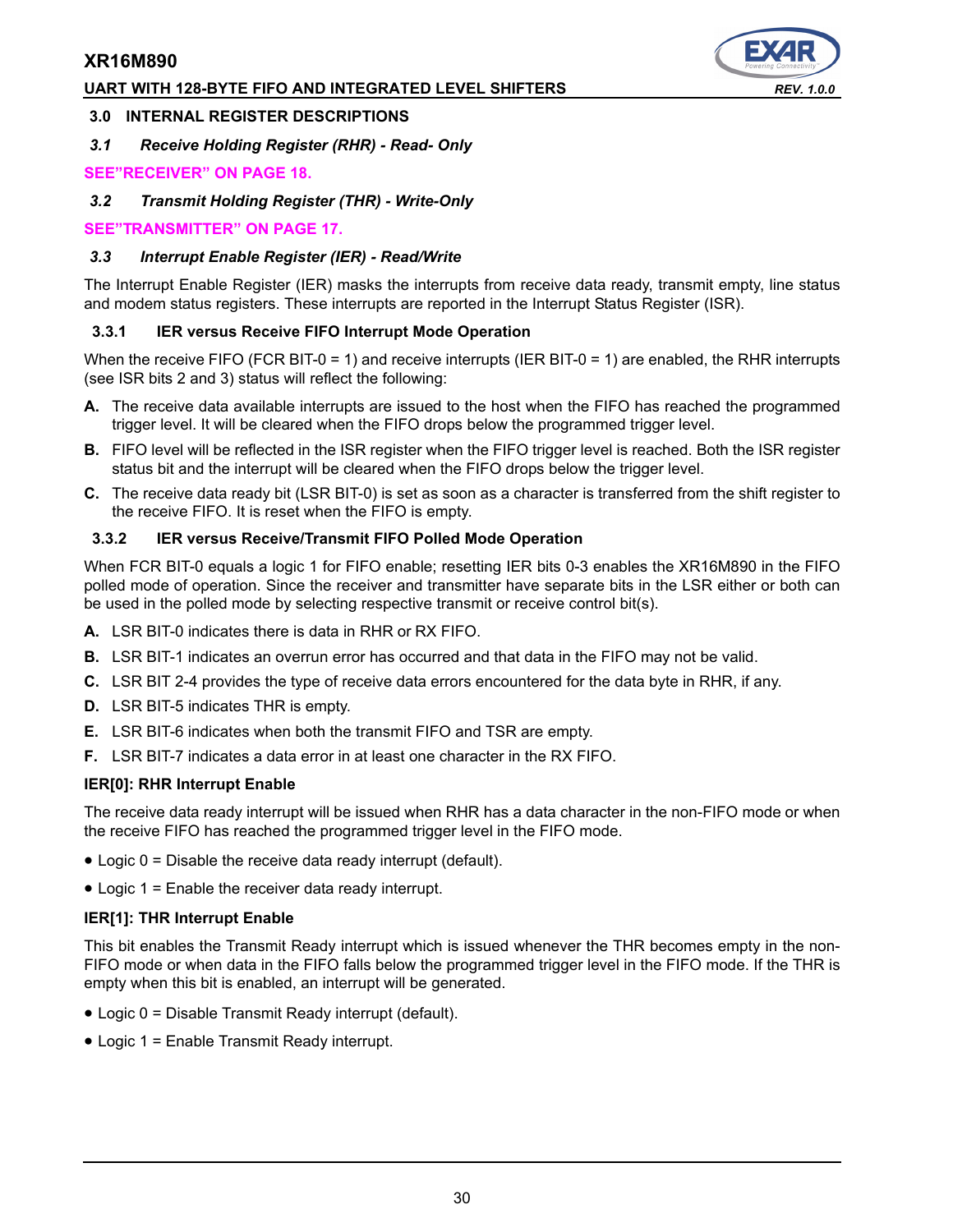## 3.0 INTERNAL REGISTER DESCRIPTIONS

### *3.1 Receive Holding Register (RHR) - Read- Only*

**SEE"RECEIVER" ON PAGE 18.**

### *3.2 Transmit Holding Register (THR) - Write-Only*

**SEE"TRANSMITTER" ON PAGE 17.**

### *3.3 Interrupt Enable Register (IER) - Read/Write*

The Interrupt Enable Register (IER) masks the interrupts from receive data ready, transmit empty, line status and modem status registers. These interrupts are reported in the Interrupt Status Register (ISR).

#### 3.3.1 IER versus Receive FIFO Interrupt Mode Operation

When the receive FIFO (FCR BIT-0 = 1) and receive interrupts (IER BIT-0 = 1) are enabled, the RHR interrupts (see ISR bits 2 and 3) status will reflect the following:

**A.** The receive data available interrupts are issued to the host when the FIFO has reached the programmed trigger level. It will be cleared when the FIFO drops below the programmed trigger level.

**B.** FIFO level will be reflected in the ISR register when the FIFO trigger level is reached. Both the ISR register status bit and the interrupt will be cleared when the FIFO drops below the trigger level.

**C.** The receive data ready bit (LSR BIT-0) is set as soon as a character is transferred from the shift register to the receive FIFO. It is reset when the FIFO is empty.

#### 3.3.2 IER versus Receive/Transmit FIFO Polled Mode Operation

When FCR BIT-0 equals a logic 1 for FIFO enable; resetting IER bits 0-3 enables the XR16M890 in the FIFO polled mode of operation. Since the receiver and transmitter have separate bits in the LSR either or both can be used in the polled mode by selecting respective transmit or receive control bit(s).

**A.** LSR BIT-0 indicates there is data in RHR or RX FIFO.

**B.** LSR BIT-1 indicates an overrun error has occurred and that data in the FIFO may not be valid.

**C.** LSR BIT 2-4 provides the type of receive data errors encountered for the data byte in RHR, if any.

**D.** LSR BIT-5 indicates THR is empty.

**E.** LSR BIT-6 indicates when both the transmit FIFO and TSR are empty.

**F.** LSR BIT-7 indicates a data error in at least one character in the RX FIFO.

**IER[0]: RHR Interrupt Enable**

The receive data ready interrupt will be issued when RHR has a data character in the non-FIFO mode or when the receive FIFO has reached the programmed trigger level in the FIFO mode.

- Logic 0 = Disable the receive data ready interrupt (default).
- Logic 1 = Enable the receiver data ready interrupt.

**IER[1]: THR Interrupt Enable**

This bit enables the Transmit Ready interrupt which is issued whenever the THR becomes empty in the non-FIFO mode or when data in the FIFO falls below the programmed trigger level in the FIFO mode. If the THR is empty when this bit is enabled, an interrupt will be generated.

- Logic 0 = Disable Transmit Ready interrupt (default).
- Logic 1 = Enable Transmit Ready interrupt.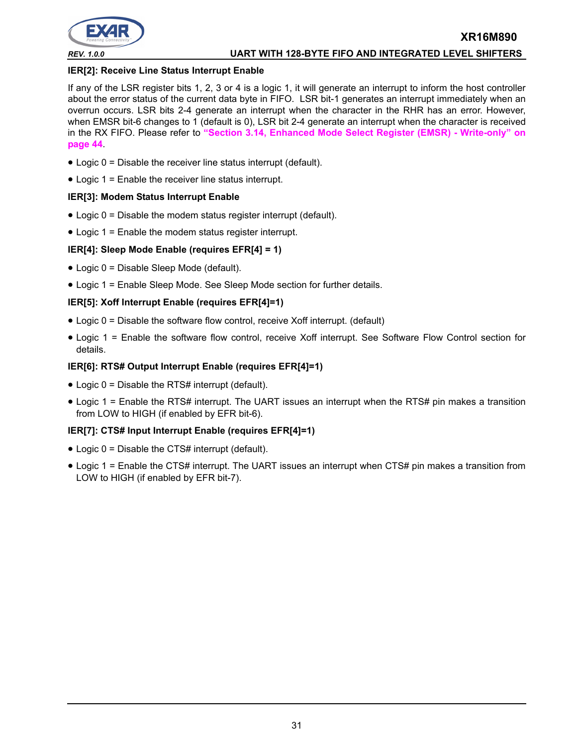#### IER[2]: Receive Line Status Interrupt Enable

If any of the LSR register bits 1, 2, 3 or 4 is a logic 1, it will generate an interrupt to inform the host controller about the error status of the current data byte in FIFO. LSR bit-1 generates an interrupt immediately when an overrun occurs. LSR bits 2-4 generate an interrupt when the character in the RHR has an error. However, when EMSR bit-6 changes to 1 (default is 0), LSR bit 2-4 generate an interrupt when the character is received in the RX FIFO. Please refer to **"Section 3.14, Enhanced Mode Select Register (EMSR) - Write-only" on page 44**.

- Logic 0 = Disable the receiver line status interrupt (default).
- Logic 1 = Enable the receiver line status interrupt.

#### IER[3]: Modem Status Interrupt Enable

- Logic 0 = Disable the modem status register interrupt (default).
- Logic 1 = Enable the modem status register interrupt.

#### IER[4]: Sleep Mode Enable (requires EFR[4] = 1)

- Logic 0 = Disable Sleep Mode (default).
- Logic 1 = Enable Sleep Mode. See Sleep Mode section for further details.

#### IER[5]: Xoff Interrupt Enable (requires EFR[4]=1)

- Logic 0 = Disable the software flow control, receive Xoff interrupt. (default)
- Logic 1 = Enable the software flow control, receive Xoff interrupt. See Software Flow Control section for details.

#### IER[6]: RTS# Output Interrupt Enable (requires EFR[4]=1)

- Logic 0 = Disable the RTS# interrupt (default).
- Logic 1 = Enable the RTS# interrupt. The UART issues an interrupt when the RTS# pin makes a transition from LOW to HIGH (if enabled by EFR bit-6).

#### IER[7]: CTS# Input Interrupt Enable (requires EFR[4]=1)

- Logic 0 = Disable the CTS# interrupt (default).
- Logic 1 = Enable the CTS# interrupt. The UART issues an interrupt when CTS# pin makes a transition from LOW to HIGH (if enabled by EFR bit-7).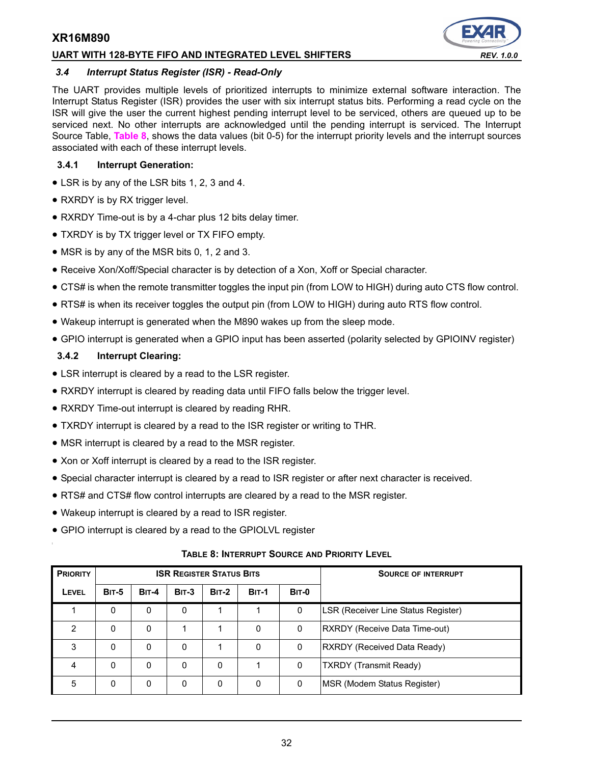### 3.4 *Interrupt Status Register (ISR) - Read-Only*

The UART provides multiple levels of prioritized interrupts to minimize external software interaction. The Interrupt Status Register (ISR) provides the user with six interrupt status bits. Performing a read cycle on the ISR will give the user the current highest pending interrupt level to be serviced, others are queued up to be serviced next. No other interrupts are acknowledged until the pending interrupt is serviced. The Interrupt Source Table, Table 8, shows the data values (bit 0-5) for the interrupt priority levels and the interrupt sources associated with each of these interrupt levels.

#### 3.4.1 Interrupt Generation:

- LSR is by any of the LSR bits 1, 2, 3 and 4.
- RXRDY is by RX trigger level.
- RXRDY Time-out is by a 4-char plus 12 bits delay timer.
- TXRDY is by TX trigger level or TX FIFO empty.
- MSR is by any of the MSR bits 0, 1, 2 and 3.
- Receive Xon/Xoff/Special character is by detection of a Xon, Xoff or Special character.
- CTS# is when the remote transmitter toggles the input pin (from LOW to HIGH) during auto CTS flow control.
- RTS# is when its receiver toggles the output pin (from LOW to HIGH) during auto RTS flow control.
- Wakeup interrupt is generated when the M890 wakes up from the sleep mode.
- GPIO interrupt is generated when a GPIO input has been asserted (polarity selected by GPIOINV register)

#### 3.4.2 Interrupt Clearing:

- LSR interrupt is cleared by a read to the LSR register.
- RXRDY interrupt is cleared by reading data until FIFO falls below the trigger level.
- RXRDY Time-out interrupt is cleared by reading RHR.
- TXRDY interrupt is cleared by a read to the ISR register or writing to THR.
- MSR interrupt is cleared by a read to the MSR register.
- Xon or Xoff interrupt is cleared by a read to the ISR register.
- Special character interrupt is cleared by a read to ISR register or after next character is received.
- RTS# and CTS# flow control interrupts are cleared by a read to the MSR register.
- Wakeup interrupt is cleared by a read to ISR register.
- GPIO interrupt is cleared by a read to the GPIOLVL register

**TABLE 8: INTERRUPT SOURCE AND PRIORITY LEVEL**

| PRIORITY | ISR REGISTER STATUS BITS | | | | | | SOURCE OF INTERRUPT |
|---|---|---|---|---|---|---|---|
| LEVEL | BIT-5 | BIT-4 | BIT-3 | BIT-2 | BIT-1 | BIT-0 | |
| 1 | 0 | 0 | 0 | 1 | 1 | 0 | LSR (Receiver Line Status Register) |
| 2 | 0 | 0 | 1 | 1 | 0 | 0 | RXRDY (Receive Data Time-out) |
| 3 | 0 | 0 | 0 | 1 | 0 | 0 | RXRDY (Received Data Ready) |
| 4 | 0 | 0 | 0 | 0 | 1 | 0 | TXRDY (Transmit Ready) |
| 5 | 0 | 0 | 0 | 0 | 0 | 0 | MSR (Modem Status Register) |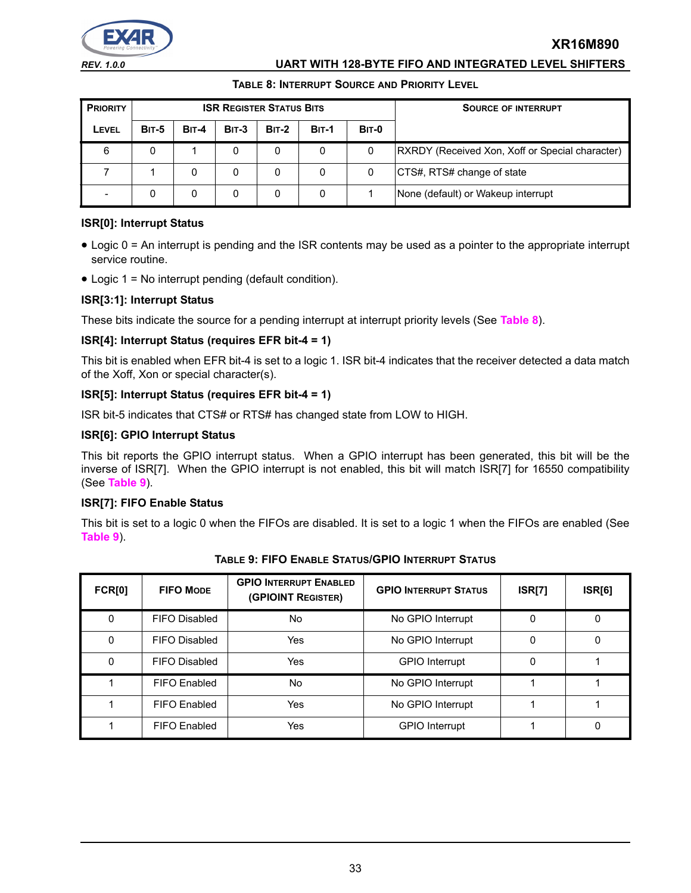**TABLE 8: INTERRUPT SOURCE AND PRIORITY LEVEL**

| PRIORITY | ISR REGISTER STATUS BITS | | | | | | SOURCE OF INTERRUPT |
|---|---|---|---|---|---|---|---|
| LEVEL | BIT-5 | BIT-4 | BIT-3 | BIT-2 | BIT-1 | BIT-0 | |
| 6 | 0 | 1 | 0 | 0 | 0 | 0 | RXRDY (Received Xon, Xoff or Special character) |
| 7 | 1 | 0 | 0 | 0 | 0 | 0 | CTS#, RTS# change of state |
| - | 0 | 0 | 0 | 0 | 0 | 1 | None (default) or Wakeup interrupt |

### ISR[0]: Interrupt Status

- Logic 0 = An interrupt is pending and the ISR contents may be used as a pointer to the appropriate interrupt service routine.
- Logic 1 = No interrupt pending (default condition).

### ISR[3:1]: Interrupt Status

These bits indicate the source for a pending interrupt at interrupt priority levels (See Table 8).

### ISR[4]: Interrupt Status (requires EFR bit-4 = 1)

This bit is enabled when EFR bit-4 is set to a logic 1. ISR bit-4 indicates that the receiver detected a data match of the Xoff, Xon or special character(s).

### ISR[5]: Interrupt Status (requires EFR bit-4 = 1)

ISR bit-5 indicates that CTS# or RTS# has changed state from LOW to HIGH.

### ISR[6]: GPIO Interrupt Status

This bit reports the GPIO interrupt status. When a GPIO interrupt has been generated, this bit will be the inverse of ISR[7]. When the GPIO interrupt is not enabled, this bit will match ISR[7] for 16550 compatibility (See Table 9).

### ISR[7]: FIFO Enable Status

This bit is set to a logic 0 when the FIFOs are disabled. It is set to a logic 1 when the FIFOs are enabled (See Table 9).

**TABLE 9: FIFO ENABLE STATUS/GPIO INTERRUPT STATUS**

| FCR[0] | FIFO MODE | GPIO INTERRUPT ENABLED (GPIOINT REGISTER) | GPIO INTERRUPT STATUS | ISR[7] | ISR[6] |
|---|---|---|---|---|---|
| 0 | FIFO Disabled | No | No GPIO Interrupt | 0 | 0 |
| 0 | FIFO Disabled | Yes | No GPIO Interrupt | 0 | 0 |
| 0 | FIFO Disabled | Yes | GPIO Interrupt | 0 | 1 |
| 1 | FIFO Enabled | No | No GPIO Interrupt | 1 | 1 |
| 1 | FIFO Enabled | Yes | No GPIO Interrupt | 1 | 1 |
| 1 | FIFO Enabled | Yes | GPIO Interrupt | 1 | 0 |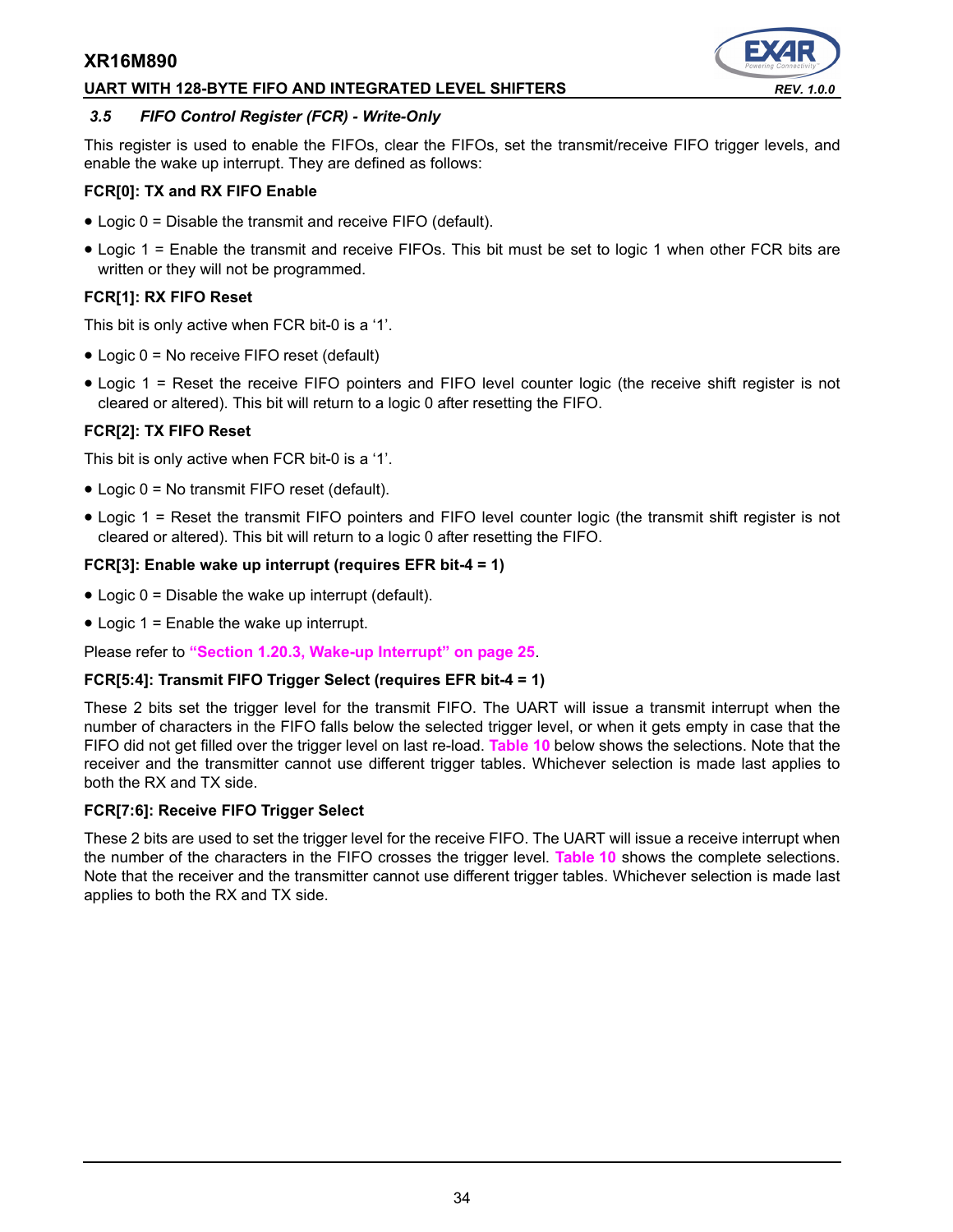### *3.5 FIFO Control Register (FCR) - Write-Only*

This register is used to enable the FIFOs, clear the FIFOs, set the transmit/receive FIFO trigger levels, and enable the wake up interrupt. They are defined as follows:

**FCR[0]: TX and RX FIFO Enable**

- Logic 0 = Disable the transmit and receive FIFO (default).
- Logic 1 = Enable the transmit and receive FIFOs. This bit must be set to logic 1 when other FCR bits are written or they will not be programmed.

**FCR[1]: RX FIFO Reset**

This bit is only active when FCR bit-0 is a '1'.

- Logic 0 = No receive FIFO reset (default)
- Logic 1 = Reset the receive FIFO pointers and FIFO level counter logic (the receive shift register is not cleared or altered). This bit will return to a logic 0 after resetting the FIFO.

**FCR[2]: TX FIFO Reset**

This bit is only active when FCR bit-0 is a '1'.

- Logic 0 = No transmit FIFO reset (default).
- Logic 1 = Reset the transmit FIFO pointers and FIFO level counter logic (the transmit shift register is not cleared or altered). This bit will return to a logic 0 after resetting the FIFO.

**FCR[3]: Enable wake up interrupt (requires EFR bit-4 = 1)**

- Logic 0 = Disable the wake up interrupt (default).
- Logic 1 = Enable the wake up interrupt.

Please refer to **"Section 1.20.3, Wake-up Interrupt" on page 25**.

**FCR[5:4]: Transmit FIFO Trigger Select (requires EFR bit-4 = 1)**

These 2 bits set the trigger level for the transmit FIFO. The UART will issue a transmit interrupt when the number of characters in the FIFO falls below the selected trigger level, or when it gets empty in case that the FIFO did not get filled over the trigger level on last re-load. **Table 10** below shows the selections. Note that the receiver and the transmitter cannot use different trigger tables. Whichever selection is made last applies to both the RX and TX side.

**FCR[7:6]: Receive FIFO Trigger Select**

These 2 bits are used to set the trigger level for the receive FIFO. The UART will issue a receive interrupt when the number of the characters in the FIFO crosses the trigger level. **Table 10** shows the complete selections. Note that the receiver and the transmitter cannot use different trigger tables. Whichever selection is made last applies to both the RX and TX side.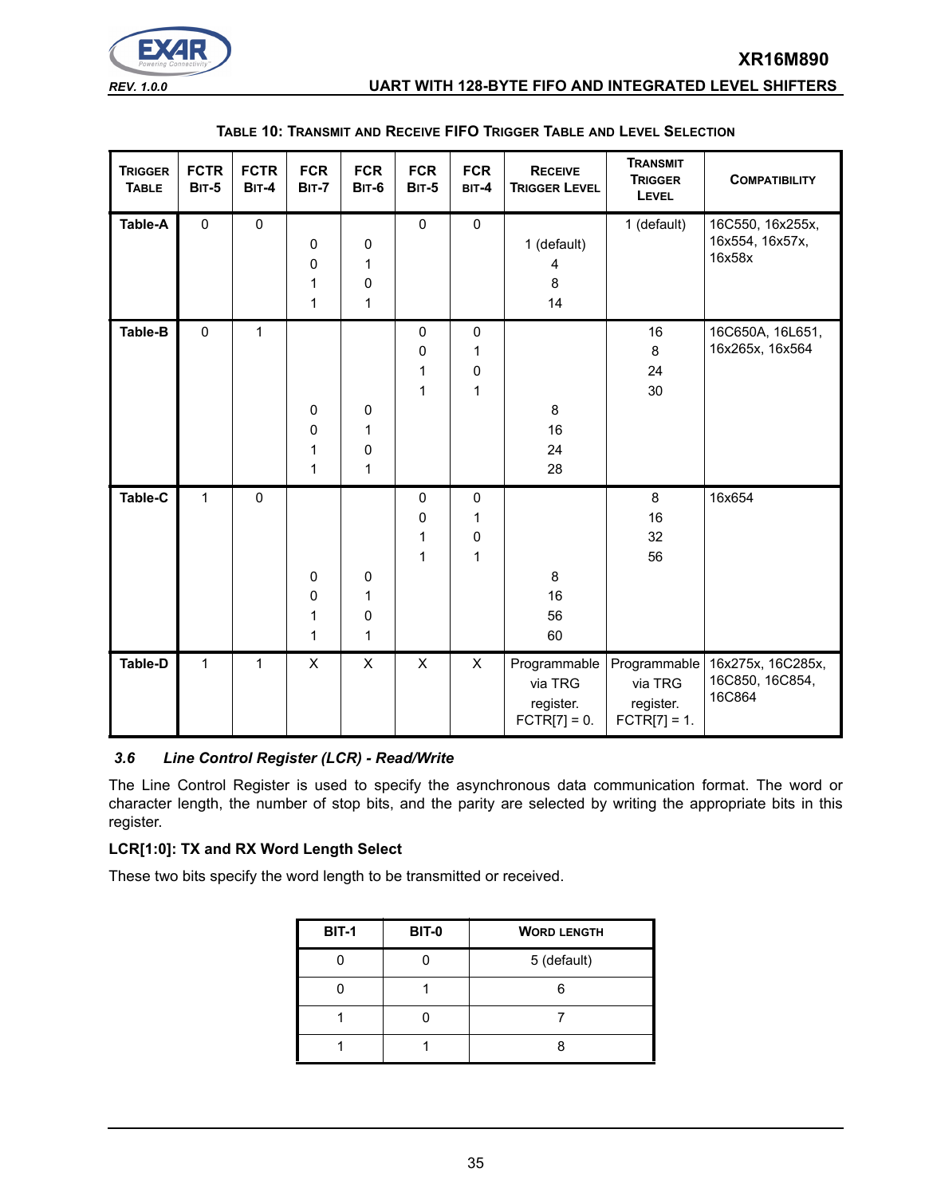**TABLE 10: TRANSMIT AND RECEIVE FIFO TRIGGER TABLE AND LEVEL SELECTION**

| TRIGGER TABLE | FCTR BIT-5 | FCTR BIT-4 | FCR BIT-7 | FCR BIT-6 | FCR BIT-5 | FCR BIT-4 | RECEIVE TRIGGER LEVEL | TRANSMIT TRIGGER LEVEL | COMPATIBILITY |
|---|---|---|---|---|---|---|---|---|---|
| Table-A | 0 | 0 | | | 0 | 0 | | 1 (default) | 16C550, 16x255x, 16x554, 16x57x, 16x58x |
| | | | 0 | 0 | | | 1 (default) | | |
| | | | 0 | 1 | | | 4 | | |
| | | | 1 | 0 | | | 8 | | |
| | | | 1 | 1 | | | 14 | | |
| Table-B | 0 | 1 | | | 0 | 0 | | 16 | 16C650A, 16L651, 16x265x, 16x564 |
| | | | | | 0 | 1 | | 8 | |
| | | | | | 1 | 0 | | 24 | |
| | | | | | 1 | 1 | | 30 | |
| | | | 0 | 0 | | | 8 | | |
| | | | 0 | 1 | | | 16 | | |
| | | | 1 | 0 | | | 24 | | |
| | | | 1 | 1 | | | 28 | | |
| Table-C | 1 | 0 | | | 0 | 0 | | 8 | 16x654 |
| | | | | | 0 | 1 | | 16 | |
| | | | | | 1 | 0 | | 32 | |
| | | | | | 1 | 1 | | 56 | |
| | | | 0 | 0 | | | 8 | | |
| | | | 0 | 1 | | | 16 | | |
| | | | 1 | 0 | | | 56 | | |
| | | | 1 | 1 | | | 60 | | |
| Table-D | 1 | 1 | X | X | X | X | Programmable via TRG register. FCTR[7] = 0. | Programmable via TRG register. FCTR[7] = 1. | 16x275x, 16C285x, 16C850, 16C854, 16C864 |

### *3.6 Line Control Register (LCR) - Read/Write*

The Line Control Register is used to specify the asynchronous data communication format. The word or character length, the number of stop bits, and the parity are selected by writing the appropriate bits in this register.

**LCR[1:0]: TX and RX Word Length Select**

These two bits specify the word length to be transmitted or received.

| BIT-1 | BIT-0 | WORD LENGTH |
|---|---|---|
| 0 | 0 | 5 (default) |
| 0 | 1 | 6 |
| 1 | 0 | 7 |
| 1 | 1 | 8 |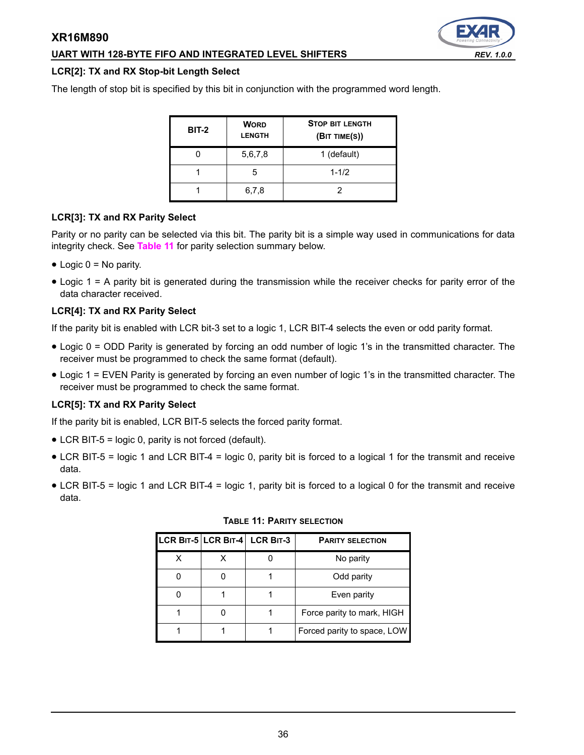### LCR[2]: TX and RX Stop-bit Length Select

The length of stop bit is specified by this bit in conjunction with the programmed word length.

| BIT-2 | WORD LENGTH | STOP BIT LENGTH (BIT TIME(S)) |
|---|---|---|
| 0 | 5,6,7,8 | 1 (default) |
| 1 | 5 | 1-1/2 |
| 1 | 6,7,8 | 2 |

### LCR[3]: TX and RX Parity Select

Parity or no parity can be selected via this bit. The parity bit is a simple way used in communications for data integrity check. See Table 11 for parity selection summary below.

- Logic 0 = No parity.
- Logic 1 = A parity bit is generated during the transmission while the receiver checks for parity error of the data character received.

### LCR[4]: TX and RX Parity Select

If the parity bit is enabled with LCR bit-3 set to a logic 1, LCR BIT-4 selects the even or odd parity format.

- Logic 0 = ODD Parity is generated by forcing an odd number of logic 1's in the transmitted character. The receiver must be programmed to check the same format (default).
- Logic 1 = EVEN Parity is generated by forcing an even number of logic 1's in the transmitted character. The receiver must be programmed to check the same format.

### LCR[5]: TX and RX Parity Select

If the parity bit is enabled, LCR BIT-5 selects the forced parity format.

- LCR BIT-5 = logic 0, parity is not forced (default).
- LCR BIT-5 = logic 1 and LCR BIT-4 = logic 0, parity bit is forced to a logical 1 for the transmit and receive data.
- LCR BIT-5 = logic 1 and LCR BIT-4 = logic 1, parity bit is forced to a logical 0 for the transmit and receive data.

**TABLE 11: PARITY SELECTION**

| LCR BIT-5 | LCR BIT-4 | LCR BIT-3 | PARITY SELECTION |
|---|---|---|---|
| X | X | 0 | No parity |
| 0 | 0 | 1 | Odd parity |
| 0 | 1 | 1 | Even parity |
| 1 | 0 | 1 | Force parity to mark, HIGH |
| 1 | 1 | 1 | Forced parity to space, LOW |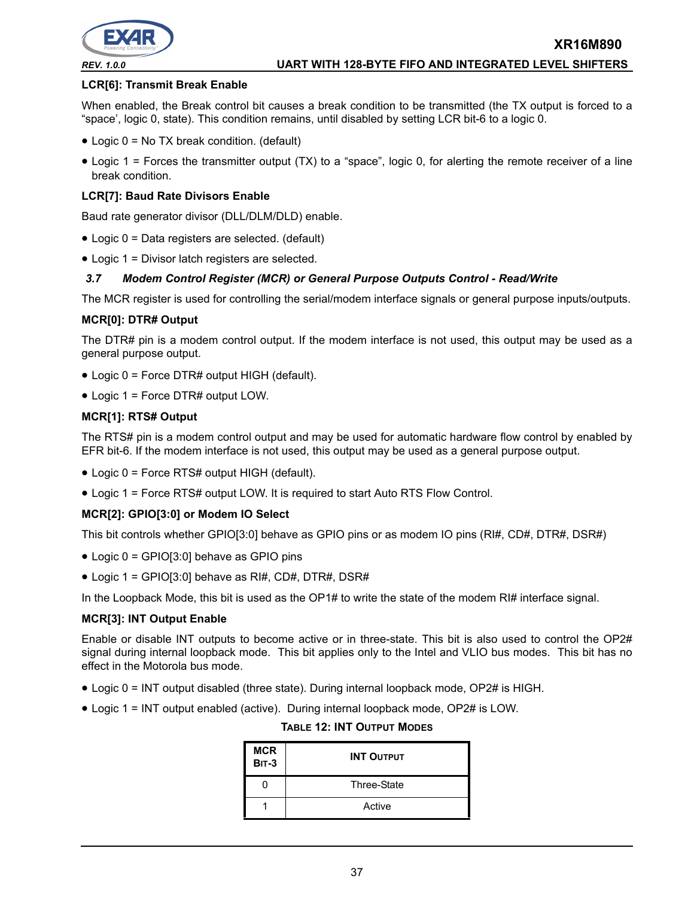**LCR[6]: Transmit Break Enable**

When enabled, the Break control bit causes a break condition to be transmitted (the TX output is forced to a “space’, logic 0, state). This condition remains, until disabled by setting LCR bit-6 to a logic 0.

- Logic 0 = No TX break condition. (default)
- Logic 1 = Forces the transmitter output (TX) to a “space”, logic 0, for alerting the remote receiver of a line break condition.

**LCR[7]: Baud Rate Divisors Enable**

Baud rate generator divisor (DLL/DLM/DLD) enable.

- Logic 0 = Data registers are selected. (default)
- Logic 1 = Divisor latch registers are selected.

### *3.7 Modem Control Register (MCR) or General Purpose Outputs Control - Read/Write*

The MCR register is used for controlling the serial/modem interface signals or general purpose inputs/outputs.

**MCR[0]: DTR# Output**

The DTR# pin is a modem control output. If the modem interface is not used, this output may be used as a general purpose output.

- Logic 0 = Force DTR# output HIGH (default).
- Logic 1 = Force DTR# output LOW.

**MCR[1]: RTS# Output**

The RTS# pin is a modem control output and may be used for automatic hardware flow control by enabled by EFR bit-6. If the modem interface is not used, this output may be used as a general purpose output.

- Logic 0 = Force RTS# output HIGH (default).
- Logic 1 = Force RTS# output LOW. It is required to start Auto RTS Flow Control.

**MCR[2]: GPIO[3:0] or Modem IO Select**

This bit controls whether GPIO[3:0] behave as GPIO pins or as modem IO pins (RI#, CD#, DTR#, DSR#)

- Logic 0 = GPIO[3:0] behave as GPIO pins
- Logic 1 = GPIO[3:0] behave as RI#, CD#, DTR#, DSR#

In the Loopback Mode, this bit is used as the OP1# to write the state of the modem RI# interface signal.

**MCR[3]: INT Output Enable**

Enable or disable INT outputs to become active or in three-state. This bit is also used to control the OP2# signal during internal loopback mode. This bit applies only to the Intel and VLIO bus modes. This bit has no effect in the Motorola bus mode.

- Logic 0 = INT output disabled (three state). During internal loopback mode, OP2# is HIGH.
- Logic 1 = INT output enabled (active). During internal loopback mode, OP2# is LOW.

**TABLE 12: INT OUTPUT MODES**

| MCR BIT-3 | INT OUTPUT |
|---|---|
| 0 | Three-State |
| 1 | Active |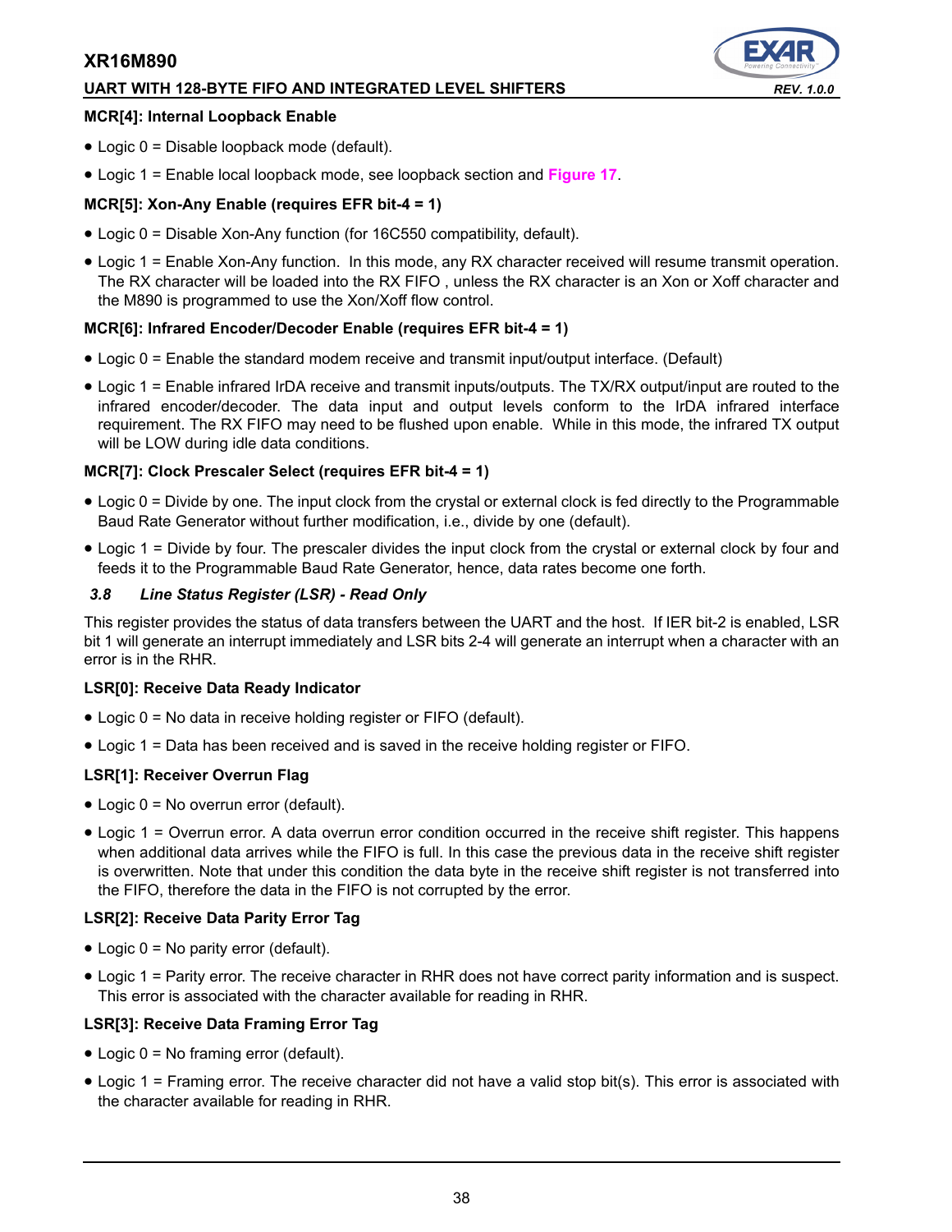**MCR[4]: Internal Loopback Enable**

- Logic 0 = Disable loopback mode (default).
- Logic 1 = Enable local loopback mode, see loopback section and Figure 17.

**MCR[5]: Xon-Any Enable (requires EFR bit-4 = 1)**

- Logic 0 = Disable Xon-Any function (for 16C550 compatibility, default).
- Logic 1 = Enable Xon-Any function. In this mode, any RX character received will resume transmit operation. The RX character will be loaded into the RX FIFO , unless the RX character is an Xon or Xoff character and the M890 is programmed to use the Xon/Xoff flow control.

**MCR[6]: Infrared Encoder/Decoder Enable (requires EFR bit-4 = 1)**

- Logic 0 = Enable the standard modem receive and transmit input/output interface. (Default)
- Logic 1 = Enable infrared IrDA receive and transmit inputs/outputs. The TX/RX output/input are routed to the infrared encoder/decoder. The data input and output levels conform to the IrDA infrared interface requirement. The RX FIFO may need to be flushed upon enable. While in this mode, the infrared TX output will be LOW during idle data conditions.

**MCR[7]: Clock Prescaler Select (requires EFR bit-4 = 1)**

- Logic 0 = Divide by one. The input clock from the crystal or external clock is fed directly to the Programmable Baud Rate Generator without further modification, i.e., divide by one (default).
- Logic 1 = Divide by four. The prescaler divides the input clock from the crystal or external clock by four and feeds it to the Programmable Baud Rate Generator, hence, data rates become one forth.

### *3.8 Line Status Register (LSR) - Read Only*

This register provides the status of data transfers between the UART and the host. If IER bit-2 is enabled, LSR bit 1 will generate an interrupt immediately and LSR bits 2-4 will generate an interrupt when a character with an error is in the RHR.

**LSR[0]: Receive Data Ready Indicator**

- Logic 0 = No data in receive holding register or FIFO (default).
- Logic 1 = Data has been received and is saved in the receive holding register or FIFO.

**LSR[1]: Receiver Overrun Flag**

- Logic 0 = No overrun error (default).
- Logic 1 = Overrun error. A data overrun error condition occurred in the receive shift register. This happens when additional data arrives while the FIFO is full. In this case the previous data in the receive shift register is overwritten. Note that under this condition the data byte in the receive shift register is not transferred into the FIFO, therefore the data in the FIFO is not corrupted by the error.

**LSR[2]: Receive Data Parity Error Tag**

- Logic 0 = No parity error (default).
- Logic 1 = Parity error. The receive character in RHR does not have correct parity information and is suspect. This error is associated with the character available for reading in RHR.

**LSR[3]: Receive Data Framing Error Tag**

- Logic 0 = No framing error (default).
- Logic 1 = Framing error. The receive character did not have a valid stop bit(s). This error is associated with the character available for reading in RHR.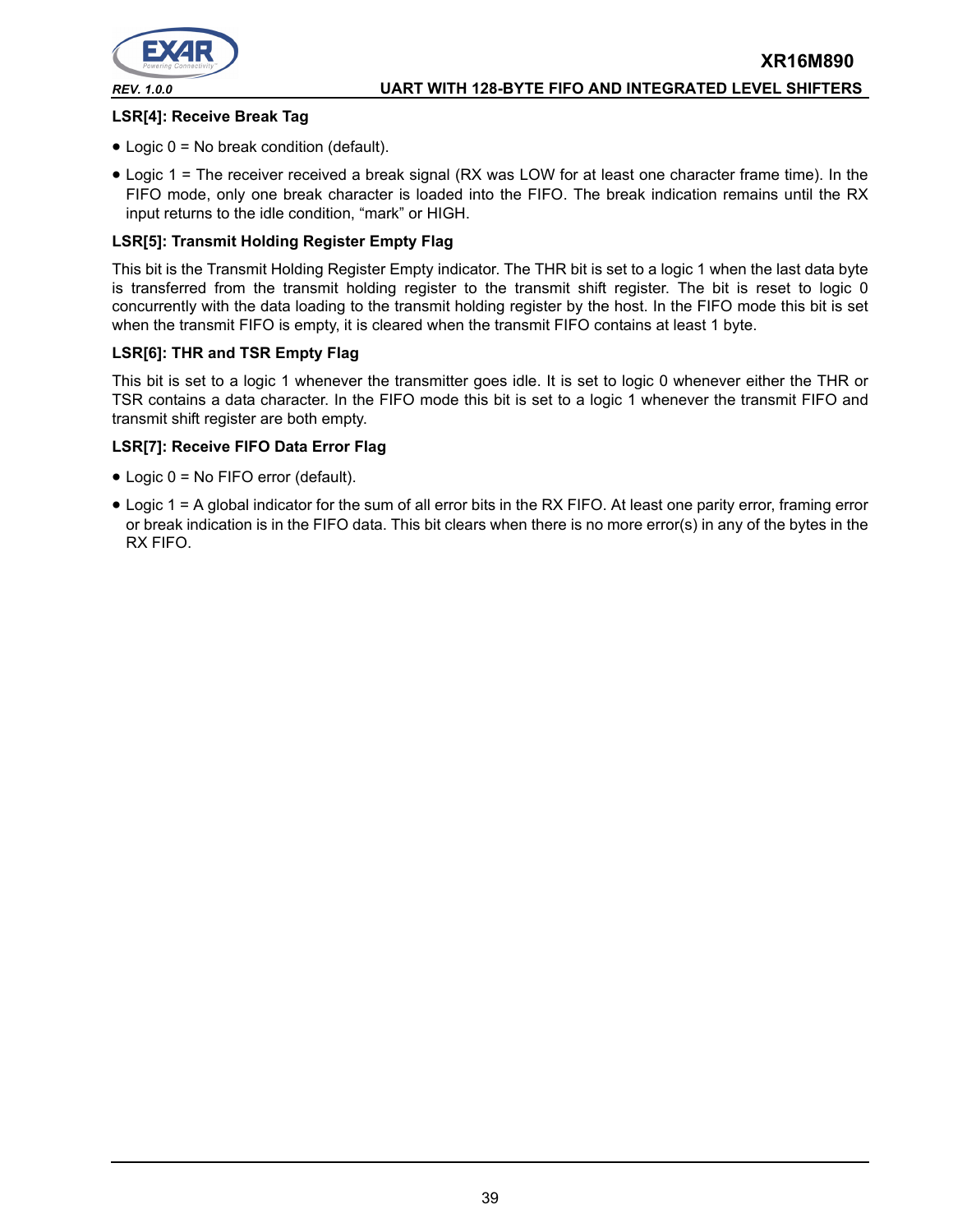#### LSR[4]: Receive Break Tag

- Logic 0 = No break condition (default).
- Logic 1 = The receiver received a break signal (RX was LOW for at least one character frame time). In the FIFO mode, only one break character is loaded into the FIFO. The break indication remains until the RX input returns to the idle condition, "mark" or HIGH.

#### LSR[5]: Transmit Holding Register Empty Flag

This bit is the Transmit Holding Register Empty indicator. The THR bit is set to a logic 1 when the last data byte is transferred from the transmit holding register to the transmit shift register. The bit is reset to logic 0 concurrently with the data loading to the transmit holding register by the host. In the FIFO mode this bit is set when the transmit FIFO is empty, it is cleared when the transmit FIFO contains at least 1 byte.

#### LSR[6]: THR and TSR Empty Flag

This bit is set to a logic 1 whenever the transmitter goes idle. It is set to logic 0 whenever either the THR or TSR contains a data character. In the FIFO mode this bit is set to a logic 1 whenever the transmit FIFO and transmit shift register are both empty.

#### LSR[7]: Receive FIFO Data Error Flag

- Logic 0 = No FIFO error (default).
- Logic 1 = A global indicator for the sum of all error bits in the RX FIFO. At least one parity error, framing error or break indication is in the FIFO data. This bit clears when there is no more error(s) in any of the bytes in the RX FIFO.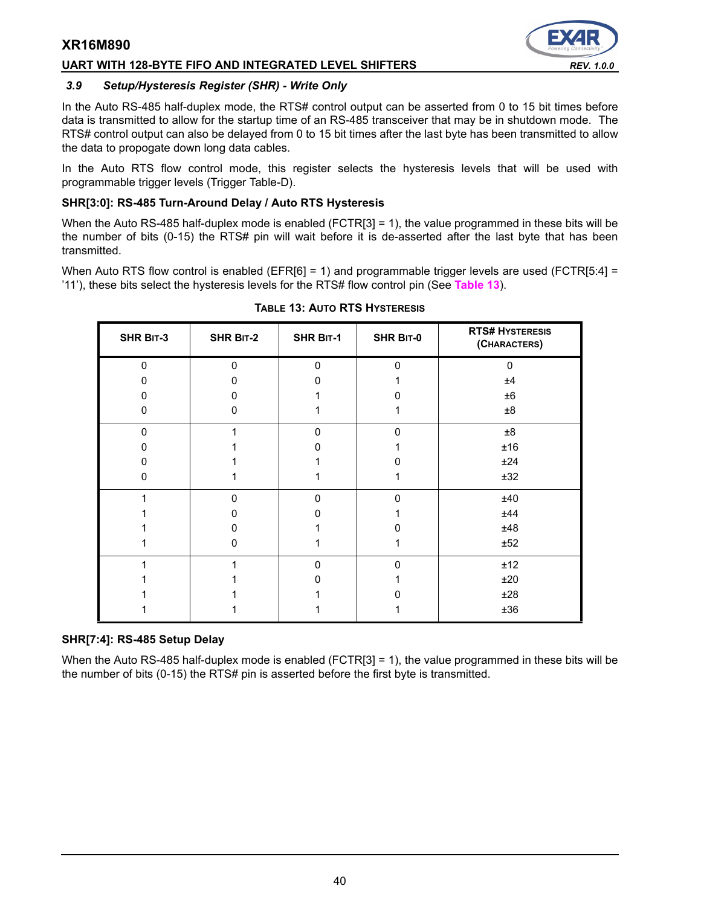### *3.9 Setup/Hysteresis Register (SHR) - Write Only*

In the Auto RS-485 half-duplex mode, the RTS# control output can be asserted from 0 to 15 bit times before data is transmitted to allow for the startup time of an RS-485 transceiver that may be in shutdown mode. The RTS# control output can also be delayed from 0 to 15 bit times after the last byte has been transmitted to allow the data to propogate down long data cables.

In the Auto RTS flow control mode, this register selects the hysteresis levels that will be used with programmable trigger levels (Trigger Table-D).

**SHR[3:0]: RS-485 Turn-Around Delay / Auto RTS Hysteresis**

When the Auto RS-485 half-duplex mode is enabled (FCTR[3] = 1), the value programmed in these bits will be the number of bits (0-15) the RTS# pin will wait before it is de-asserted after the last byte that has been transmitted.

When Auto RTS flow control is enabled (EFR[6] = 1) and programmable trigger levels are used (FCTR[5:4] = '11'), these bits select the hysteresis levels for the RTS# flow control pin (See **Table 13**).

**TABLE 13: AUTO RTS HYSTERESIS**

| SHR BIT-3 | SHR BIT-2 | SHR BIT-1 | SHR BIT-0 | RTS# HYSTERESIS (CHARACTERS) |
|---|---|---|---|---|
| 0 | 0 | 0 | 0 | 0 |
| 0 | 0 | 0 | 1 | ±4 |
| 0 | 0 | 1 | 0 | ±6 |
| 0 | 0 | 1 | 1 | ±8 |
| 0 | 1 | 0 | 0 | ±8 |
| 0 | 1 | 0 | 1 | ±16 |
| 0 | 1 | 1 | 0 | ±24 |
| 0 | 1 | 1 | 1 | ±32 |
| 1 | 0 | 0 | 0 | ±40 |
| 1 | 0 | 0 | 1 | ±44 |
| 1 | 0 | 1 | 0 | ±48 |
| 1 | 0 | 1 | 1 | ±52 |
| 1 | 1 | 0 | 0 | ±12 |
| 1 | 1 | 0 | 1 | ±20 |
| 1 | 1 | 1 | 0 | ±28 |
| 1 | 1 | 1 | 1 | ±36 |

**SHR[7:4]: RS-485 Setup Delay**

When the Auto RS-485 half-duplex mode is enabled (FCTR[3] = 1), the value programmed in these bits will be the number of bits (0-15) the RTS# pin is asserted before the first byte is transmitted.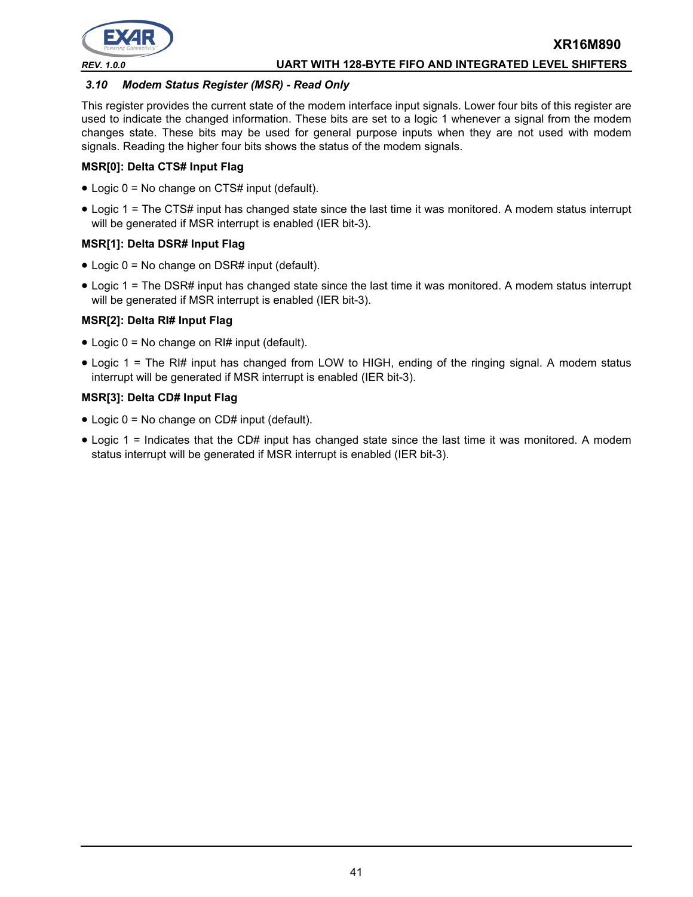### 3.10 Modem Status Register (MSR) - Read Only

This register provides the current state of the modem interface input signals. Lower four bits of this register are used to indicate the changed information. These bits are set to a logic 1 whenever a signal from the modem changes state. These bits may be used for general purpose inputs when they are not used with modem signals. Reading the higher four bits shows the status of the modem signals.

**MSR[0]: Delta CTS# Input Flag**

- Logic 0 = No change on CTS# input (default).
- Logic 1 = The CTS# input has changed state since the last time it was monitored. A modem status interrupt will be generated if MSR interrupt is enabled (IER bit-3).

**MSR[1]: Delta DSR# Input Flag**

- Logic 0 = No change on DSR# input (default).
- Logic 1 = The DSR# input has changed state since the last time it was monitored. A modem status interrupt will be generated if MSR interrupt is enabled (IER bit-3).

**MSR[2]: Delta RI# Input Flag**

- Logic 0 = No change on RI# input (default).
- Logic 1 = The RI# input has changed from LOW to HIGH, ending of the ringing signal. A modem status interrupt will be generated if MSR interrupt is enabled (IER bit-3).

**MSR[3]: Delta CD# Input Flag**

- Logic 0 = No change on CD# input (default).
- Logic 1 = Indicates that the CD# input has changed state since the last time it was monitored. A modem status interrupt will be generated if MSR interrupt is enabled (IER bit-3).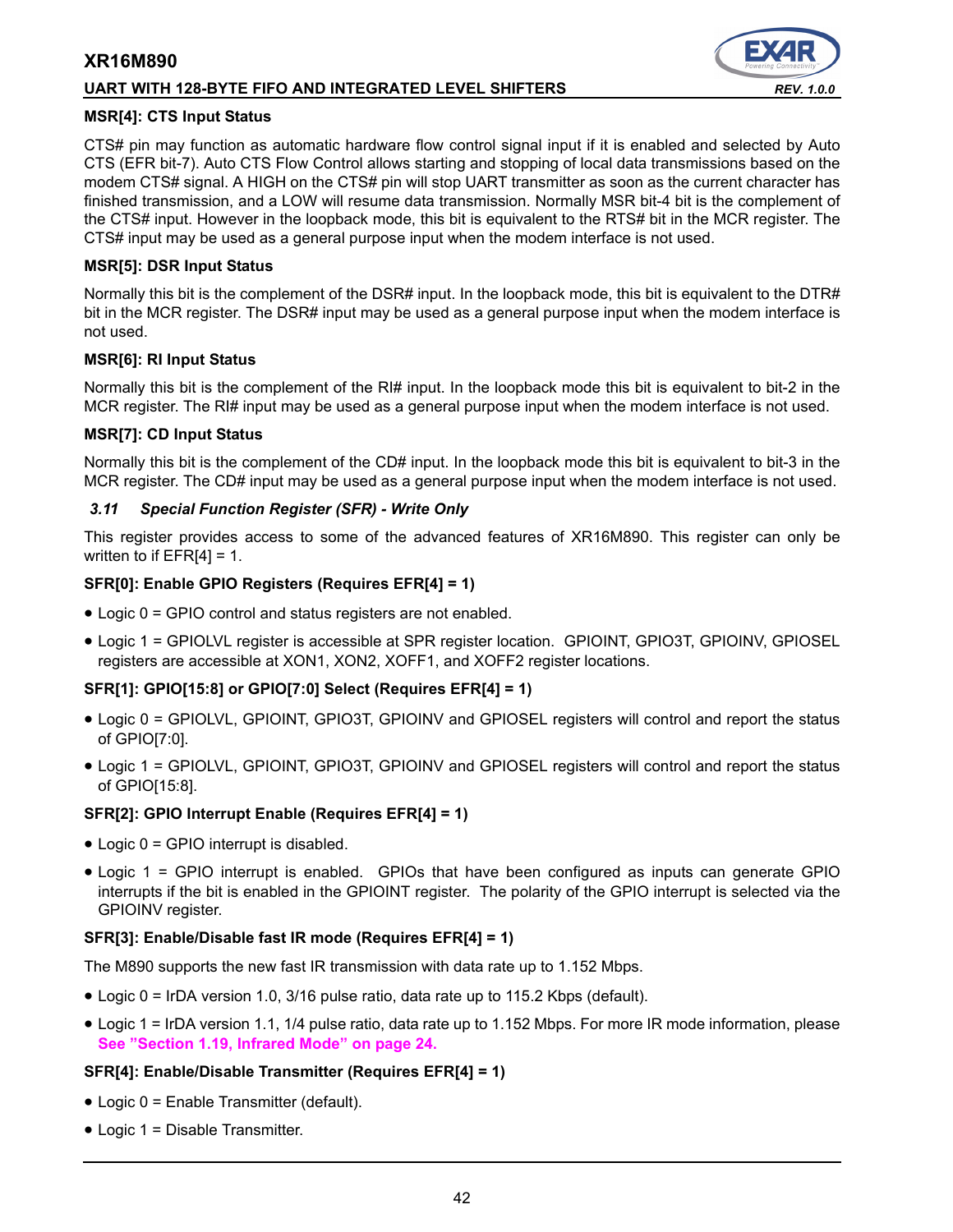**MSR[4]: CTS Input Status**

CTS# pin may function as automatic hardware flow control signal input if it is enabled and selected by Auto CTS (EFR bit-7). Auto CTS Flow Control allows starting and stopping of local data transmissions based on the modem CTS# signal. A HIGH on the CTS# pin will stop UART transmitter as soon as the current character has finished transmission, and a LOW will resume data transmission. Normally MSR bit-4 bit is the complement of the CTS# input. However in the loopback mode, this bit is equivalent to the RTS# bit in the MCR register. The CTS# input may be used as a general purpose input when the modem interface is not used.

**MSR[5]: DSR Input Status**

Normally this bit is the complement of the DSR# input. In the loopback mode, this bit is equivalent to the DTR# bit in the MCR register. The DSR# input may be used as a general purpose input when the modem interface is not used.

**MSR[6]: RI Input Status**

Normally this bit is the complement of the RI# input. In the loopback mode this bit is equivalent to bit-2 in the MCR register. The RI# input may be used as a general purpose input when the modem interface is not used.

**MSR[7]: CD Input Status**

Normally this bit is the complement of the CD# input. In the loopback mode this bit is equivalent to bit-3 in the MCR register. The CD# input may be used as a general purpose input when the modem interface is not used.

### *3.11 Special Function Register (SFR) - Write Only*

This register provides access to some of the advanced features of XR16M890. This register can only be written to if EFR[4] = 1.

**SFR[0]: Enable GPIO Registers (Requires EFR[4] = 1)**

- Logic 0 = GPIO control and status registers are not enabled.
- Logic 1 = GPIOLVL register is accessible at SPR register location. GPIOINT, GPIO3T, GPIOINV, GPIOSEL registers are accessible at XON1, XON2, XOFF1, and XOFF2 register locations.

**SFR[1]: GPIO[15:8] or GPIO[7:0] Select (Requires EFR[4] = 1)**

- Logic 0 = GPIOLVL, GPIOINT, GPIO3T, GPIOINV and GPIOSEL registers will control and report the status of GPIO[7:0].
- Logic 1 = GPIOLVL, GPIOINT, GPIO3T, GPIOINV and GPIOSEL registers will control and report the status of GPIO[15:8].

**SFR[2]: GPIO Interrupt Enable (Requires EFR[4] = 1)**

- Logic 0 = GPIO interrupt is disabled.
- Logic 1 = GPIO interrupt is enabled. GPIOs that have been configured as inputs can generate GPIO interrupts if the bit is enabled in the GPIOINT register. The polarity of the GPIO interrupt is selected via the GPIOINV register.

**SFR[3]: Enable/Disable fast IR mode (Requires EFR[4] = 1)**

The M890 supports the new fast IR transmission with data rate up to 1.152 Mbps.

- Logic 0 = IrDA version 1.0, 3/16 pulse ratio, data rate up to 115.2 Kbps (default).
- Logic 1 = IrDA version 1.1, 1/4 pulse ratio, data rate up to 1.152 Mbps. For more IR mode information, please **See "Section 1.19, Infrared Mode" on page 24.**

**SFR[4]: Enable/Disable Transmitter (Requires EFR[4] = 1)**

- Logic 0 = Enable Transmitter (default).
- Logic 1 = Disable Transmitter.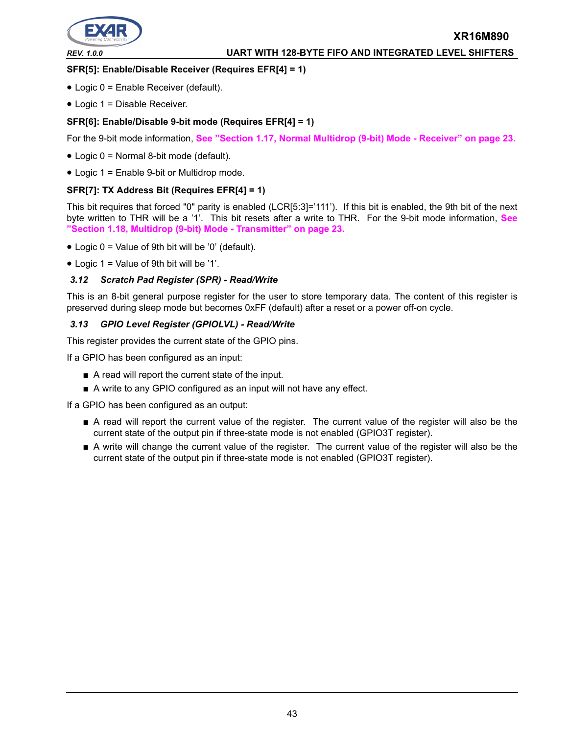**SFR[5]: Enable/Disable Receiver (Requires EFR[4] = 1)**

- Logic 0 = Enable Receiver (default).
- Logic 1 = Disable Receiver.

**SFR[6]: Enable/Disable 9-bit mode (Requires EFR[4] = 1)**

For the 9-bit mode information, **See "Section 1.17, Normal Multidrop (9-bit) Mode - Receiver" on page 23.**

- Logic 0 = Normal 8-bit mode (default).
- Logic 1 = Enable 9-bit or Multidrop mode.

**SFR[7]: TX Address Bit (Requires EFR[4] = 1)**

This bit requires that forced "0" parity is enabled (LCR[5:3]='111'). If this bit is enabled, the 9th bit of the next byte written to THR will be a '1'. This bit resets after a write to THR. For the 9-bit mode information, **See "Section 1.18, Multidrop (9-bit) Mode - Transmitter" on page 23.**

- Logic 0 = Value of 9th bit will be '0' (default).
- Logic 1 = Value of 9th bit will be '1'.

### *3.12 Scratch Pad Register (SPR) - Read/Write*

This is an 8-bit general purpose register for the user to store temporary data. The content of this register is preserved during sleep mode but becomes 0xFF (default) after a reset or a power off-on cycle.

### *3.13 GPIO Level Register (GPIOLVL) - Read/Write*

This register provides the current state of the GPIO pins.

If a GPIO has been configured as an input:

- A read will report the current state of the input.
- A write to any GPIO configured as an input will not have any effect.

If a GPIO has been configured as an output:

- A read will report the current value of the register. The current value of the register will also be the current state of the output pin if three-state mode is not enabled (GPIO3T register).
- A write will change the current value of the register. The current value of the register will also be the current state of the output pin if three-state mode is not enabled (GPIO3T register).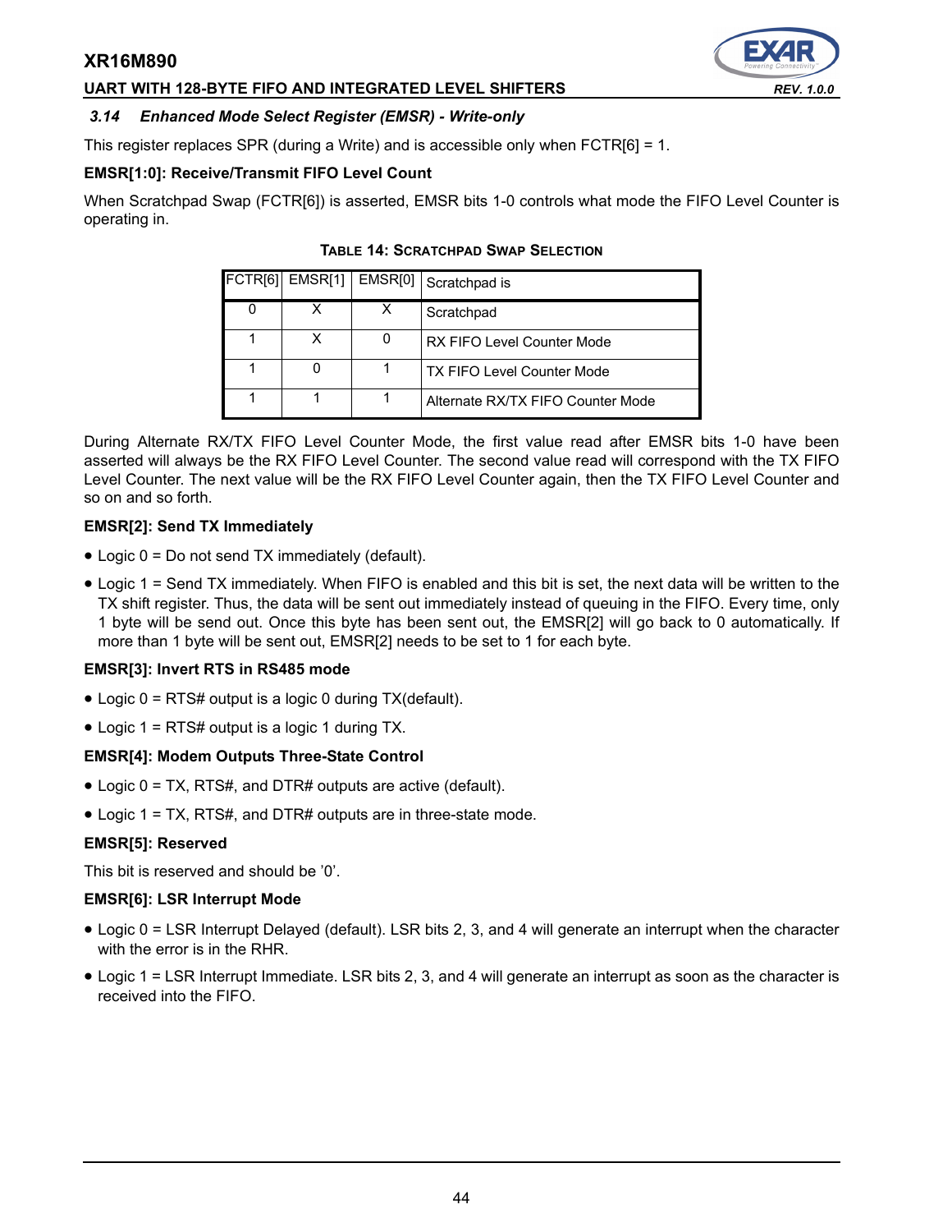### 3.14 Enhanced Mode Select Register (EMSR) - Write-only

This register replaces SPR (during a Write) and is accessible only when FCTR[6] = 1.

**EMSR[1:0]: Receive/Transmit FIFO Level Count**

When Scratchpad Swap (FCTR[6]) is asserted, EMSR bits 1-0 controls what mode the FIFO Level Counter is operating in.

**TABLE 14: SCRATCHPAD SWAP SELECTION**

| FCTR[6] | EMSR[1] | EMSR[0] | Scratchpad is |
|---|---|---|---|
| 0 | X | X | Scratchpad |
| 1 | X | 0 | RX FIFO Level Counter Mode |
| 1 | 0 | 1 | TX FIFO Level Counter Mode |
| 1 | 1 | 1 | Alternate RX/TX FIFO Counter Mode |

During Alternate RX/TX FIFO Level Counter Mode, the first value read after EMSR bits 1-0 have been asserted will always be the RX FIFO Level Counter. The second value read will correspond with the TX FIFO Level Counter. The next value will be the RX FIFO Level Counter again, then the TX FIFO Level Counter and so on and so forth.

**EMSR[2]: Send TX Immediately**

- Logic 0 = Do not send TX immediately (default).
- Logic 1 = Send TX immediately. When FIFO is enabled and this bit is set, the next data will be written to the TX shift register. Thus, the data will be sent out immediately instead of queuing in the FIFO. Every time, only 1 byte will be send out. Once this byte has been sent out, the EMSR[2] will go back to 0 automatically. If more than 1 byte will be sent out, EMSR[2] needs to be set to 1 for each byte.

**EMSR[3]: Invert RTS in RS485 mode**

- Logic 0 = RTS# output is a logic 0 during TX(default).
- Logic 1 = RTS# output is a logic 1 during TX.

**EMSR[4]: Modem Outputs Three-State Control**

- Logic 0 = TX, RTS#, and DTR# outputs are active (default).
- Logic 1 = TX, RTS#, and DTR# outputs are in three-state mode.

**EMSR[5]: Reserved**

This bit is reserved and should be '0'.

**EMSR[6]: LSR Interrupt Mode**

- Logic 0 = LSR Interrupt Delayed (default). LSR bits 2, 3, and 4 will generate an interrupt when the character with the error is in the RHR.
- Logic 1 = LSR Interrupt Immediate. LSR bits 2, 3, and 4 will generate an interrupt as soon as the character is received into the FIFO.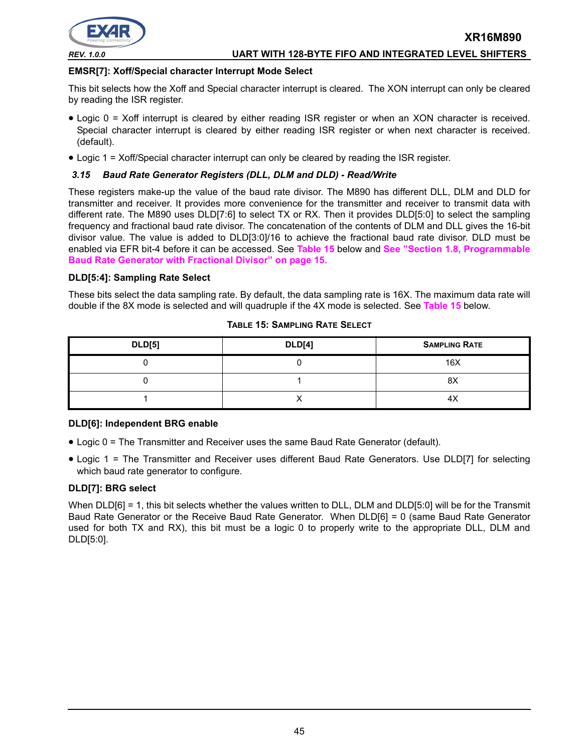**EMSR[7]: Xoff/Special character Interrupt Mode Select**

This bit selects how the Xoff and Special character interrupt is cleared. The XON interrupt can only be cleared by reading the ISR register.

- Logic 0 = Xoff interrupt is cleared by either reading ISR register or when an XON character is received. Special character interrupt is cleared by either reading ISR register or when next character is received. (default).
- Logic 1 = Xoff/Special character interrupt can only be cleared by reading the ISR register.

### *3.15 Baud Rate Generator Registers (DLL, DLM and DLD) - Read/Write*

These registers make-up the value of the baud rate divisor. The M890 has different DLL, DLM and DLD for transmitter and receiver. It provides more convenience for the transmitter and receiver to transmit data with different rate. The M890 uses DLD[7:6] to select TX or RX. Then it provides DLD[5:0] to select the sampling frequency and fractional baud rate divisor. The concatenation of the contents of DLM and DLL gives the 16-bit divisor value. The value is added to DLD[3:0]/16 to achieve the fractional baud rate divisor. DLD must be enabled via EFR bit-4 before it can be accessed. See **Table 15** below and **See "Section 1.8, Programmable Baud Rate Generator with Fractional Divisor" on page 15.**

**DLD[5:4]: Sampling Rate Select**

These bits select the data sampling rate. By default, the data sampling rate is 16X. The maximum data rate will double if the 8X mode is selected and will quadruple if the 4X mode is selected. See **Table 15** below.

**TABLE 15: SAMPLING RATE SELECT**

| DLD[5] | DLD[4] | SAMPLING RATE |
|---|---|---|
| 0 | 0 | 16X |
| 0 | 1 | 8X |
| 1 | X | 4X |

**DLD[6]: Independent BRG enable**

- Logic 0 = The Transmitter and Receiver uses the same Baud Rate Generator (default).
- Logic 1 = The Transmitter and Receiver uses different Baud Rate Generators. Use DLD[7] for selecting which baud rate generator to configure.

**DLD[7]: BRG select**

When DLD[6] = 1, this bit selects whether the values written to DLL, DLM and DLD[5:0] will be for the Transmit Baud Rate Generator or the Receive Baud Rate Generator. When DLD[6] = 0 (same Baud Rate Generator used for both TX and RX), this bit must be a logic 0 to properly write to the appropriate DLL, DLM and DLD[5:0].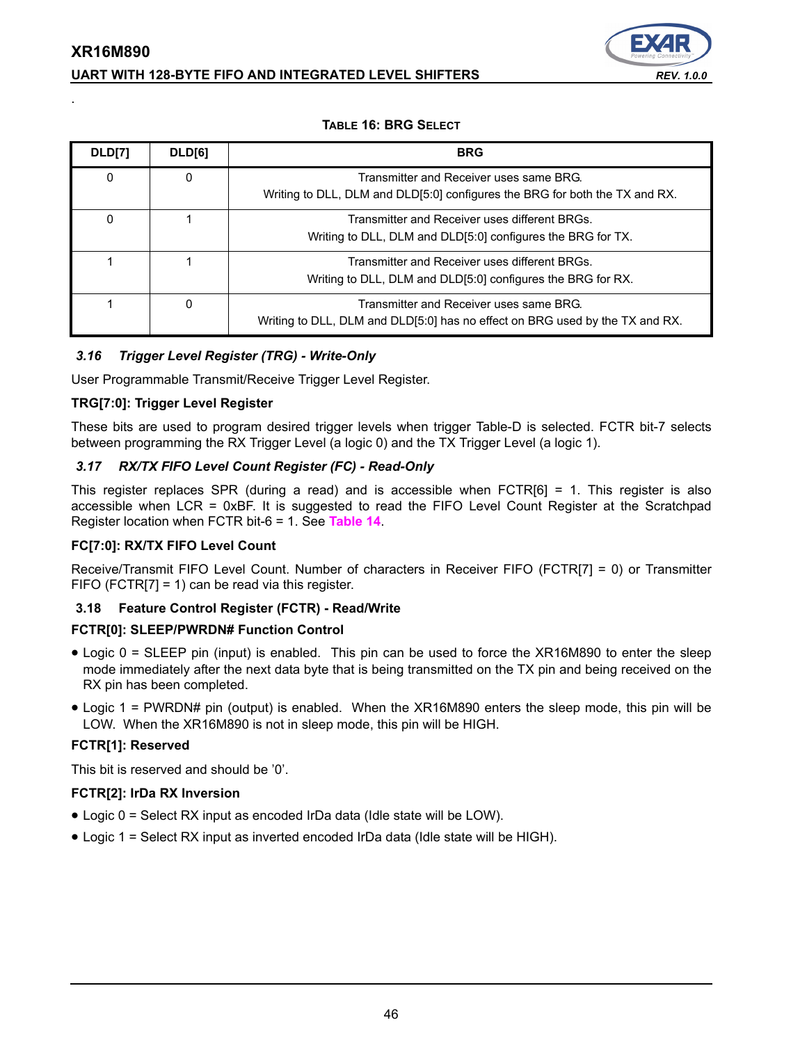**TABLE 16: BRG SELECT**

| DLD[7] | DLD[6] | BRG |
|---|---|---|
| 0 | 0 | Transmitter and Receiver uses same BRG. Writing to DLL, DLM and DLD[5:0] configures the BRG for both the TX and RX. |
| 0 | 1 | Transmitter and Receiver uses different BRGs. Writing to DLL, DLM and DLD[5:0] configures the BRG for TX. |
| 1 | 1 | Transmitter and Receiver uses different BRGs. Writing to DLL, DLM and DLD[5:0] configures the BRG for RX. |
| 1 | 0 | Transmitter and Receiver uses same BRG. Writing to DLL, DLM and DLD[5:0] has no effect on BRG used by the TX and RX. |

### *3.16 Trigger Level Register (TRG) - Write-Only*

User Programmable Transmit/Receive Trigger Level Register.

**TRG[7:0]: Trigger Level Register**

These bits are used to program desired trigger levels when trigger Table-D is selected. FCTR bit-7 selects between programming the RX Trigger Level (a logic 0) and the TX Trigger Level (a logic 1).

### *3.17 RX/TX FIFO Level Count Register (FC) - Read-Only*

This register replaces SPR (during a read) and is accessible when FCTR[6] = 1. This register is also accessible when LCR = 0xBF. It is suggested to read the FIFO Level Count Register at the Scratchpad Register location when FCTR bit-6 = 1. See Table 14.

**FC[7:0]: RX/TX FIFO Level Count**

Receive/Transmit FIFO Level Count. Number of characters in Receiver FIFO (FCTR[7] = 0) or Transmitter FIFO (FCTR[7] = 1) can be read via this register.

### 3.18 Feature Control Register (FCTR) - Read/Write

**FCTR[0]: SLEEP/PWRDN# Function Control**

- Logic 0 = SLEEP pin (input) is enabled. This pin can be used to force the XR16M890 to enter the sleep mode immediately after the next data byte that is being transmitted on the TX pin and being received on the RX pin has been completed.
- Logic 1 = PWRDN# pin (output) is enabled. When the XR16M890 enters the sleep mode, this pin will be LOW. When the XR16M890 is not in sleep mode, this pin will be HIGH.

**FCTR[1]: Reserved**

This bit is reserved and should be '0'.

**FCTR[2]: IrDa RX Inversion**

- Logic 0 = Select RX input as encoded IrDa data (Idle state will be LOW).
- Logic 1 = Select RX input as inverted encoded IrDa data (Idle state will be HIGH).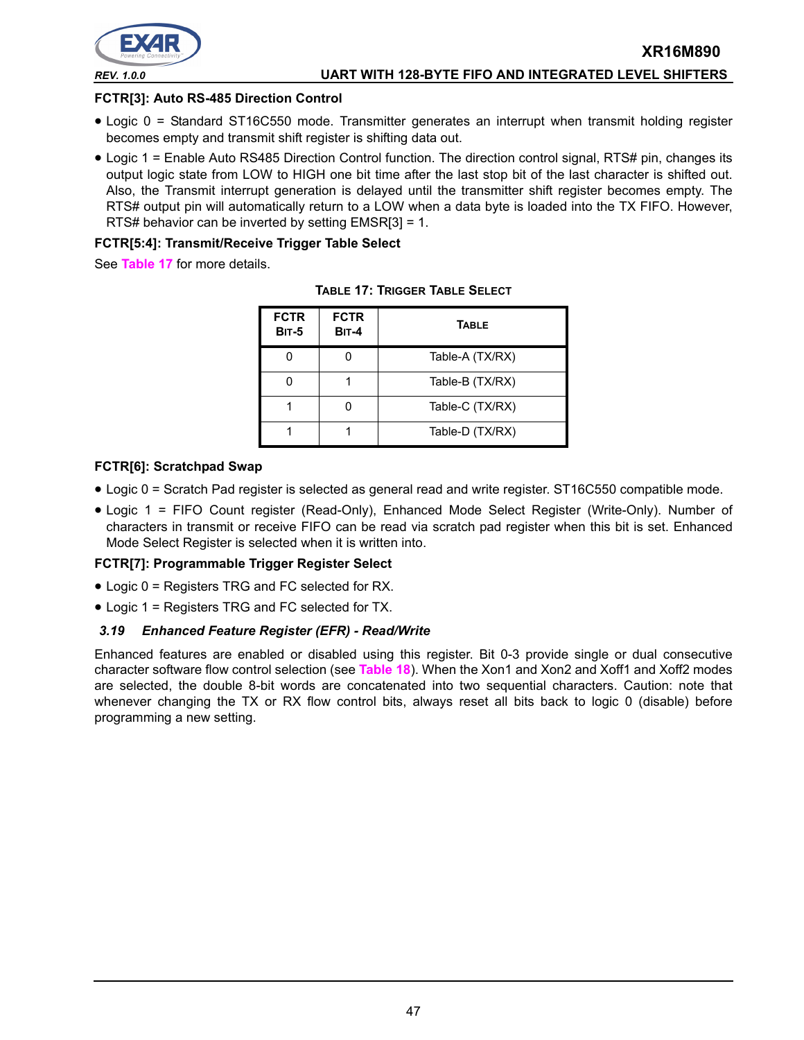**FCTR[3]: Auto RS-485 Direction Control**

- Logic 0 = Standard ST16C550 mode. Transmitter generates an interrupt when transmit holding register becomes empty and transmit shift register is shifting data out.
- Logic 1 = Enable Auto RS485 Direction Control function. The direction control signal, RTS# pin, changes its output logic state from LOW to HIGH one bit time after the last stop bit of the last character is shifted out. Also, the Transmit interrupt generation is delayed until the transmitter shift register becomes empty. The RTS# output pin will automatically return to a LOW when a data byte is loaded into the TX FIFO. However, RTS# behavior can be inverted by setting EMSR[3] = 1.

**FCTR[5:4]: Transmit/Receive Trigger Table Select**

See Table 17 for more details.

**TABLE 17: TRIGGER TABLE SELECT**

| FCTR BIT-5 | FCTR BIT-4 | TABLE |
|---|---|---|
| 0 | 0 | Table-A (TX/RX) |
| 0 | 1 | Table-B (TX/RX) |
| 1 | 0 | Table-C (TX/RX) |
| 1 | 1 | Table-D (TX/RX) |

**FCTR[6]: Scratchpad Swap**

- Logic 0 = Scratch Pad register is selected as general read and write register. ST16C550 compatible mode.
- Logic 1 = FIFO Count register (Read-Only), Enhanced Mode Select Register (Write-Only). Number of characters in transmit or receive FIFO can be read via scratch pad register when this bit is set. Enhanced Mode Select Register is selected when it is written into.

**FCTR[7]: Programmable Trigger Register Select**

- Logic 0 = Registers TRG and FC selected for RX.
- Logic 1 = Registers TRG and FC selected for TX.

### *3.19 Enhanced Feature Register (EFR) - Read/Write*

Enhanced features are enabled or disabled using this register. Bit 0-3 provide single or dual consecutive character software flow control selection (see Table 18). When the Xon1 and Xon2 and Xoff1 and Xoff2 modes are selected, the double 8-bit words are concatenated into two sequential characters. Caution: note that whenever changing the TX or RX flow control bits, always reset all bits back to logic 0 (disable) before programming a new setting.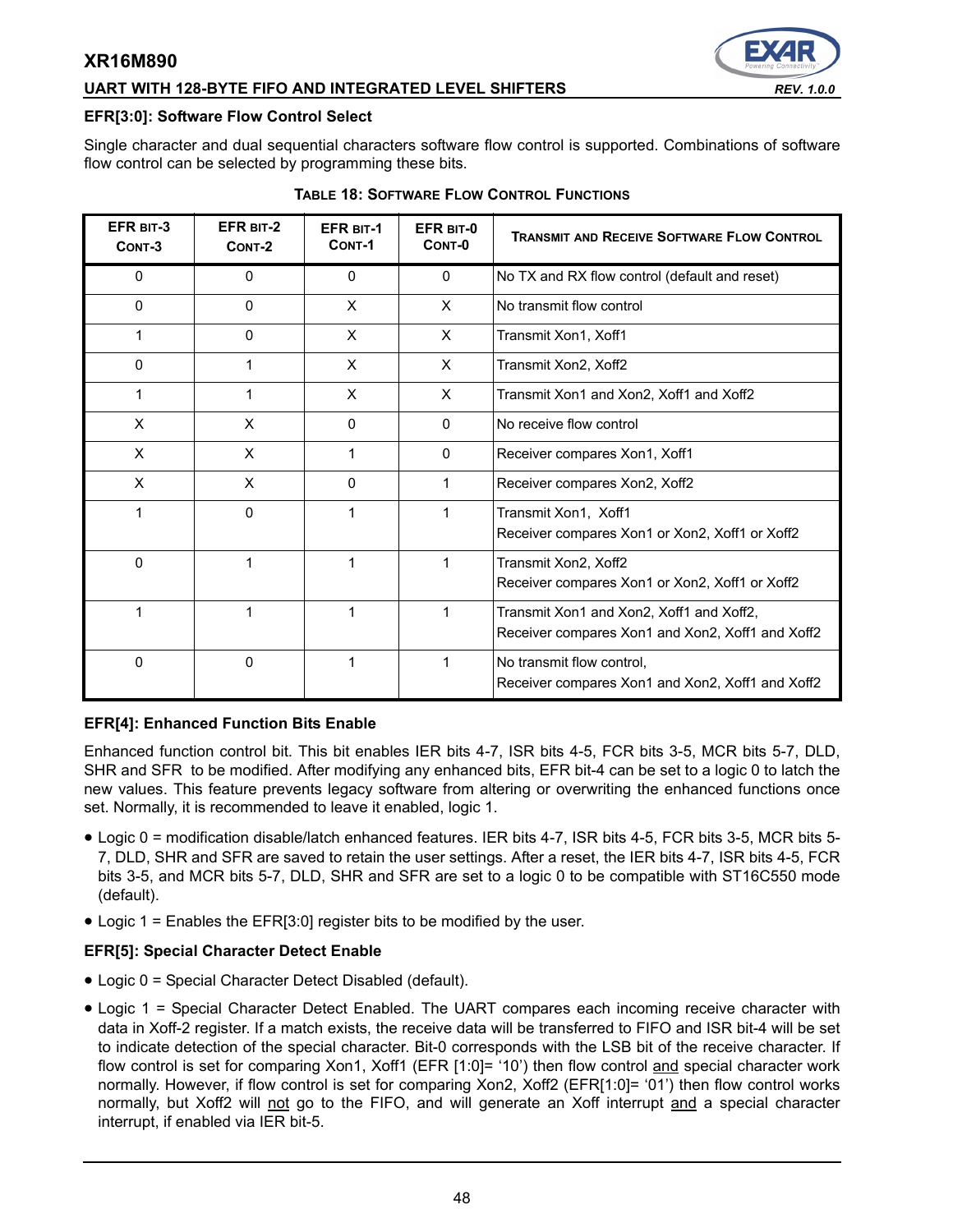### EFR[3:0]: Software Flow Control Select

Single character and dual sequential characters software flow control is supported. Combinations of software flow control can be selected by programming these bits.

**TABLE 18: SOFTWARE FLOW CONTROL FUNCTIONS**

| EFR BIT-3 CONT-3 | EFR BIT-2 CONT-2 | EFR BIT-1 CONT-1 | EFR BIT-0 CONT-0 | TRANSMIT AND RECEIVE SOFTWARE FLOW CONTROL |
|---|---|---|---|---|
| 0 | 0 | 0 | 0 | No TX and RX flow control (default and reset) |
| 0 | 0 | X | X | No transmit flow control |
| 1 | 0 | X | X | Transmit Xon1, Xoff1 |
| 0 | 1 | X | X | Transmit Xon2, Xoff2 |
| 1 | 1 | X | X | Transmit Xon1 and Xon2, Xoff1 and Xoff2 |
| X | X | 0 | 0 | No receive flow control |
| X | X | 1 | 0 | Receiver compares Xon1, Xoff1 |
| X | X | 0 | 1 | Receiver compares Xon2, Xoff2 |
| 1 | 0 | 1 | 1 | Transmit Xon1, Xoff1<br>Receiver compares Xon1 or Xon2, Xoff1 or Xoff2 |
| 0 | 1 | 1 | 1 | Transmit Xon2, Xoff2<br>Receiver compares Xon1 or Xon2, Xoff1 or Xoff2 |
| 1 | 1 | 1 | 1 | Transmit Xon1 and Xon2, Xoff1 and Xoff2,<br>Receiver compares Xon1 and Xon2, Xoff1 and Xoff2 |
| 0 | 0 | 1 | 1 | No transmit flow control,<br>Receiver compares Xon1 and Xon2, Xoff1 and Xoff2 |

### EFR[4]: Enhanced Function Bits Enable

Enhanced function control bit. This bit enables IER bits 4-7, ISR bits 4-5, FCR bits 3-5, MCR bits 5-7, DLD, SHR and SFR to be modified. After modifying any enhanced bits, EFR bit-4 can be set to a logic 0 to latch the new values. This feature prevents legacy software from altering or overwriting the enhanced functions once set. Normally, it is recommended to leave it enabled, logic 1.

- Logic 0 = modification disable/latch enhanced features. IER bits 4-7, ISR bits 4-5, FCR bits 3-5, MCR bits 5-7, DLD, SHR and SFR are saved to retain the user settings. After a reset, the IER bits 4-7, ISR bits 4-5, FCR bits 3-5, and MCR bits 5-7, DLD, SHR and SFR are set to a logic 0 to be compatible with ST16C550 mode (default).
- Logic 1 = Enables the EFR[3:0] register bits to be modified by the user.

### EFR[5]: Special Character Detect Enable

- Logic 0 = Special Character Detect Disabled (default).
- Logic 1 = Special Character Detect Enabled. The UART compares each incoming receive character with data in Xoff-2 register. If a match exists, the receive data will be transferred to FIFO and ISR bit-4 will be set to indicate detection of the special character. Bit-0 corresponds with the LSB bit of the receive character. If flow control is set for comparing Xon1, Xoff1 (EFR [1:0]= '10') then flow control and special character work normally. However, if flow control is set for comparing Xon2, Xoff2 (EFR[1:0]= '01') then flow control works normally, but Xoff2 will not go to the FIFO, and will generate an Xoff interrupt and a special character interrupt, if enabled via IER bit-5.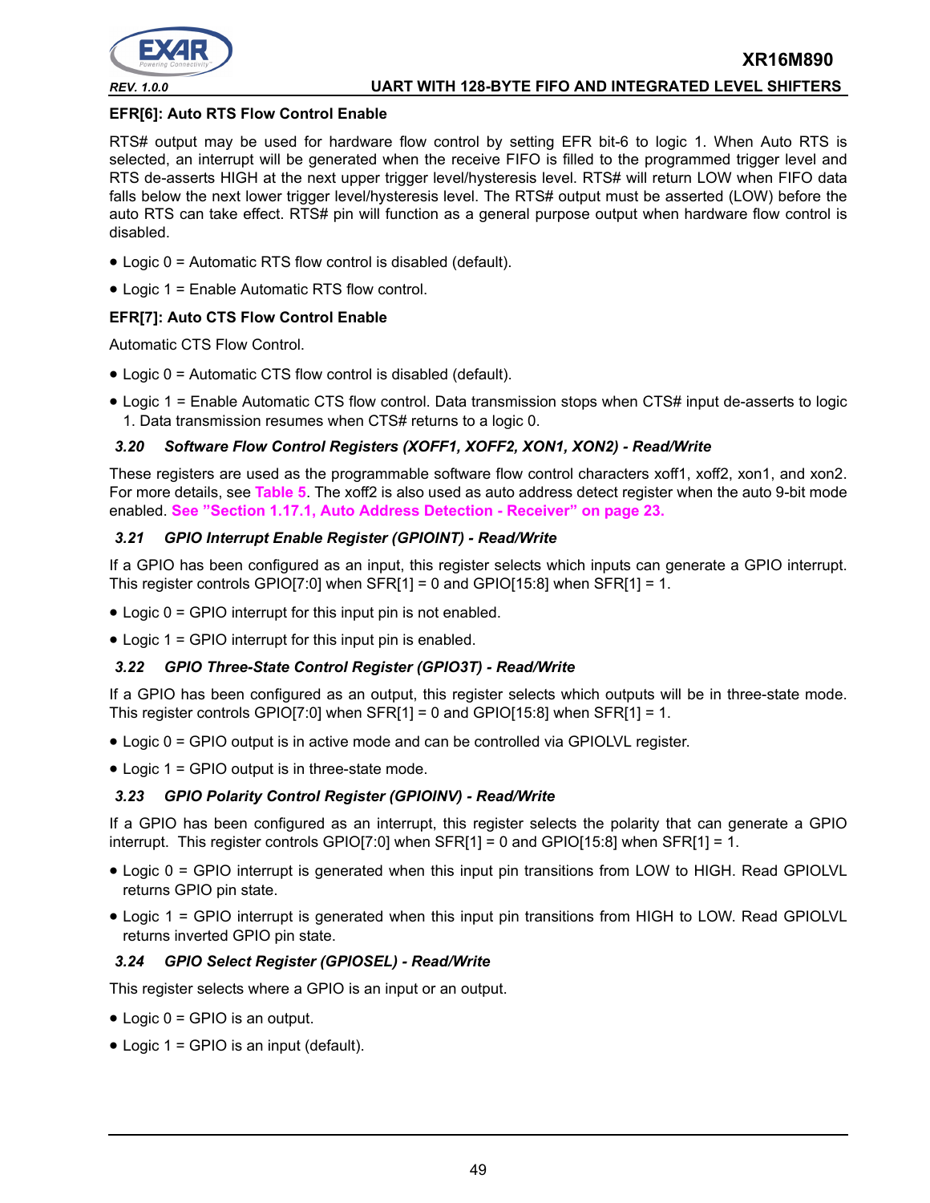#### EFR[6]: Auto RTS Flow Control Enable

RTS# output may be used for hardware flow control by setting EFR bit-6 to logic 1. When Auto RTS is selected, an interrupt will be generated when the receive FIFO is filled to the programmed trigger level and RTS de-asserts HIGH at the next upper trigger level/hysteresis level. RTS# will return LOW when FIFO data falls below the next lower trigger level/hysteresis level. The RTS# output must be asserted (LOW) before the auto RTS can take effect. RTS# pin will function as a general purpose output when hardware flow control is disabled.

- Logic 0 = Automatic RTS flow control is disabled (default).
- Logic 1 = Enable Automatic RTS flow control.

#### EFR[7]: Auto CTS Flow Control Enable

Automatic CTS Flow Control.

- Logic 0 = Automatic CTS flow control is disabled (default).
- Logic 1 = Enable Automatic CTS flow control. Data transmission stops when CTS# input de-asserts to logic 1. Data transmission resumes when CTS# returns to a logic 0.

### *3.20 Software Flow Control Registers (XOFF1, XOFF2, XON1, XON2) - Read/Write*

These registers are used as the programmable software flow control characters xoff1, xoff2, xon1, and xon2. For more details, see **Table 5**. The xoff2 is also used as auto address detect register when the auto 9-bit mode enabled. **See "Section 1.17.1, Auto Address Detection - Receiver" on page 23.**

### *3.21 GPIO Interrupt Enable Register (GPIOINT) - Read/Write*

If a GPIO has been configured as an input, this register selects which inputs can generate a GPIO interrupt. This register controls GPIO[7:0] when SFR[1] = 0 and GPIO[15:8] when SFR[1] = 1.

- Logic 0 = GPIO interrupt for this input pin is not enabled.
- Logic 1 = GPIO interrupt for this input pin is enabled.

### *3.22 GPIO Three-State Control Register (GPIO3T) - Read/Write*

If a GPIO has been configured as an output, this register selects which outputs will be in three-state mode. This register controls GPIO[7:0] when SFR[1] = 0 and GPIO[15:8] when SFR[1] = 1.

- Logic 0 = GPIO output is in active mode and can be controlled via GPIOLVL register.
- Logic 1 = GPIO output is in three-state mode.

### *3.23 GPIO Polarity Control Register (GPIOINV) - Read/Write*

If a GPIO has been configured as an interrupt, this register selects the polarity that can generate a GPIO interrupt. This register controls GPIO[7:0] when SFR[1] = 0 and GPIO[15:8] when SFR[1] = 1.

- Logic 0 = GPIO interrupt is generated when this input pin transitions from LOW to HIGH. Read GPIOLVL returns GPIO pin state.
- Logic 1 = GPIO interrupt is generated when this input pin transitions from HIGH to LOW. Read GPIOLVL returns inverted GPIO pin state.

### *3.24 GPIO Select Register (GPIOSEL) - Read/Write*

This register selects where a GPIO is an input or an output.

- Logic 0 = GPIO is an output.
- Logic 1 = GPIO is an input (default).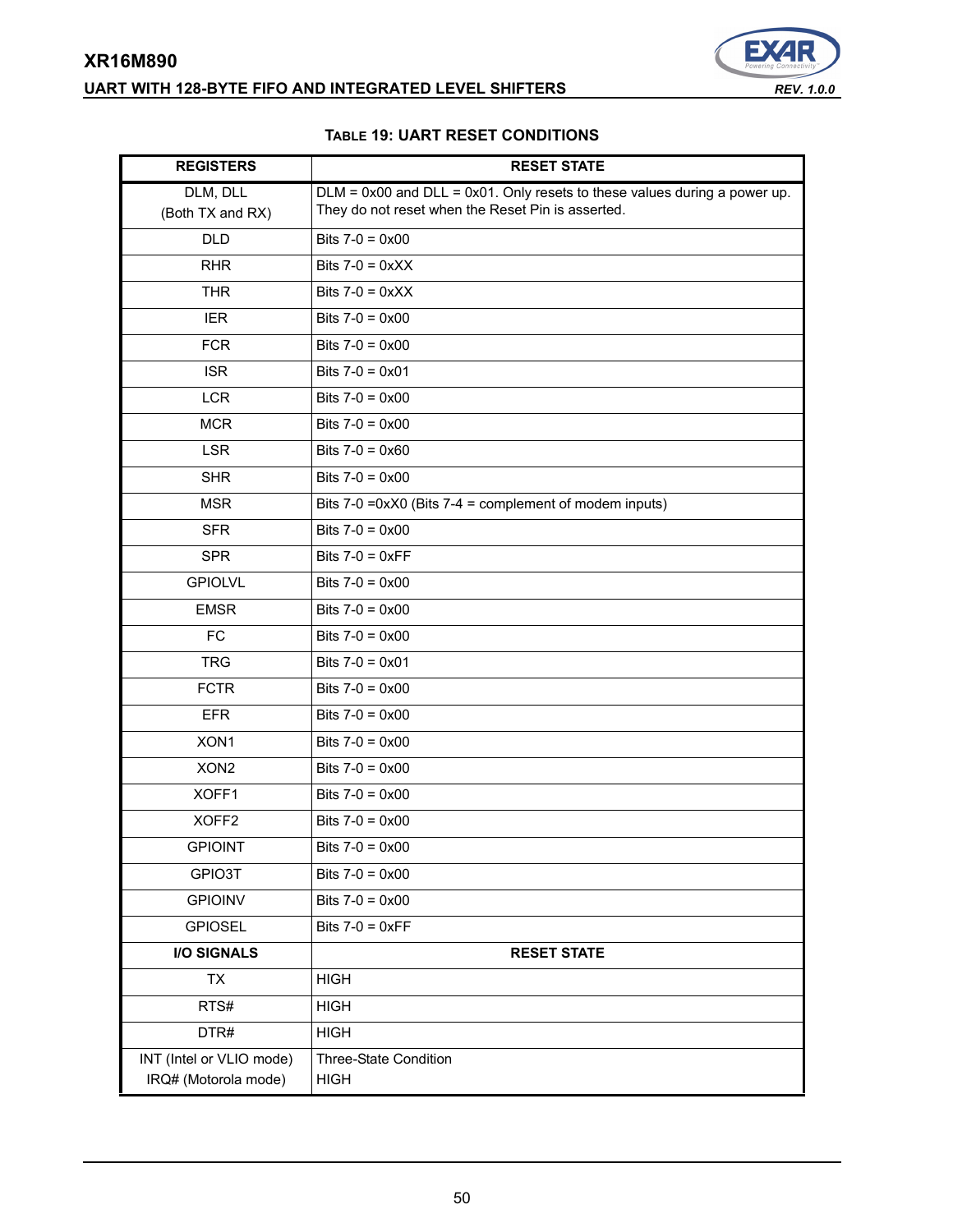**TABLE 19: UART RESET CONDITIONS**

| REGISTERS | RESET STATE |
|---|---|
| DLM, DLL (Both TX and RX) | DLM = 0x00 and DLL = 0x01. Only resets to these values during a power up. They do not reset when the Reset Pin is asserted. |
| DLD | Bits 7-0 = 0x00 |
| RHR | Bits 7-0 = 0xXX |
| THR | Bits 7-0 = 0xXX |
| IER | Bits 7-0 = 0x00 |
| FCR | Bits 7-0 = 0x00 |
| ISR | Bits 7-0 = 0x01 |
| LCR | Bits 7-0 = 0x00 |
| MCR | Bits 7-0 = 0x00 |
| LSR | Bits 7-0 = 0x60 |
| SHR | Bits 7-0 = 0x00 |
| MSR | Bits 7-0 =0xX0 (Bits 7-4 = complement of modem inputs) |
| SFR | Bits 7-0 = 0x00 |
| SPR | Bits 7-0 = 0xFF |
| GPIOLVL | Bits 7-0 = 0x00 |
| EMSR | Bits 7-0 = 0x00 |
| FC | Bits 7-0 = 0x00 |
| TRG | Bits 7-0 = 0x01 |
| FCTR | Bits 7-0 = 0x00 |
| EFR | Bits 7-0 = 0x00 |
| XON1 | Bits 7-0 = 0x00 |
| XON2 | Bits 7-0 = 0x00 |
| XOFF1 | Bits 7-0 = 0x00 |
| XOFF2 | Bits 7-0 = 0x00 |
| GPIOINT | Bits 7-0 = 0x00 |
| GPIO3T | Bits 7-0 = 0x00 |
| GPIOINV | Bits 7-0 = 0x00 |
| GPIOSEL | Bits 7-0 = 0xFF |
| **I/O SIGNALS** | **RESET STATE** |
| TX | HIGH |
| RTS# | HIGH |
| DTR# | HIGH |
| INT (Intel or VLIO mode)<br>IRQ# (Motorola mode) | Three-State Condition<br>HIGH |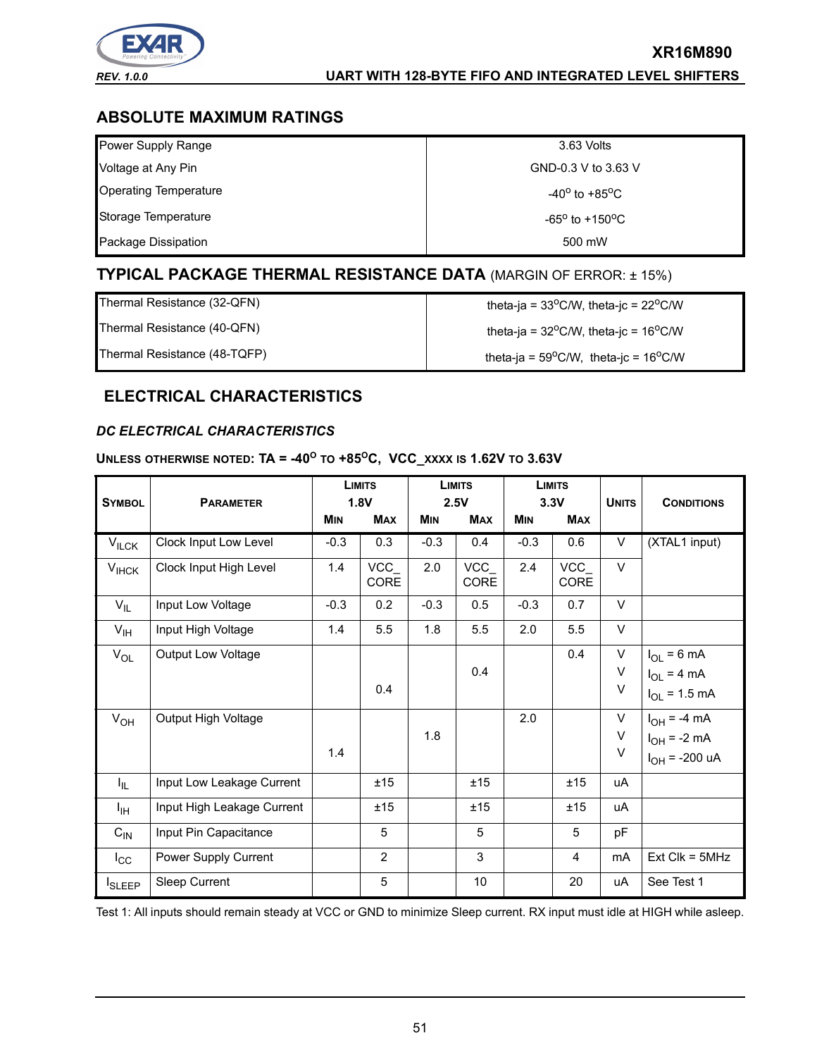## ABSOLUTE MAXIMUM RATINGS

| | |
|---|---|
| Power Supply Range | 3.63 Volts |
| Voltage at Any Pin | GND-0.3 V to 3.63 V |
| Operating Temperature | $-40^{o}$ to $+85^{o}C$ |
| Storage Temperature | $-65^{o}$ to $+150^{o}C$ |
| Package Dissipation | 500 mW |

## TYPICAL PACKAGE THERMAL RESISTANCE DATA (MARGIN OF ERROR: ± 15%)

| | |
|---|---|
| Thermal Resistance (32-QFN) | theta-ja = $33^{o}C/W$, theta-jc = $22^{o}C/W$ |
| Thermal Resistance (40-QFN) | theta-ja = $32^{o}C/W$, theta-jc = $16^{o}C/W$ |
| Thermal Resistance (48-TQFP) | theta-ja = $59^{o}C/W$, theta-jc = $16^{o}C/W$ |

## ELECTRICAL CHARACTERISTICS

### *DC ELECTRICAL CHARACTERISTICS*

**UNLESS OTHERWISE NOTED: TA = $-40^{O}$ TO $+85^{O}C$, VCC_XXXX IS 1.62V TO 3.63V**

| SYMBOL | PARAMETER | LIMITS 1.8V MIN | LIMITS 1.8V MAX | LIMITS 2.5V MIN | LIMITS 2.5V MAX | LIMITS 3.3V MIN | LIMITS 3.3V MAX | UNITS | CONDITIONS |
|---|---|---|---|---|---|---|---|---|---|
| $V_{ILCK}$ | Clock Input Low Level | -0.3 | 0.3 | -0.3 | 0.4 | -0.3 | 0.6 | V | (XTAL1 input) |
| $V_{IHCK}$ | Clock Input High Level | 1.4 | VCC_ CORE | 2.0 | VCC_ CORE | 2.4 | VCC_ CORE | V | |
| $V_{IL}$ | Input Low Voltage | -0.3 | 0.2 | -0.3 | 0.5 | -0.3 | 0.7 | V | |
| $V_{IH}$ | Input High Voltage | 1.4 | 5.5 | 1.8 | 5.5 | 2.0 | 5.5 | V | |
| $V_{OL}$ | Output Low Voltage | | | | | | 0.4 | V | $I_{OL}$ = 6 mA |
| | | | | | 0.4 | | | V | $I_{OL}$ = 4 mA |
| | | | 0.4 | | | | | V | $I_{OL}$ = 1.5 mA |
| $V_{OH}$ | Output High Voltage | | | | | 2.0 | | V | $I_{OH}$ = -4 mA |
| | | | | 1.8 | | | | V | $I_{OH}$ = -2 mA |
| | | 1.4 | | | | | | V | $I_{OH}$ = -200 uA |
| $I_{IL}$ | Input Low Leakage Current | | ±15 | | ±15 | | ±15 | uA | |
| $I_{IH}$ | Input High Leakage Current | | ±15 | | ±15 | | ±15 | uA | |
| $C_{IN}$ | Input Pin Capacitance | | 5 | | 5 | | 5 | pF | |
| $I_{CC}$ | Power Supply Current | | 2 | | 3 | | 4 | mA | Ext Clk = 5MHz |
| $I_{SLEEP}$ | Sleep Current | | 5 | | 10 | | 20 | uA | See Test 1 |

Test 1: All inputs should remain steady at VCC or GND to minimize Sleep current. RX input must idle at HIGH while asleep.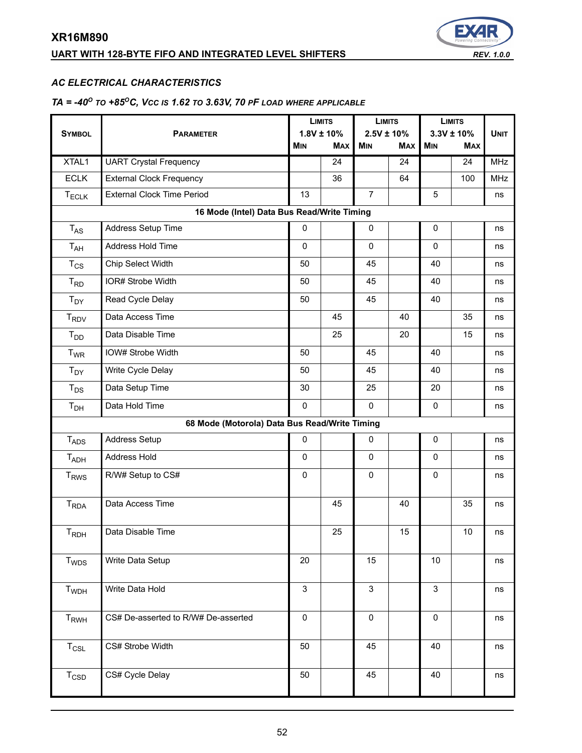## AC ELECTRICAL CHARACTERISTICS

### *TA = -40$^{O}$ TO +85$^{O}$C, Vcc IS 1.62 TO 3.63V, 70 PF LOAD WHERE APPLICABLE*

| SYMBOL | PARAMETER | LIMITS 1.8V ± 10% | | LIMITS 2.5V ± 10% | | LIMITS 3.3V ± 10% | | UNIT |
|---|---|---|---|---|---|---|---|---|
| | | MIN | MAX | MIN | MAX | MIN | MAX | |
| XTAL1 | UART Crystal Frequency | | 24 | | 24 | | 24 | MHz |
| ECLK | External Clock Frequency | | 36 | | 64 | | 100 | MHz |
| $T_{ECLK}$ | External Clock Time Period | 13 | | 7 | | 5 | | ns |
| **16 Mode (Intel) Data Bus Read/Write Timing** | | | | | | | | |
| $T_{AS}$ | Address Setup Time | 0 | | 0 | | 0 | | ns |
| $T_{AH}$ | Address Hold Time | 0 | | 0 | | 0 | | ns |
| $T_{CS}$ | Chip Select Width | 50 | | 45 | | 40 | | ns |
| $T_{RD}$ | IOR# Strobe Width | 50 | | 45 | | 40 | | ns |
| $T_{DY}$ | Read Cycle Delay | 50 | | 45 | | 40 | | ns |
| $T_{RDV}$ | Data Access Time | | 45 | | 40 | | 35 | ns |
| $T_{DD}$ | Data Disable Time | | 25 | | 20 | | 15 | ns |
| $T_{WR}$ | IOW# Strobe Width | 50 | | 45 | | 40 | | ns |
| $T_{DY}$ | Write Cycle Delay | 50 | | 45 | | 40 | | ns |
| $T_{DS}$ | Data Setup Time | 30 | | 25 | | 20 | | ns |
| $T_{DH}$ | Data Hold Time | 0 | | 0 | | 0 | | ns |
| **68 Mode (Motorola) Data Bus Read/Write Timing** | | | | | | | | |
| $T_{ADS}$ | Address Setup | 0 | | 0 | | 0 | | ns |
| $T_{ADH}$ | Address Hold | 0 | | 0 | | 0 | | ns |
| $T_{RWS}$ | R/W# Setup to CS# | 0 | | 0 | | 0 | | ns |
| $T_{RDA}$ | Data Access Time | | 45 | | 40 | | 35 | ns |
| $T_{RDH}$ | Data Disable Time | | 25 | | 15 | | 10 | ns |
| $T_{WDS}$ | Write Data Setup | 20 | | 15 | | 10 | | ns |
| $T_{WDH}$ | Write Data Hold | 3 | | 3 | | 3 | | ns |
| $T_{RWH}$ | CS# De-asserted to R/W# De-asserted | 0 | | 0 | | 0 | | ns |
| $T_{CSL}$ | CS# Strobe Width | 50 | | 45 | | 40 | | ns |
| $T_{CSD}$ | CS# Cycle Delay | 50 | | 45 | | 40 | | ns |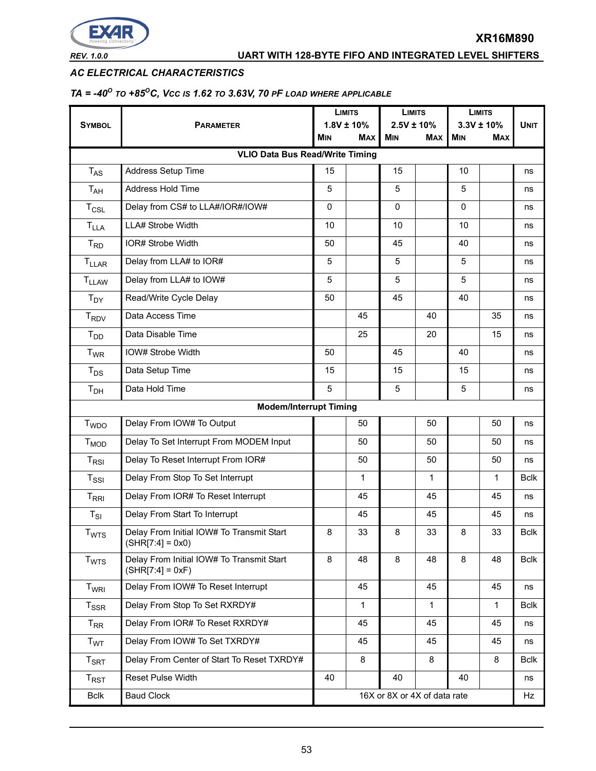## AC ELECTRICAL CHARACTERISTICS

*TA = -40°C TO +85°C, VCC IS 1.62 TO 3.63V, 70 PF LOAD WHERE APPLICABLE*

| SYMBOL | PARAMETER | LIMITS 1.8V ± 10% MIN | MAX | LIMITS 2.5V ± 10% MIN | MAX | LIMITS 3.3V ± 10% MIN | MAX | UNIT |
|---|---|---|---|---|---|---|---|---|
| **VLIO Data Bus Read/Write Timing** | | | | | | | | |
| $T_{AS}$ | Address Setup Time | 15 | | 15 | | 10 | | ns |
| $T_{AH}$ | Address Hold Time | 5 | | 5 | | 5 | | ns |
| $T_{CSL}$ | Delay from CS# to LLA#/IOR#/IOW# | 0 | | 0 | | 0 | | ns |
| $T_{LLA}$ | LLA# Strobe Width | 10 | | 10 | | 10 | | ns |
| $T_{RD}$ | IOR# Strobe Width | 50 | | 45 | | 40 | | ns |
| $T_{LLAR}$ | Delay from LLA# to IOR# | 5 | | 5 | | 5 | | ns |
| $T_{LLAW}$ | Delay from LLA# to IOW# | 5 | | 5 | | 5 | | ns |
| $T_{DY}$ | Read/Write Cycle Delay | 50 | | 45 | | 40 | | ns |
| $T_{RDV}$ | Data Access Time | | 45 | | 40 | | 35 | ns |
| $T_{DD}$ | Data Disable Time | | 25 | | 20 | | 15 | ns |
| $T_{WR}$ | IOW# Strobe Width | 50 | | 45 | | 40 | | ns |
| $T_{DS}$ | Data Setup Time | 15 | | 15 | | 15 | | ns |
| $T_{DH}$ | Data Hold Time | 5 | | 5 | | 5 | | ns |
| **Modem/Interrupt Timing** | | | | | | | | |
| $T_{WDO}$ | Delay From IOW# To Output | | 50 | | 50 | | 50 | ns |
| $T_{MOD}$ | Delay To Set Interrupt From MODEM Input | | 50 | | 50 | | 50 | ns |
| $T_{RSI}$ | Delay To Reset Interrupt From IOR# | | 50 | | 50 | | 50 | ns |
| $T_{SSI}$ | Delay From Stop To Set Interrupt | | 1 | | 1 | | 1 | Bclk |
| $T_{RRI}$ | Delay From IOR# To Reset Interrupt | | 45 | | 45 | | 45 | ns |
| $T_{SI}$ | Delay From Start To Interrupt | | 45 | | 45 | | 45 | ns |
| $T_{WTS}$ | Delay From Initial IOW# To Transmit Start (SHR[7:4] = 0x0) | 8 | 33 | 8 | 33 | 8 | 33 | Bclk |
| $T_{WTS}$ | Delay From Initial IOW# To Transmit Start (SHR[7:4] = 0xF) | 8 | 48 | 8 | 48 | 8 | 48 | Bclk |
| $T_{WRI}$ | Delay From IOW# To Reset Interrupt | | 45 | | 45 | | 45 | ns |
| $T_{SSR}$ | Delay From Stop To Set RXRDY# | | 1 | | 1 | | 1 | Bclk |
| $T_{RR}$ | Delay From IOR# To Reset RXRDY# | | 45 | | 45 | | 45 | ns |
| $T_{WT}$ | Delay From IOW# To Set TXRDY# | | 45 | | 45 | | 45 | ns |
| $T_{SRT}$ | Delay From Center of Start To Reset TXRDY# | | 8 | | 8 | | 8 | Bclk |
| $T_{RST}$ | Reset Pulse Width | 40 | | 40 | | 40 | | ns |
| Bclk | Baud Clock | 16X or 8X or 4X of data rate | | | | | | Hz |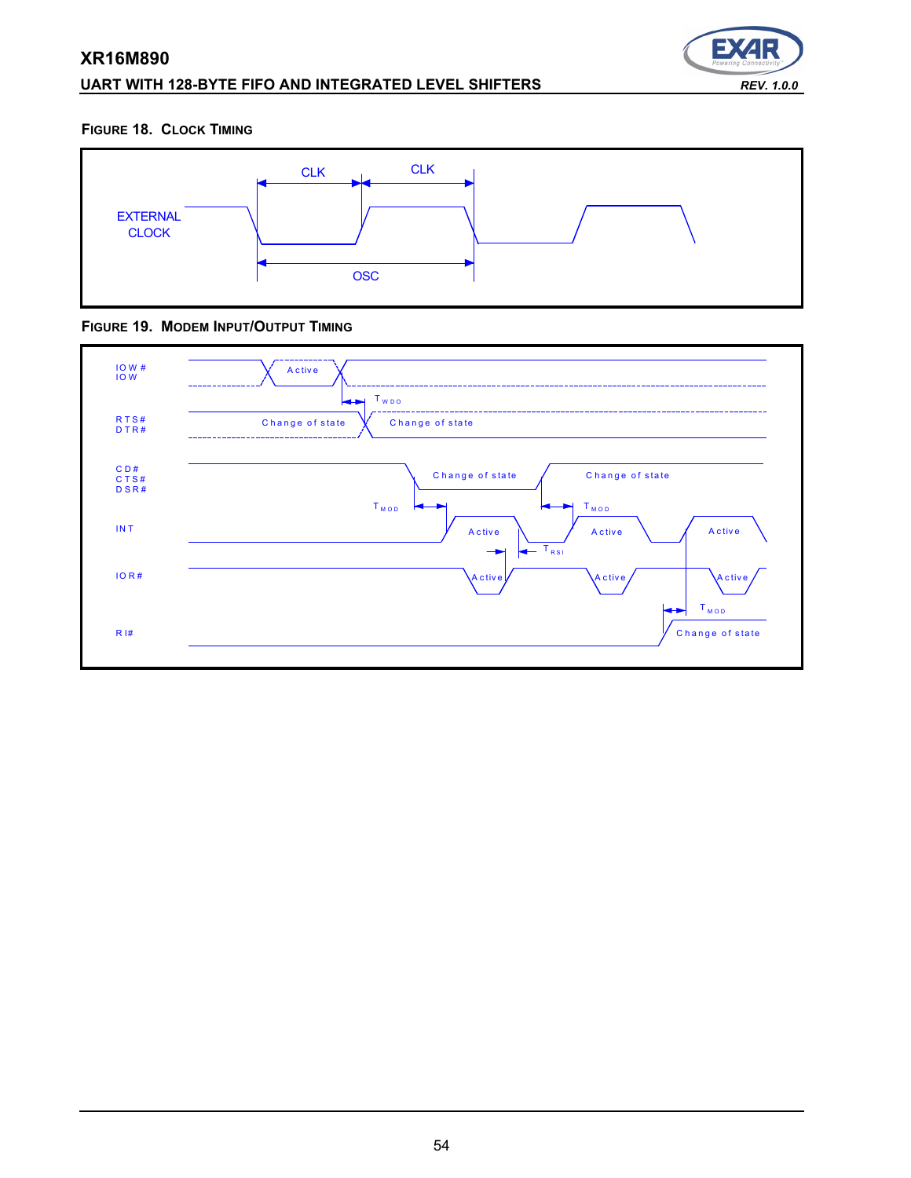### FIGURE 18. CLOCK TIMING

EXTERNAL CLOCK

CLK CLK

OSC

### FIGURE 19. MODEM INPUT/OUTPUT TIMING

IOW# IOW — Active

$T_{WDO}$

RTS# DTR# — Change of state — Change of state

CD# CTS# DSR# — Change of state — Change of state

$T_{MOD}$ $T_{MOD}$

INT — Active — Active — Active

$T_{RSI}$

IOR# — Active — Active — Active

$T_{MOD}$

RI# — Change of state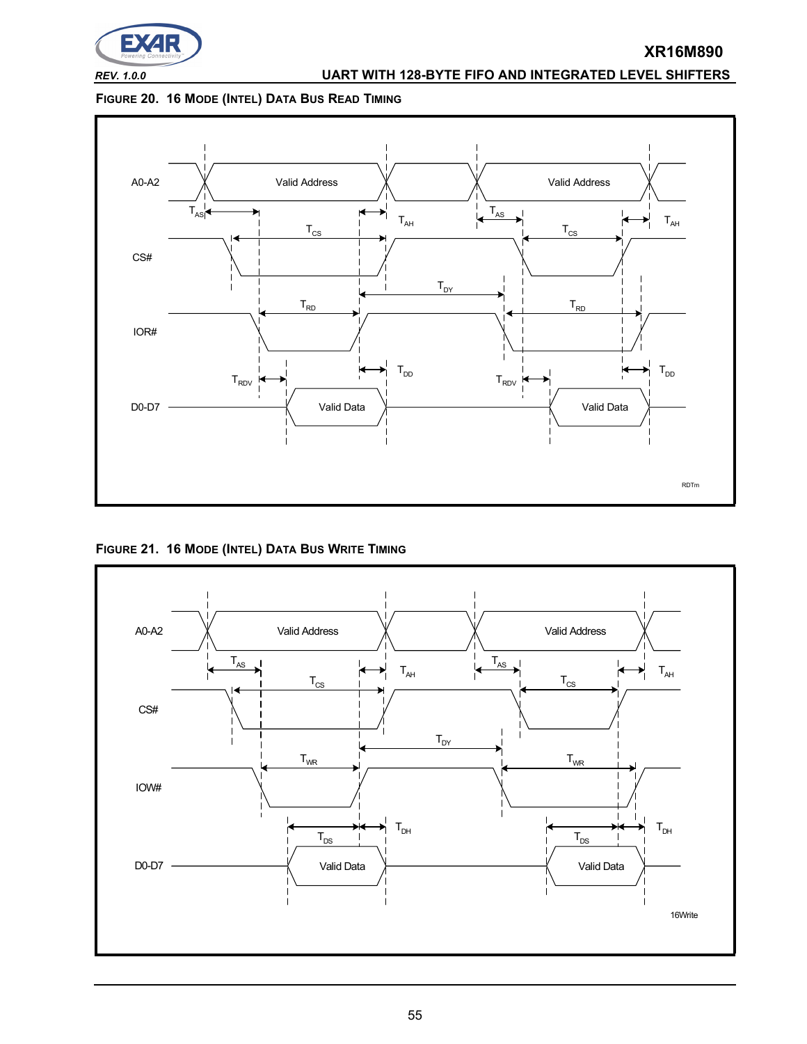**FIGURE 20. 16 MODE (INTEL) DATA BUS READ TIMING**

A0-A2 Valid Address Valid Address

$T_{AS}$ $T_{AH}$ $T_{AS}$ $T_{AH}$

$T_{CS}$ $T_{CS}$

CS#

$T_{DY}$

$T_{RD}$ $T_{RD}$

IOR#

$T_{DD}$ $T_{DD}$

$T_{RDV}$ $T_{RDV}$

D0-D7 Valid Data Valid Data

RDTm

**FIGURE 21. 16 MODE (INTEL) DATA BUS WRITE TIMING**

A0-A2 Valid Address Valid Address

$T_{AS}$ $T_{AH}$ $T_{AS}$ $T_{AH}$

$T_{CS}$ $T_{CS}$

CS#

$T_{DY}$

$T_{WR}$ $T_{WR}$

IOW#

$T_{DH}$ $T_{DH}$

$T_{DS}$ $T_{DS}$

D0-D7 Valid Data Valid Data

16Write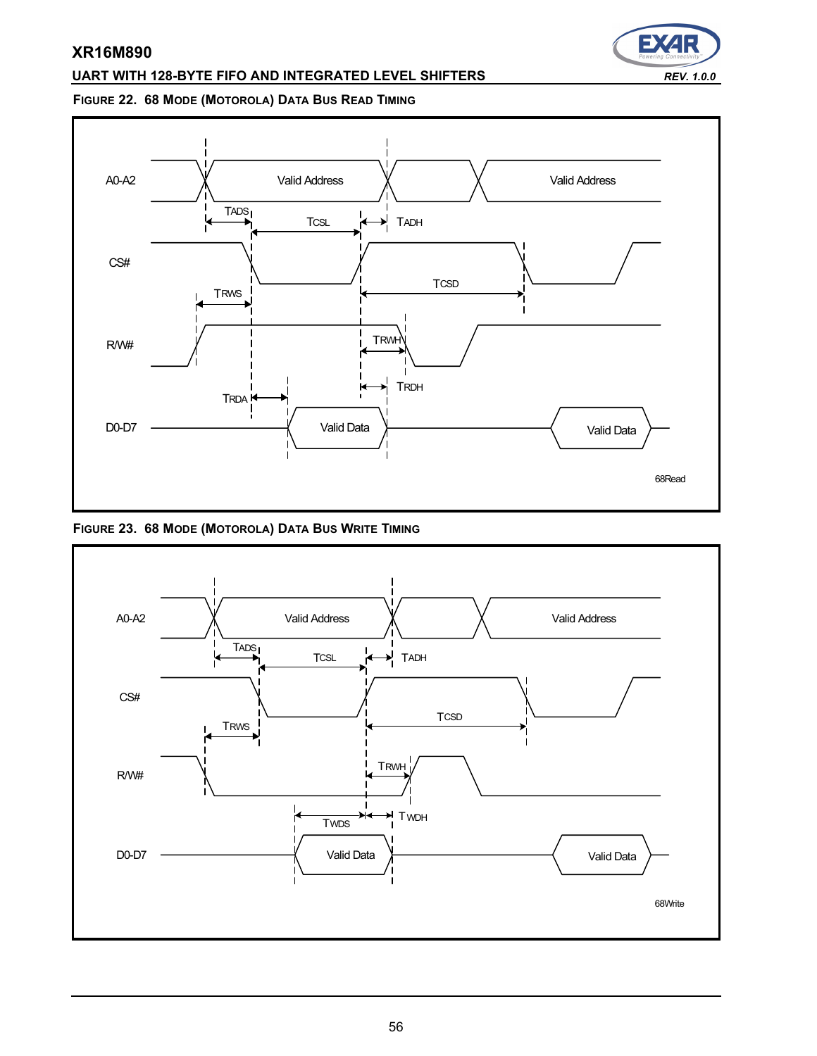**FIGURE 22. 68 MODE (MOTOROLA) DATA BUS READ TIMING**

A0-A2 — Valid Address — Valid Address

TADS TCSL TADH

CS#

TRWS TCSD

R/W#

TRWH

TRDH

TRDA

D0-D7 — Valid Data — Valid Data

68Read

**FIGURE 23. 68 MODE (MOTOROLA) DATA BUS WRITE TIMING**

A0-A2 — Valid Address — Valid Address

TADS TCSL TADH

CS#

TRWS TCSD

R/W#

TRWH

TWDS TWDH

D0-D7 — Valid Data — Valid Data

68Write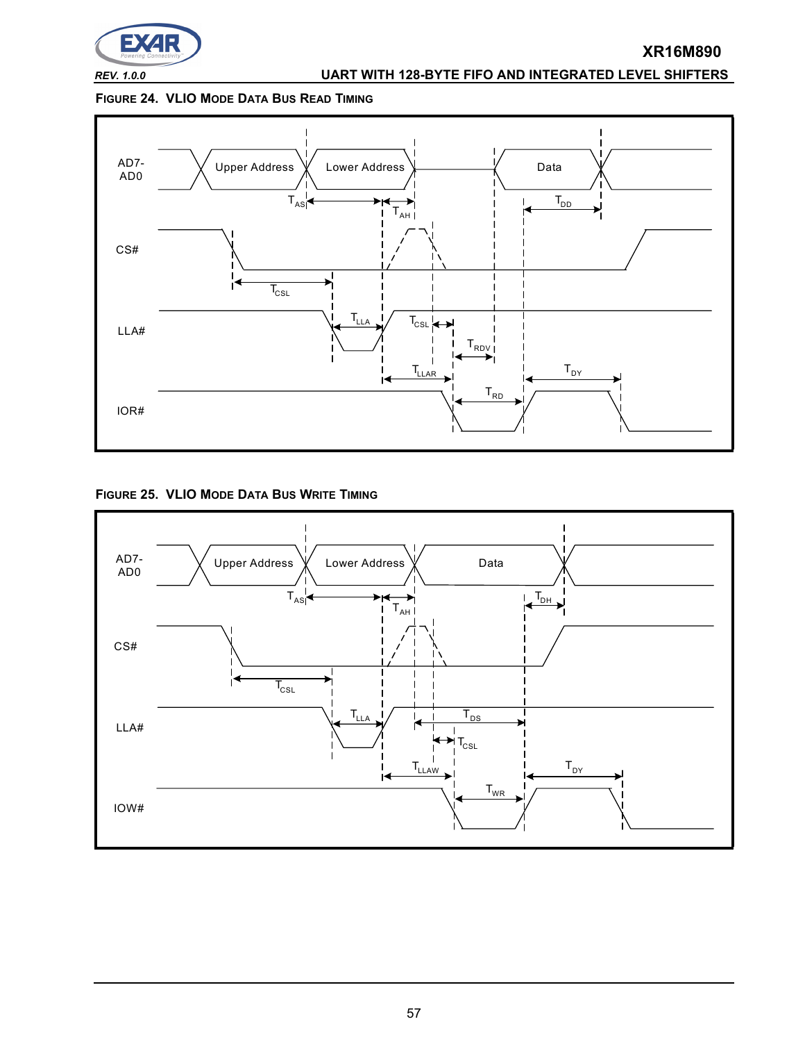**Figure 24. VLIO Mode Data Bus Read Timing**

**Figure 25. VLIO Mode Data Bus Write Timing**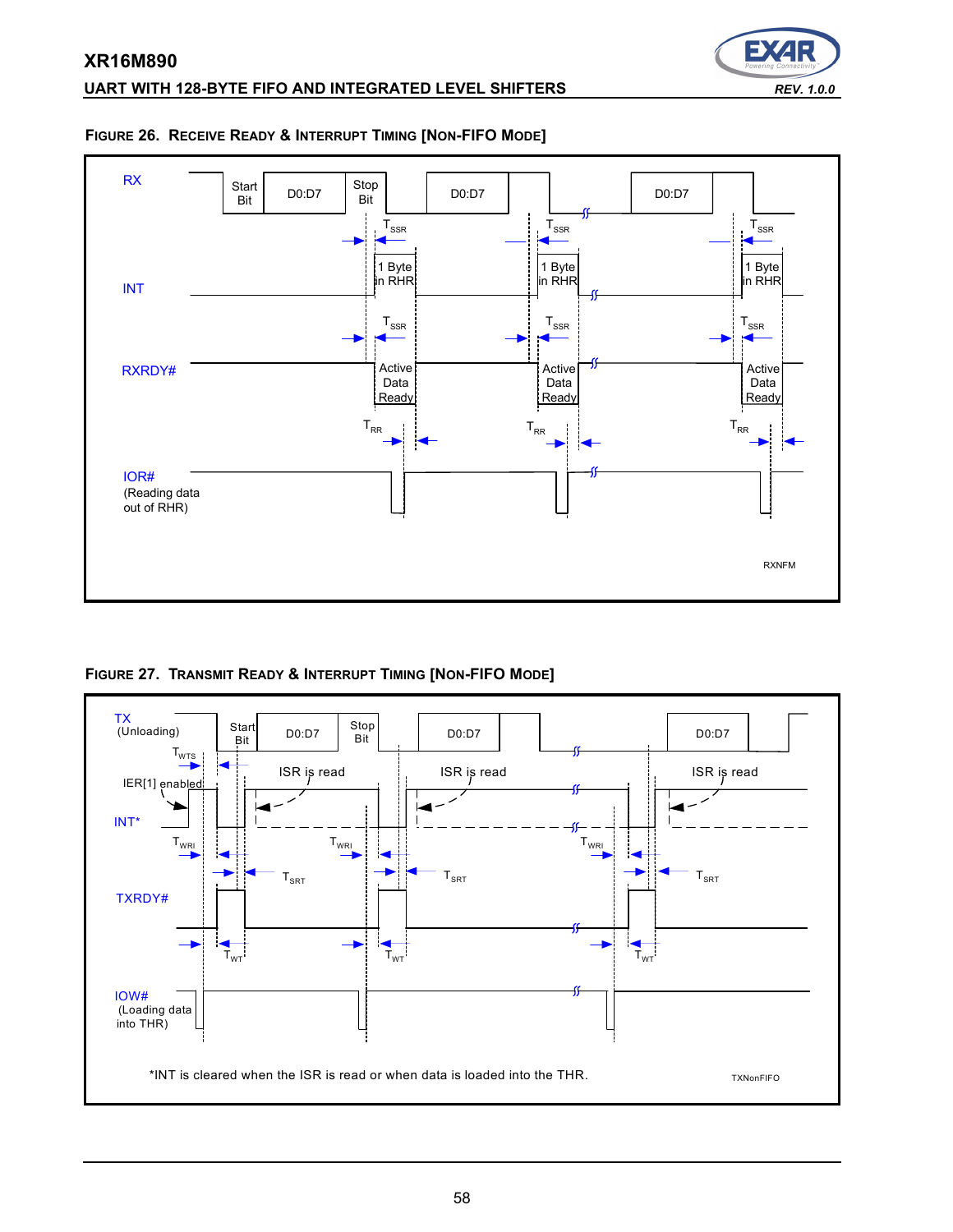### FIGURE 26. RECEIVE READY & INTERRUPT TIMING [NON-FIFO MODE]

RX | Start Bit | D0:D7 | Stop Bit | D0:D7 | D0:D7

$T_{SSR}$

INT | 1 Byte in RHR

$T_{SSR}$

RXRDY# | Active Data Ready

$T_{RR}$

IOR# (Reading data out of RHR)

RXNFM

### FIGURE 27. TRANSMIT READY & INTERRUPT TIMING [NON-FIFO MODE]

TX (Unloading) | Start Bit | D0:D7 | Stop Bit | D0:D7 | D0:D7

$T_{WTS}$

IER[1] enabled

ISR is read

INT*

$T_{WRI}$

$T_{SRT}$

TXRDY#

$T_{WT}$

IOW# (Loading data into THR)

*INT is cleared when the ISR is read or when data is loaded into the THR.

TXNonFIFO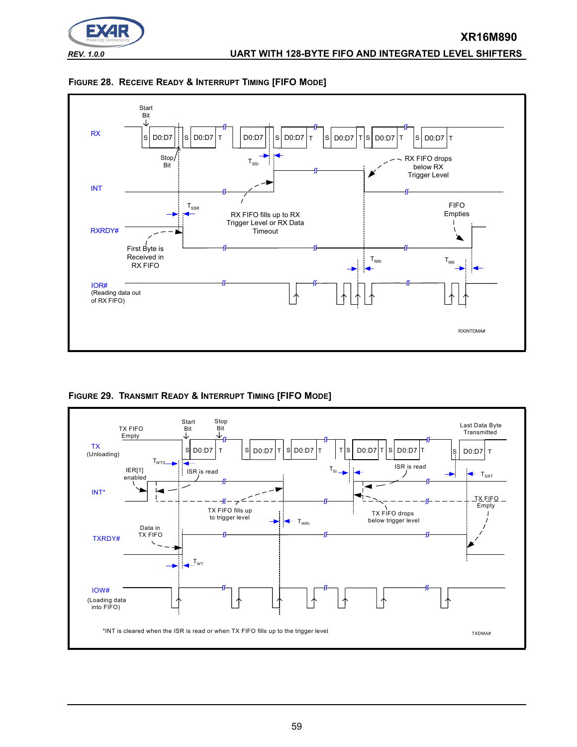## Figure 28. Receive Ready & Interrupt Timing [FIFO Mode]

Start Bit

RX

S D0:D7 | S D0:D7 T | D0:D7 | S D0:D7 T | S D0:D7 T S D0:D7 T | S D0:D7 T

Stop Bit

$T_{SSI}$

RX FIFO drops below RX Trigger Level

INT

$T_{SSR}$

RX FIFO fills up to RX Trigger Level or RX Data Timeout

FIFO Empties

RXRDY#

First Byte is Received in RX FIFO

$T_{RRI}$

$T_{RR}$

IOR# (Reading data out of RX FIFO)

RXINTDMA#

## Figure 29. Transmit Ready & Interrupt Timing [FIFO Mode]

TX FIFO Empty

Start Bit

Stop Bit

Last Data Byte Transmitted

TX (Unloading)

S D0:D7 T | S D0:D7 T S D0:D7 T | T S D0:D7 T S D0:D7 T | S D0:D7 T

$T_{WTS}$

IER[1] enabled

ISR is read

$T_{SI}$

ISR is read

$T_{SRT}$

INT*

TX FIFO fills up to trigger level

TX FIFO drops below trigger level

TX FIFO Empty

$T_{WRI}$

Data in TX FIFO

TXRDY#

$T_{WT}$

IOW# (Loading data into FIFO)

*INT is cleared when the ISR is read or when TX FIFO fills up to the trigger level

TXDMA#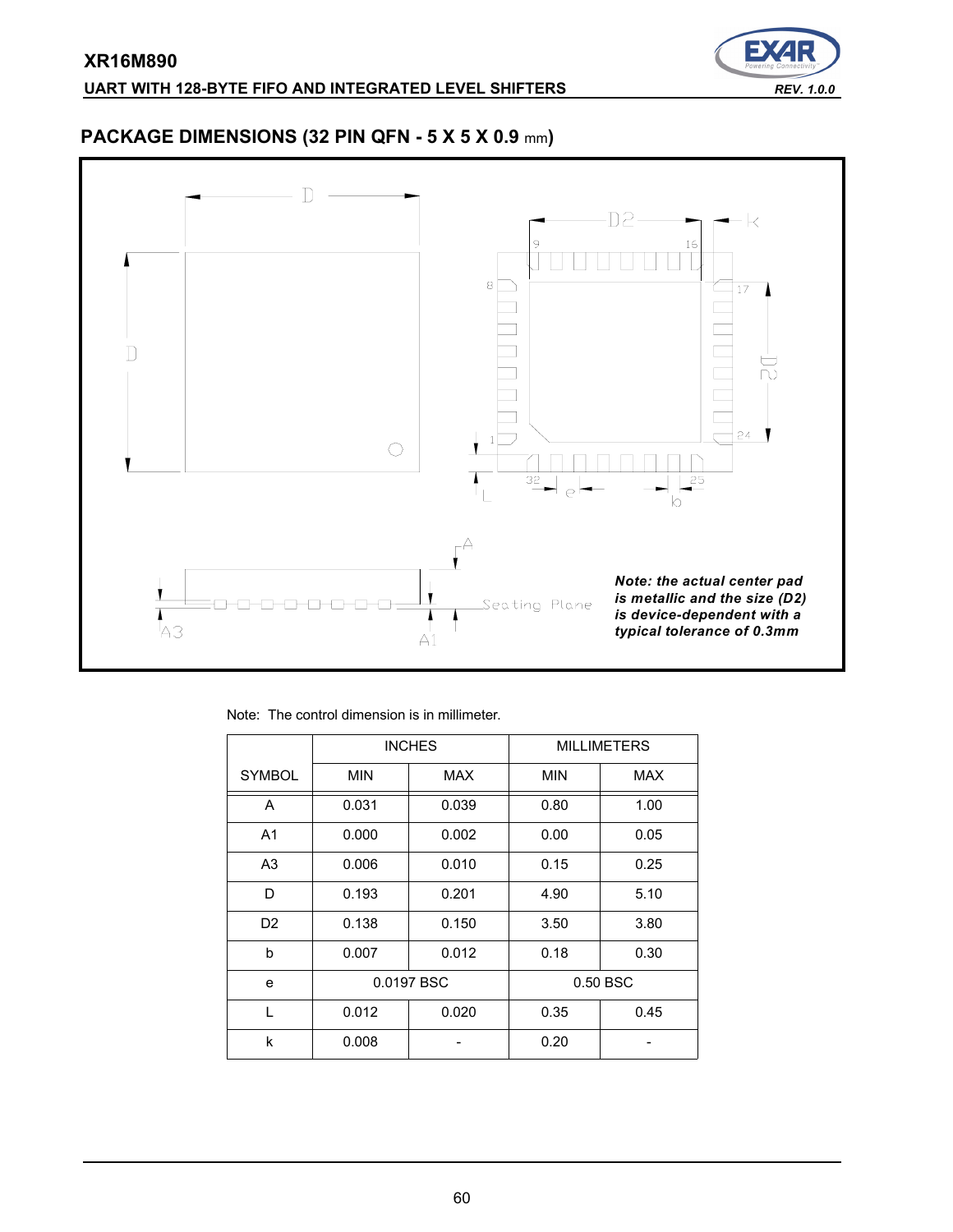## PACKAGE DIMENSIONS (32 PIN QFN - 5 X 5 X 0.9 mm)

*Note: the actual center pad is metallic and the size (D2) is device-dependent with a typical tolerance of 0.3mm*

Note: The control dimension is in millimeter.

| SYMBOL | INCHES | | MILLIMETERS | |
|---|---|---|---|---|
| | MIN | MAX | MIN | MAX |
| A | 0.031 | 0.039 | 0.80 | 1.00 |
| A1 | 0.000 | 0.002 | 0.00 | 0.05 |
| A3 | 0.006 | 0.010 | 0.15 | 0.25 |
| D | 0.193 | 0.201 | 4.90 | 5.10 |
| D2 | 0.138 | 0.150 | 3.50 | 3.80 |
| b | 0.007 | 0.012 | 0.18 | 0.30 |
| e | 0.0197 BSC | | 0.50 BSC | |
| L | 0.012 | 0.020 | 0.35 | 0.45 |
| k | 0.008 | - | 0.20 | - |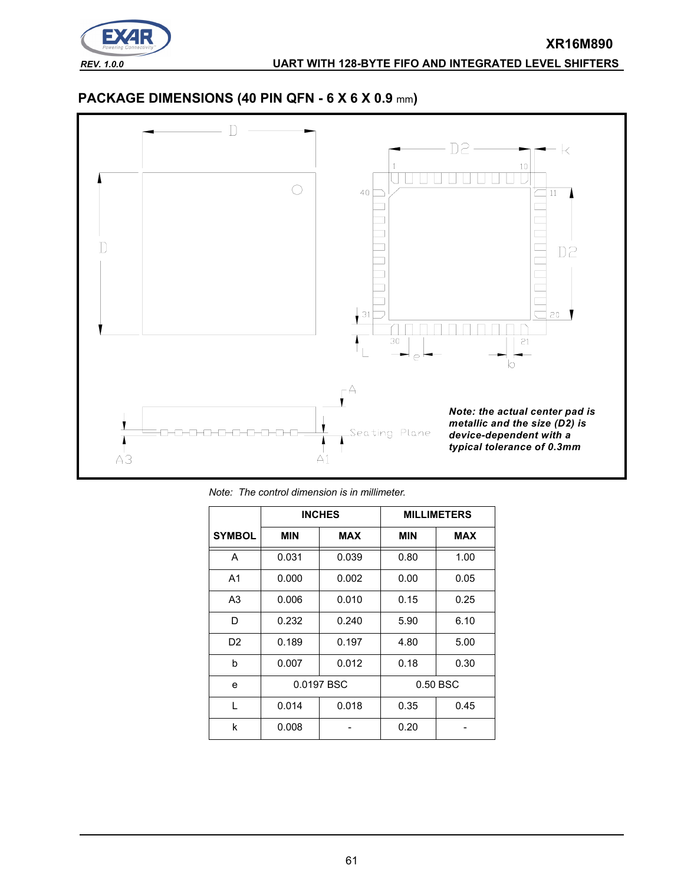## PACKAGE DIMENSIONS (40 PIN QFN - 6 X 6 X 0.9 mm)

*Note: the actual center pad is metallic and the size (D2) is device-dependent with a typical tolerance of 0.3mm*

*Note: The control dimension is in millimeter.*

| SYMBOL | INCHES | | MILLIMETERS | |
|---|---|---|---|---|
| | MIN | MAX | MIN | MAX |
| A | 0.031 | 0.039 | 0.80 | 1.00 |
| A1 | 0.000 | 0.002 | 0.00 | 0.05 |
| A3 | 0.006 | 0.010 | 0.15 | 0.25 |
| D | 0.232 | 0.240 | 5.90 | 6.10 |
| D2 | 0.189 | 0.197 | 4.80 | 5.00 |
| b | 0.007 | 0.012 | 0.18 | 0.30 |
| e | 0.0197 BSC | | 0.50 BSC | |
| L | 0.014 | 0.018 | 0.35 | 0.45 |
| k | 0.008 | - | 0.20 | - |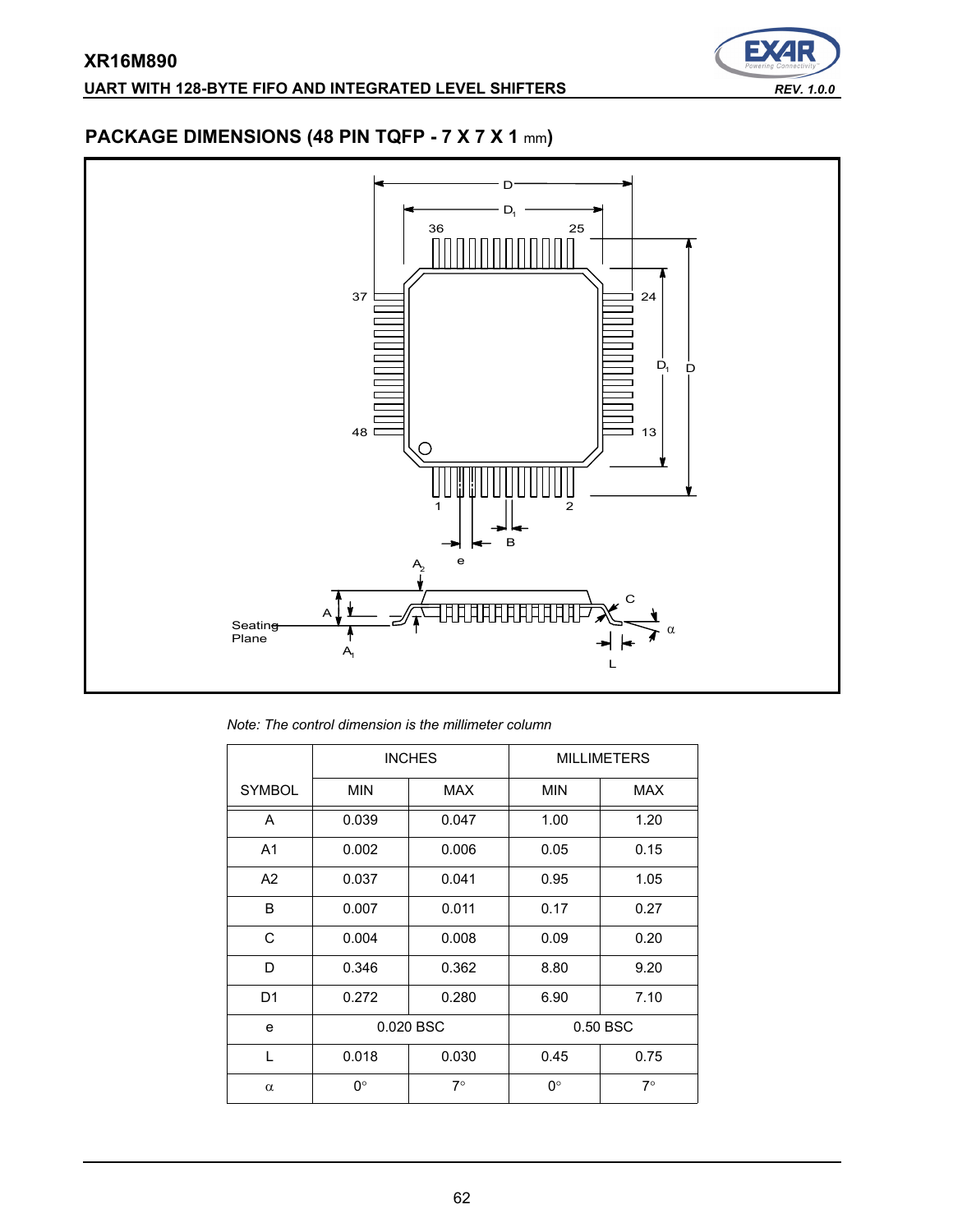## PACKAGE DIMENSIONS (48 PIN TQFP - 7 X 7 X 1 mm)

*Note: The control dimension is the millimeter column*

| SYMBOL | INCHES | | MILLIMETERS | |
|---|---|---|---|---|
| | MIN | MAX | MIN | MAX |
| A | 0.039 | 0.047 | 1.00 | 1.20 |
| A1 | 0.002 | 0.006 | 0.05 | 0.15 |
| A2 | 0.037 | 0.041 | 0.95 | 1.05 |
| B | 0.007 | 0.011 | 0.17 | 0.27 |
| C | 0.004 | 0.008 | 0.09 | 0.20 |
| D | 0.346 | 0.362 | 8.80 | 9.20 |
| D1 | 0.272 | 0.280 | 6.90 | 7.10 |
| e | 0.020 BSC | | 0.50 BSC | |
| L | 0.018 | 0.030 | 0.45 | 0.75 |
| α | 0° | 7° | 0° | 7° |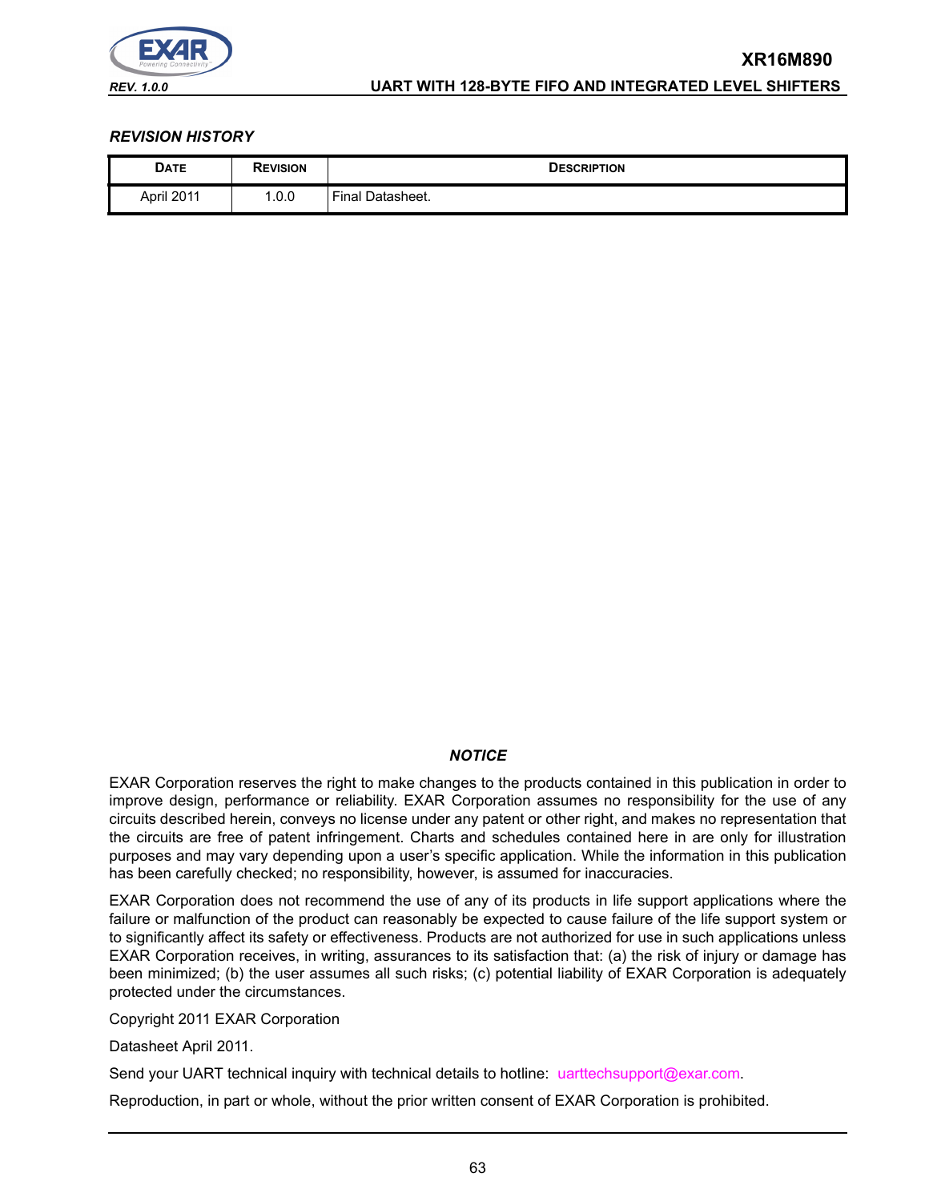### *REVISION HISTORY*

| DATE | REVISION | DESCRIPTION |
|---|---|---|
| April 2011 | 1.0.0 | Final Datasheet. |

### *NOTICE*

EXAR Corporation reserves the right to make changes to the products contained in this publication in order to improve design, performance or reliability. EXAR Corporation assumes no responsibility for the use of any circuits described herein, conveys no license under any patent or other right, and makes no representation that the circuits are free of patent infringement. Charts and schedules contained here in are only for illustration purposes and may vary depending upon a user's specific application. While the information in this publication has been carefully checked; no responsibility, however, is assumed for inaccuracies.

EXAR Corporation does not recommend the use of any of its products in life support applications where the failure or malfunction of the product can reasonably be expected to cause failure of the life support system or to significantly affect its safety or effectiveness. Products are not authorized for use in such applications unless EXAR Corporation receives, in writing, assurances to its satisfaction that: (a) the risk of injury or damage has been minimized; (b) the user assumes all such risks; (c) potential liability of EXAR Corporation is adequately protected under the circumstances.

Copyright 2011 EXAR Corporation

Datasheet April 2011.

Send your UART technical inquiry with technical details to hotline: uarttechsupport@exar.com.

Reproduction, in part or whole, without the prior written consent of EXAR Corporation is prohibited.